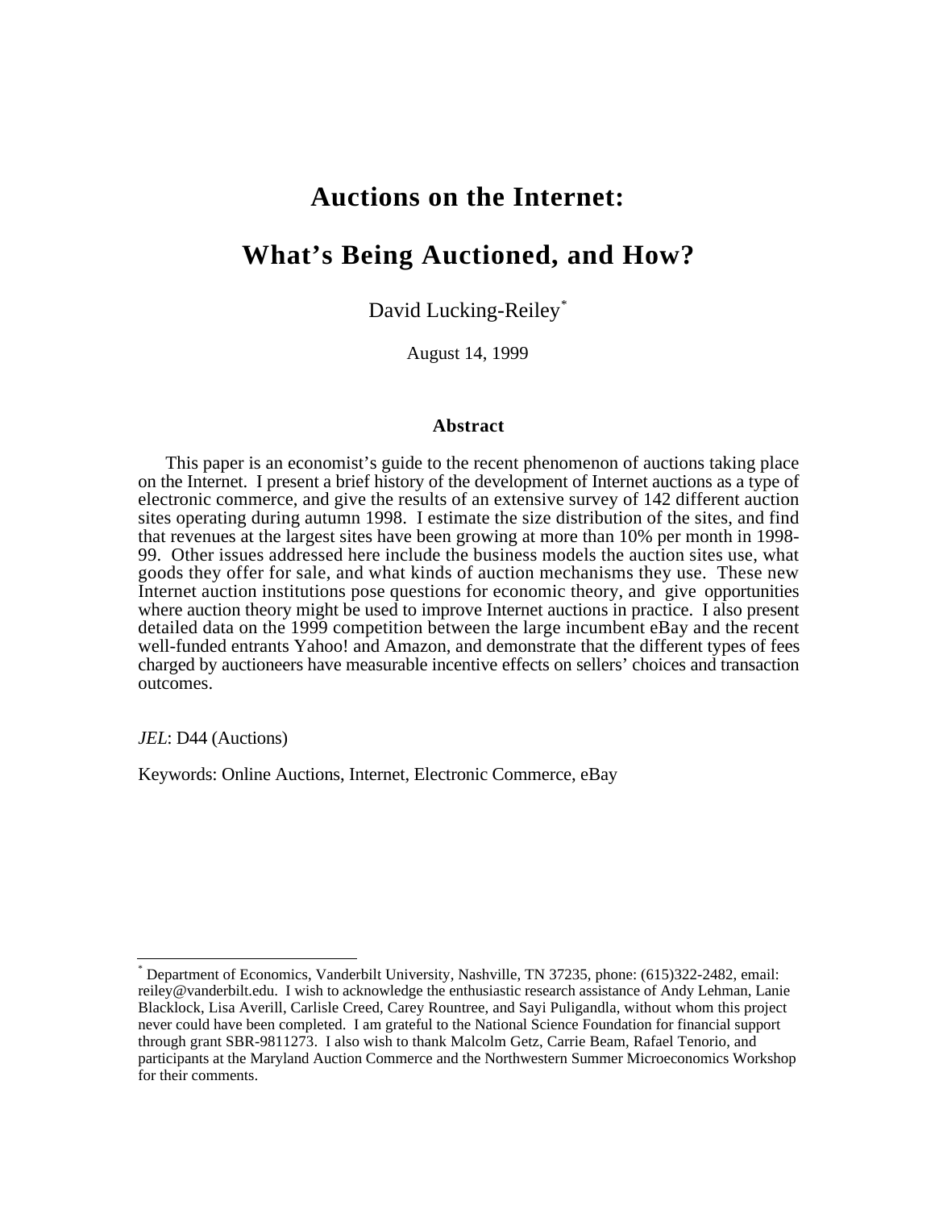# Auctions on the Internet:

# What's Being Auctioned, and How?

David Lucking-Reiley[*]

August 14, 1999

### Abstract

This paper is an economist's guide to the recent phenomenon of auctions taking place on the Internet. I present a brief history of the development of Internet auctions as a type of electronic commerce, and give the results of an extensive survey of 142 different auction sites operating during autumn 1998. I estimate the size distribution of the sites, and find that revenues at the largest sites have been growing at more than 10% per month in 1998-99. Other issues addressed here include the business models the auction sites use, what goods they offer for sale, and what kinds of auction mechanisms they use. These new Internet auction institutions pose questions for economic theory, and give opportunities where auction theory might be used to improve Internet auctions in practice. I also present detailed data on the 1999 competition between the large incumbent eBay and the recent well-funded entrants Yahoo! and Amazon, and demonstrate that the different types of fees charged by auctioneers have measurable incentive effects on sellers' choices and transaction outcomes.

*JEL*: D44 (Auctions)

Keywords: Online Auctions, Internet, Electronic Commerce, eBay

---

[*] Department of Economics, Vanderbilt University, Nashville, TN 37235, phone: (615)322-2482, email: reiley@vanderbilt.edu. I wish to acknowledge the enthusiastic research assistance of Andy Lehman, Lanie Blacklock, Lisa Averill, Carlisle Creed, Carey Rountree, and Sayi Puligandla, without whom this project never could have been completed. I am grateful to the National Science Foundation for financial support through grant SBR-9811273. I also wish to thank Malcolm Getz, Carrie Beam, Rafael Tenorio, and participants at the Maryland Auction Commerce and the Northwestern Summer Microeconomics Workshop for their comments.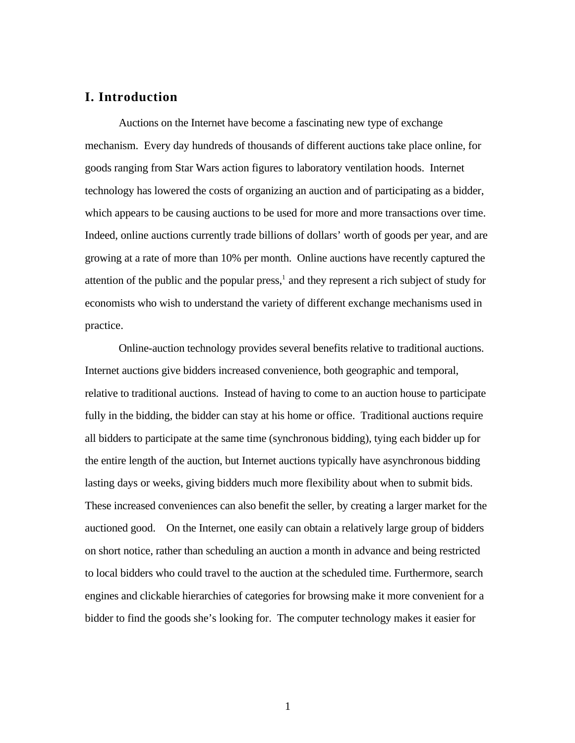# I. Introduction

Auctions on the Internet have become a fascinating new type of exchange mechanism. Every day hundreds of thousands of different auctions take place online, for goods ranging from Star Wars action figures to laboratory ventilation hoods. Internet technology has lowered the costs of organizing an auction and of participating as a bidder, which appears to be causing auctions to be used for more and more transactions over time. Indeed, online auctions currently trade billions of dollars' worth of goods per year, and are growing at a rate of more than 10% per month. Online auctions have recently captured the attention of the public and the popular press,[1] and they represent a rich subject of study for economists who wish to understand the variety of different exchange mechanisms used in practice.

Online-auction technology provides several benefits relative to traditional auctions. Internet auctions give bidders increased convenience, both geographic and temporal, relative to traditional auctions. Instead of having to come to an auction house to participate fully in the bidding, the bidder can stay at his home or office. Traditional auctions require all bidders to participate at the same time (synchronous bidding), tying each bidder up for the entire length of the auction, but Internet auctions typically have asynchronous bidding lasting days or weeks, giving bidders much more flexibility about when to submit bids. These increased conveniences can also benefit the seller, by creating a larger market for the auctioned good. On the Internet, one easily can obtain a relatively large group of bidders on short notice, rather than scheduling an auction a month in advance and being restricted to local bidders who could travel to the auction at the scheduled time. Furthermore, search engines and clickable hierarchies of categories for browsing make it more convenient for a bidder to find the goods she's looking for. The computer technology makes it easier for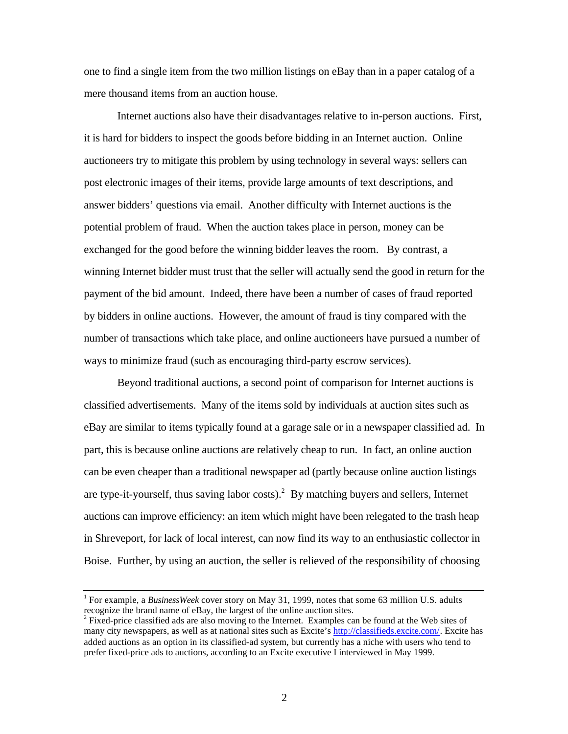one to find a single item from the two million listings on eBay than in a paper catalog of a mere thousand items from an auction house.

Internet auctions also have their disadvantages relative to in-person auctions. First, it is hard for bidders to inspect the goods before bidding in an Internet auction. Online auctioneers try to mitigate this problem by using technology in several ways: sellers can post electronic images of their items, provide large amounts of text descriptions, and answer bidders' questions via email. Another difficulty with Internet auctions is the potential problem of fraud. When the auction takes place in person, money can be exchanged for the good before the winning bidder leaves the room. By contrast, a winning Internet bidder must trust that the seller will actually send the good in return for the payment of the bid amount. Indeed, there have been a number of cases of fraud reported by bidders in online auctions. However, the amount of fraud is tiny compared with the number of transactions which take place, and online auctioneers have pursued a number of ways to minimize fraud (such as encouraging third-party escrow services).

Beyond traditional auctions, a second point of comparison for Internet auctions is classified advertisements. Many of the items sold by individuals at auction sites such as eBay are similar to items typically found at a garage sale or in a newspaper classified ad. In part, this is because online auctions are relatively cheap to run. In fact, an online auction can be even cheaper than a traditional newspaper ad (partly because online auction listings are type-it-yourself, thus saving labor costs).[2] By matching buyers and sellers, Internet auctions can improve efficiency: an item which might have been relegated to the trash heap in Shreveport, for lack of local interest, can now find its way to an enthusiastic collector in Boise. Further, by using an auction, the seller is relieved of the responsibility of choosing

---

[1] For example, a *BusinessWeek* cover story on May 31, 1999, notes that some 63 million U.S. adults recognize the brand name of eBay, the largest of the online auction sites.

[2] Fixed-price classified ads are also moving to the Internet. Examples can be found at the Web sites of many city newspapers, as well as at national sites such as Excite's http://classifieds.excite.com/. Excite has added auctions as an option in its classified-ad system, but currently has a niche with users who tend to prefer fixed-price ads to auctions, according to an Excite executive I interviewed in May 1999.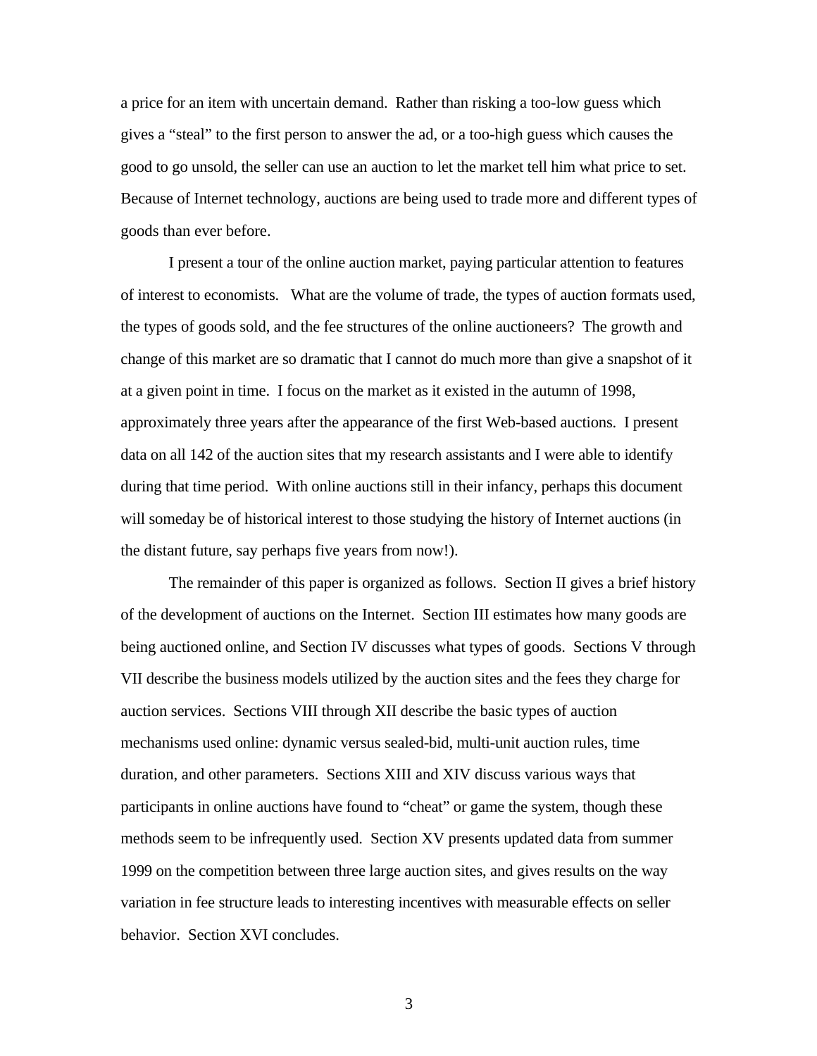a price for an item with uncertain demand. Rather than risking a too-low guess which gives a "steal" to the first person to answer the ad, or a too-high guess which causes the good to go unsold, the seller can use an auction to let the market tell him what price to set. Because of Internet technology, auctions are being used to trade more and different types of goods than ever before.

I present a tour of the online auction market, paying particular attention to features of interest to economists. What are the volume of trade, the types of auction formats used, the types of goods sold, and the fee structures of the online auctioneers? The growth and change of this market are so dramatic that I cannot do much more than give a snapshot of it at a given point in time. I focus on the market as it existed in the autumn of 1998, approximately three years after the appearance of the first Web-based auctions. I present data on all 142 of the auction sites that my research assistants and I were able to identify during that time period. With online auctions still in their infancy, perhaps this document will someday be of historical interest to those studying the history of Internet auctions (in the distant future, say perhaps five years from now!).

The remainder of this paper is organized as follows. Section II gives a brief history of the development of auctions on the Internet. Section III estimates how many goods are being auctioned online, and Section IV discusses what types of goods. Sections V through VII describe the business models utilized by the auction sites and the fees they charge for auction services. Sections VIII through XII describe the basic types of auction mechanisms used online: dynamic versus sealed-bid, multi-unit auction rules, time duration, and other parameters. Sections XIII and XIV discuss various ways that participants in online auctions have found to "cheat" or game the system, though these methods seem to be infrequently used. Section XV presents updated data from summer 1999 on the competition between three large auction sites, and gives results on the way variation in fee structure leads to interesting incentives with measurable effects on seller behavior. Section XVI concludes.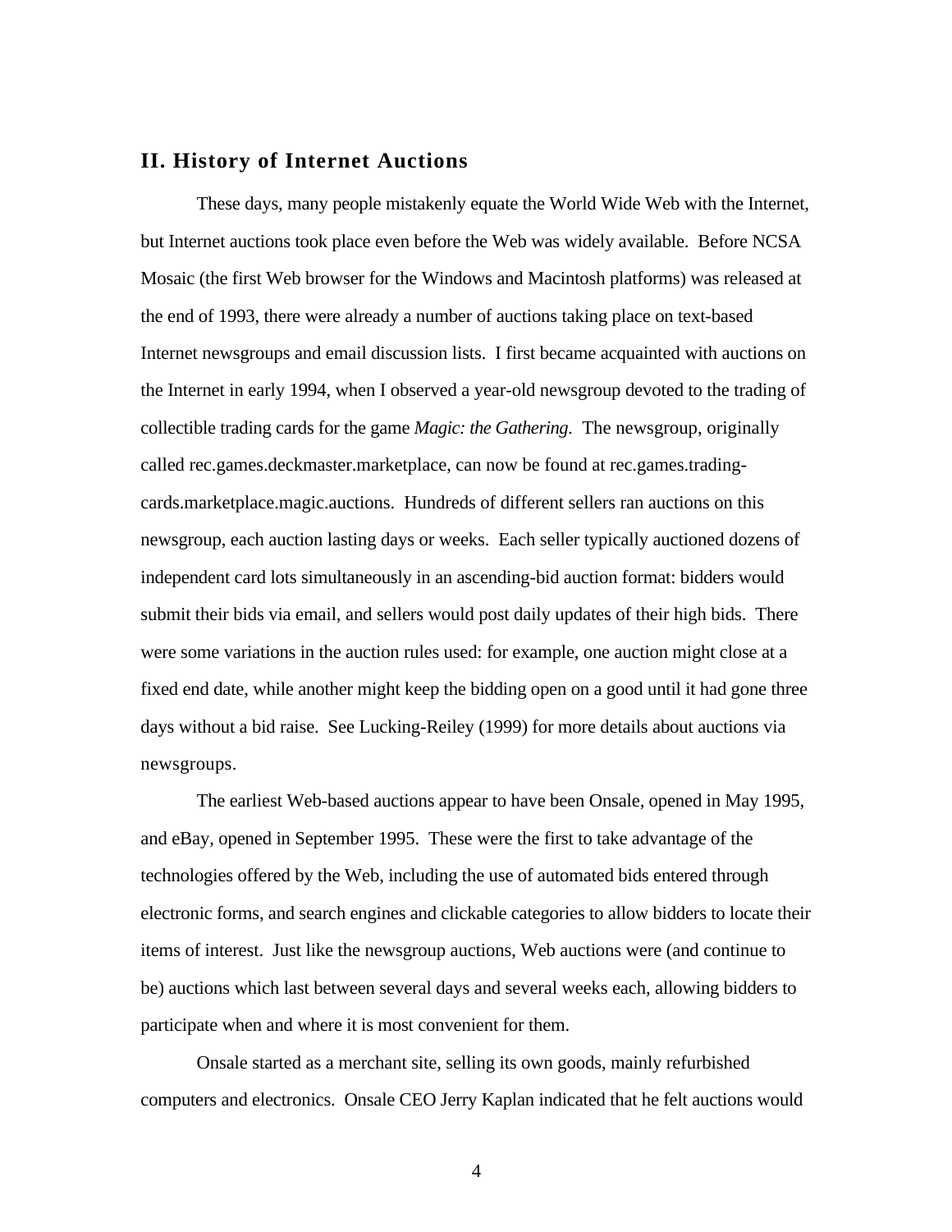## II. History of Internet Auctions

These days, many people mistakenly equate the World Wide Web with the Internet, but Internet auctions took place even before the Web was widely available. Before NCSA Mosaic (the first Web browser for the Windows and Macintosh platforms) was released at the end of 1993, there were already a number of auctions taking place on text-based Internet newsgroups and email discussion lists. I first became acquainted with auctions on the Internet in early 1994, when I observed a year-old newsgroup devoted to the trading of collectible trading cards for the game *Magic: the Gathering.* The newsgroup, originally called rec.games.deckmaster.marketplace, can now be found at rec.games.trading-cards.marketplace.magic.auctions. Hundreds of different sellers ran auctions on this newsgroup, each auction lasting days or weeks. Each seller typically auctioned dozens of independent card lots simultaneously in an ascending-bid auction format: bidders would submit their bids via email, and sellers would post daily updates of their high bids. There were some variations in the auction rules used: for example, one auction might close at a fixed end date, while another might keep the bidding open on a good until it had gone three days without a bid raise. See Lucking-Reiley (1999) for more details about auctions via newsgroups.

The earliest Web-based auctions appear to have been Onsale, opened in May 1995, and eBay, opened in September 1995. These were the first to take advantage of the technologies offered by the Web, including the use of automated bids entered through electronic forms, and search engines and clickable categories to allow bidders to locate their items of interest. Just like the newsgroup auctions, Web auctions were (and continue to be) auctions which last between several days and several weeks each, allowing bidders to participate when and where it is most convenient for them.

Onsale started as a merchant site, selling its own goods, mainly refurbished computers and electronics. Onsale CEO Jerry Kaplan indicated that he felt auctions would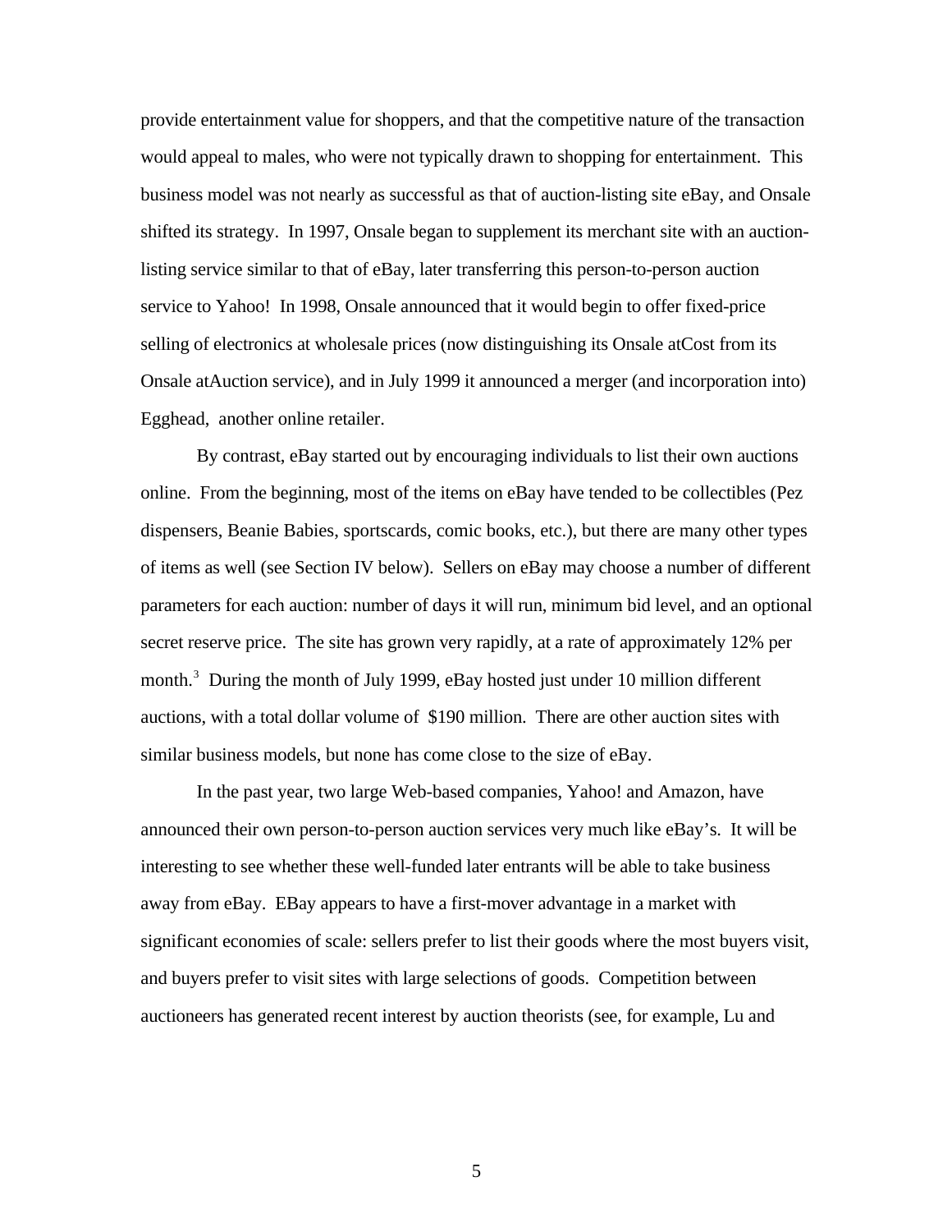provide entertainment value for shoppers, and that the competitive nature of the transaction would appeal to males, who were not typically drawn to shopping for entertainment. This business model was not nearly as successful as that of auction-listing site eBay, and Onsale shifted its strategy. In 1997, Onsale began to supplement its merchant site with an auction-listing service similar to that of eBay, later transferring this person-to-person auction service to Yahoo! In 1998, Onsale announced that it would begin to offer fixed-price selling of electronics at wholesale prices (now distinguishing its Onsale atCost from its Onsale atAuction service), and in July 1999 it announced a merger (and incorporation into) Egghead, another online retailer.

By contrast, eBay started out by encouraging individuals to list their own auctions online. From the beginning, most of the items on eBay have tended to be collectibles (Pez dispensers, Beanie Babies, sportscards, comic books, etc.), but there are many other types of items as well (see Section IV below). Sellers on eBay may choose a number of different parameters for each auction: number of days it will run, minimum bid level, and an optional secret reserve price. The site has grown very rapidly, at a rate of approximately 12% per month.[3] During the month of July 1999, eBay hosted just under 10 million different auctions, with a total dollar volume of $190 million. There are other auction sites with similar business models, but none has come close to the size of eBay.

In the past year, two large Web-based companies, Yahoo! and Amazon, have announced their own person-to-person auction services very much like eBay's. It will be interesting to see whether these well-funded later entrants will be able to take business away from eBay. EBay appears to have a first-mover advantage in a market with significant economies of scale: sellers prefer to list their goods where the most buyers visit, and buyers prefer to visit sites with large selections of goods. Competition between auctioneers has generated recent interest by auction theorists (see, for example, Lu and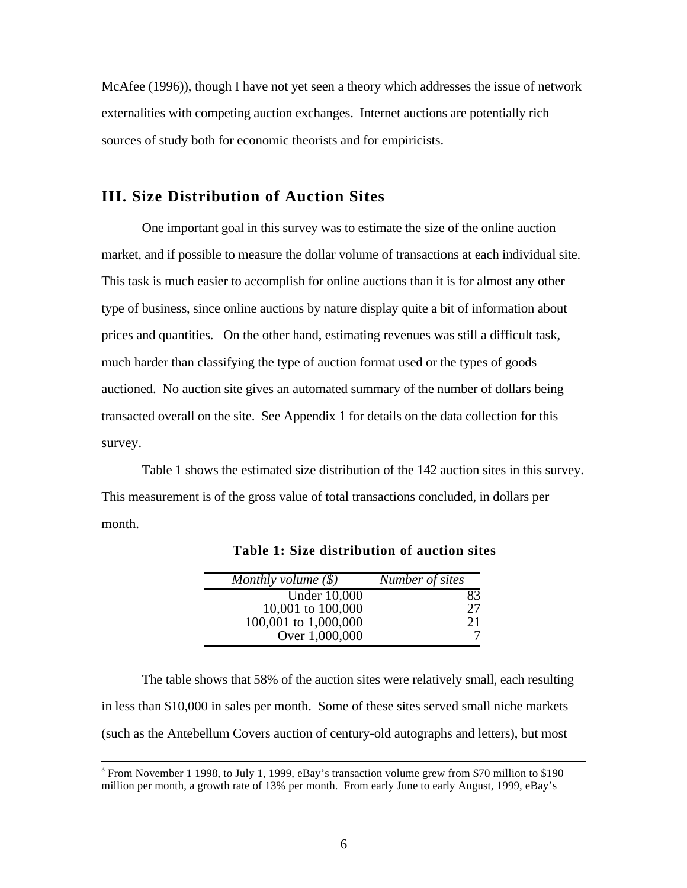McAfee (1996)), though I have not yet seen a theory which addresses the issue of network externalities with competing auction exchanges. Internet auctions are potentially rich sources of study both for economic theorists and for empiricists.

## III. Size Distribution of Auction Sites

One important goal in this survey was to estimate the size of the online auction market, and if possible to measure the dollar volume of transactions at each individual site. This task is much easier to accomplish for online auctions than it is for almost any other type of business, since online auctions by nature display quite a bit of information about prices and quantities. On the other hand, estimating revenues was still a difficult task, much harder than classifying the type of auction format used or the types of goods auctioned. No auction site gives an automated summary of the number of dollars being transacted overall on the site. See Appendix 1 for details on the data collection for this survey.

Table 1 shows the estimated size distribution of the 142 auction sites in this survey. This measurement is of the gross value of total transactions concluded, in dollars per month.

**Table 1: Size distribution of auction sites**

| *Monthly volume ($)* | *Number of sites* |
|---:|---:|
| Under 10,000 | 83 |
| 10,001 to 100,000 | 27 |
| 100,001 to 1,000,000 | 21 |
| Over 1,000,000 | 7 |

The table shows that 58% of the auction sites were relatively small, each resulting in less than $10,000 in sales per month. Some of these sites served small niche markets (such as the Antebellum Covers auction of century-old autographs and letters), but most

[3] From November 1 1998, to July 1, 1999, eBay's transaction volume grew from $70 million to $190 million per month, a growth rate of 13% per month. From early June to early August, 1999, eBay's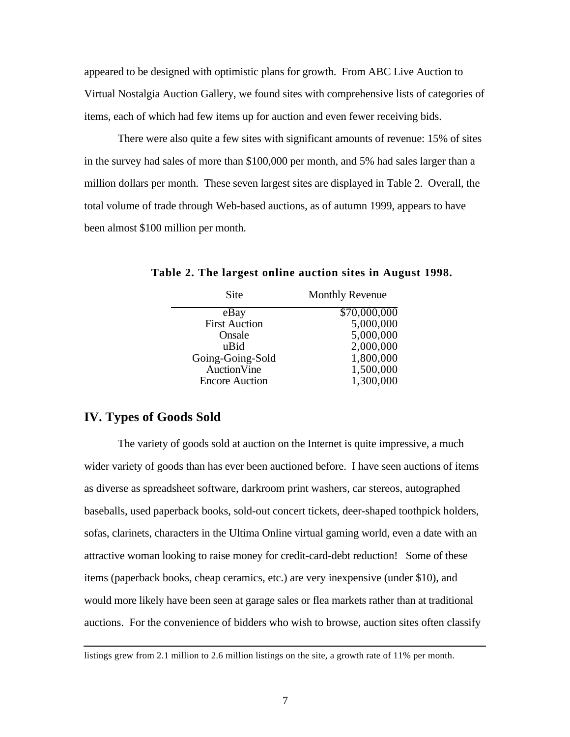appeared to be designed with optimistic plans for growth. From ABC Live Auction to Virtual Nostalgia Auction Gallery, we found sites with comprehensive lists of categories of items, each of which had few items up for auction and even fewer receiving bids.

There were also quite a few sites with significant amounts of revenue: 15% of sites in the survey had sales of more than $100,000 per month, and 5% had sales larger than a million dollars per month. These seven largest sites are displayed in Table 2. Overall, the total volume of trade through Web-based auctions, as of autumn 1999, appears to have been almost $100 million per month.

**Table 2. The largest online auction sites in August 1998.**

| Site | Monthly Revenue |
|---|---|
| eBay | $70,000,000 |
| First Auction | 5,000,000 |
| Onsale | 5,000,000 |
| uBid | 2,000,000 |
| Going-Going-Sold | 1,800,000 |
| AuctionVine | 1,500,000 |
| Encore Auction | 1,300,000 |

## IV. Types of Goods Sold

The variety of goods sold at auction on the Internet is quite impressive, a much wider variety of goods than has ever been auctioned before. I have seen auctions of items as diverse as spreadsheet software, darkroom print washers, car stereos, autographed baseballs, used paperback books, sold-out concert tickets, deer-shaped toothpick holders, sofas, clarinets, characters in the Ultima Online virtual gaming world, even a date with an attractive woman looking to raise money for credit-card-debt reduction! Some of these items (paperback books, cheap ceramics, etc.) are very inexpensive (under $10), and would more likely have been seen at garage sales or flea markets rather than at traditional auctions. For the convenience of bidders who wish to browse, auction sites often classify

listings grew from 2.1 million to 2.6 million listings on the site, a growth rate of 11% per month.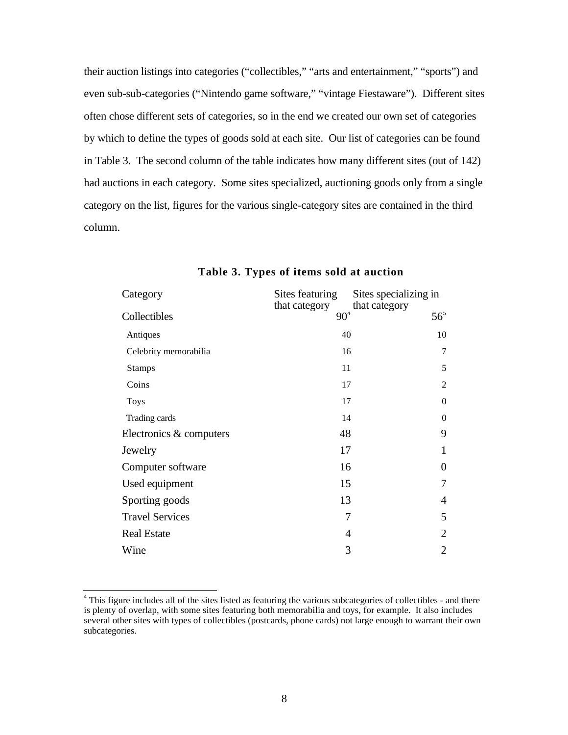their auction listings into categories (“collectibles,” “arts and entertainment,” “sports”) and even sub-sub-categories (“Nintendo game software,” “vintage Fiestaware”). Different sites often chose different sets of categories, so in the end we created our own set of categories by which to define the types of goods sold at each site. Our list of categories can be found in Table 3. The second column of the table indicates how many different sites (out of 142) had auctions in each category. Some sites specialized, auctioning goods only from a single category on the list, figures for the various single-category sites are contained in the third column.

**Table 3. Types of items sold at auction**

| Category | Sites featuring that category | Sites specializing in that category |
|---|---|---|
| Collectibles | 90[4] | 56[5] |
| Antiques | 40 | 10 |
| Celebrity memorabilia | 16 | 7 |
| Stamps | 11 | 5 |
| Coins | 17 | 2 |
| Toys | 17 | 0 |
| Trading cards | 14 | 0 |
| Electronics & computers | 48 | 9 |
| Jewelry | 17 | 1 |
| Computer software | 16 | 0 |
| Used equipment | 15 | 7 |
| Sporting goods | 13 | 4 |
| Travel Services | 7 | 5 |
| Real Estate | 4 | 2 |
| Wine | 3 | 2 |

[4] This figure includes all of the sites listed as featuring the various subcategories of collectibles - and there is plenty of overlap, with some sites featuring both memorabilia and toys, for example. It also includes several other sites with types of collectibles (postcards, phone cards) not large enough to warrant their own subcategories.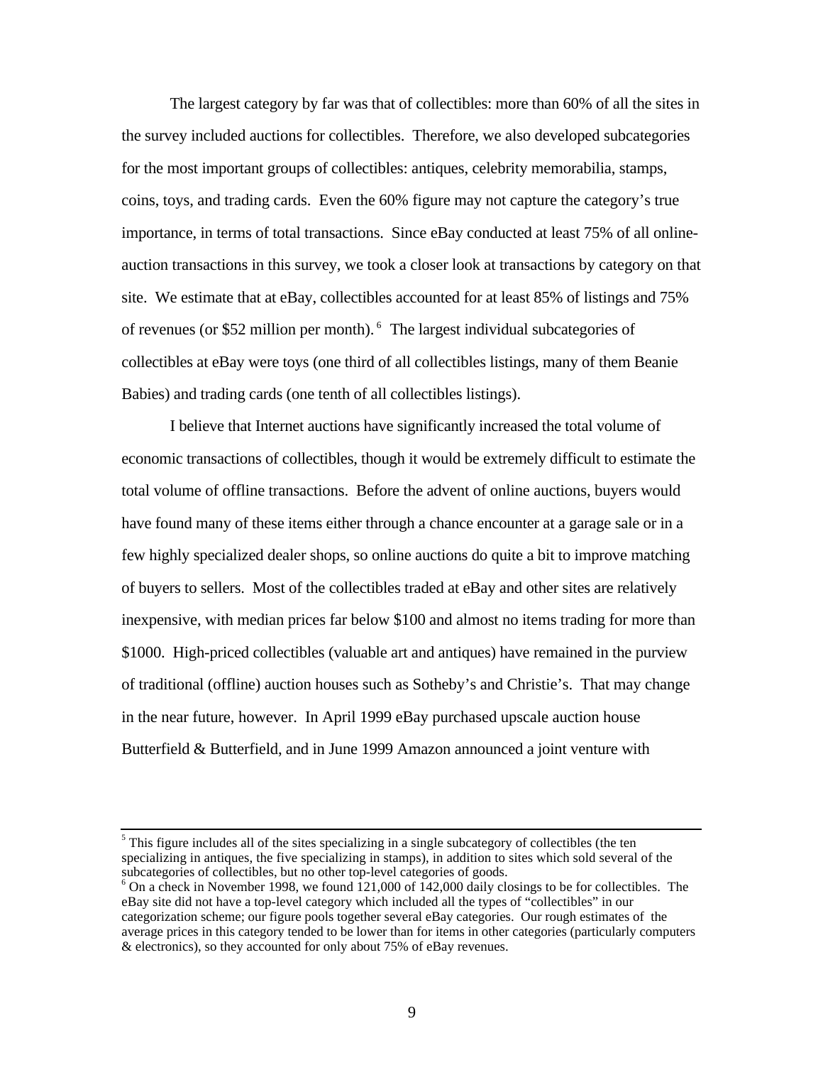The largest category by far was that of collectibles: more than 60% of all the sites in the survey included auctions for collectibles. Therefore, we also developed subcategories for the most important groups of collectibles: antiques, celebrity memorabilia, stamps, coins, toys, and trading cards. Even the 60% figure may not capture the category's true importance, in terms of total transactions. Since eBay conducted at least 75% of all online-auction transactions in this survey, we took a closer look at transactions by category on that site. We estimate that at eBay, collectibles accounted for at least 85% of listings and 75% of revenues (or \$52 million per month).[6] The largest individual subcategories of collectibles at eBay were toys (one third of all collectibles listings, many of them Beanie Babies) and trading cards (one tenth of all collectibles listings).

I believe that Internet auctions have significantly increased the total volume of economic transactions of collectibles, though it would be extremely difficult to estimate the total volume of offline transactions. Before the advent of online auctions, buyers would have found many of these items either through a chance encounter at a garage sale or in a few highly specialized dealer shops, so online auctions do quite a bit to improve matching of buyers to sellers. Most of the collectibles traded at eBay and other sites are relatively inexpensive, with median prices far below \$100 and almost no items trading for more than \$1000. High-priced collectibles (valuable art and antiques) have remained in the purview of traditional (offline) auction houses such as Sotheby's and Christie's. That may change in the near future, however. In April 1999 eBay purchased upscale auction house Butterfield & Butterfield, and in June 1999 Amazon announced a joint venture with

---

[5] This figure includes all of the sites specializing in a single subcategory of collectibles (the ten specializing in antiques, the five specializing in stamps), in addition to sites which sold several of the subcategories of collectibles, but no other top-level categories of goods.

[6] On a check in November 1998, we found 121,000 of 142,000 daily closings to be for collectibles. The eBay site did not have a top-level category which included all the types of "collectibles" in our categorization scheme; our figure pools together several eBay categories. Our rough estimates of the average prices in this category tended to be lower than for items in other categories (particularly computers & electronics), so they accounted for only about 75% of eBay revenues.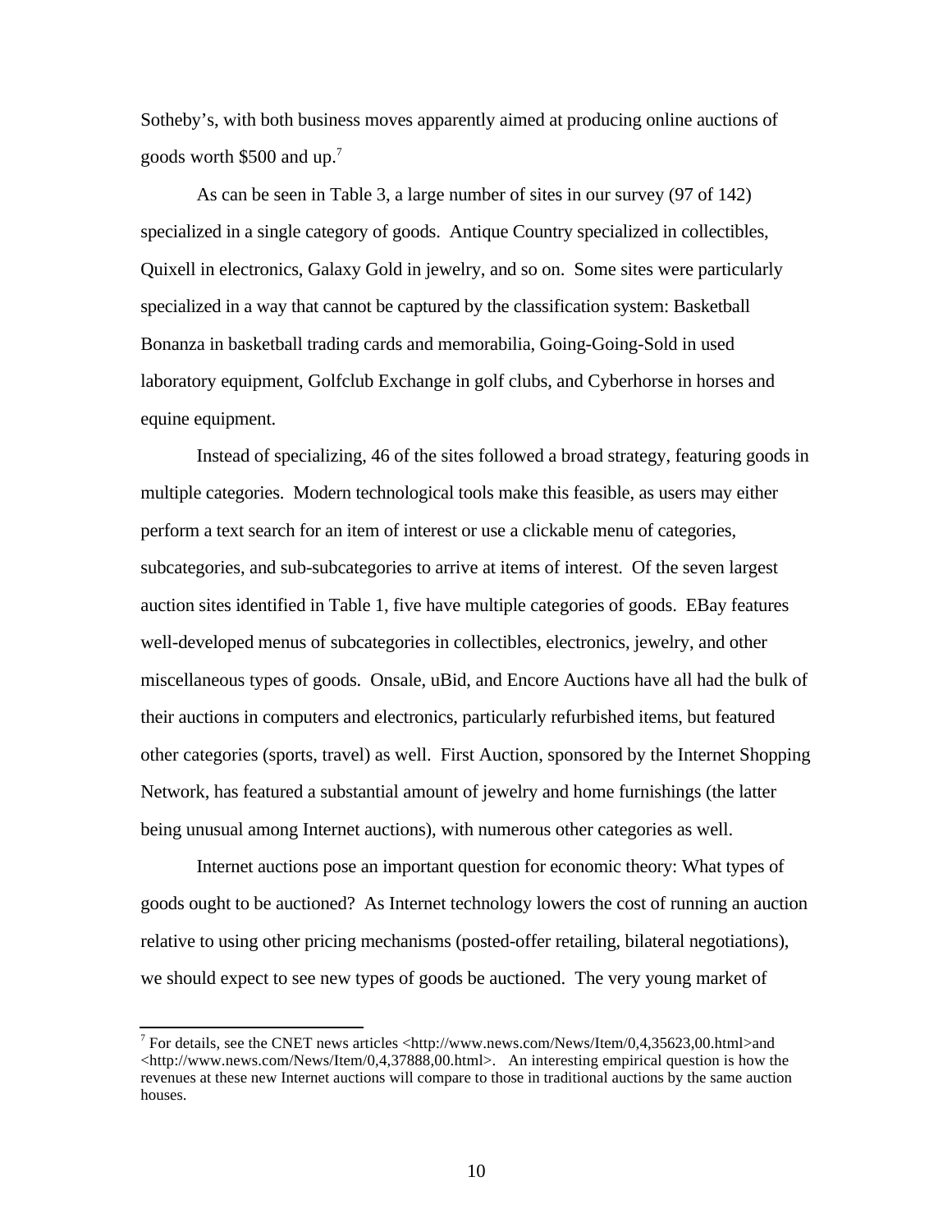Sotheby's, with both business moves apparently aimed at producing online auctions of goods worth $500 and up.[7]

As can be seen in Table 3, a large number of sites in our survey (97 of 142) specialized in a single category of goods. Antique Country specialized in collectibles, Quixell in electronics, Galaxy Gold in jewelry, and so on. Some sites were particularly specialized in a way that cannot be captured by the classification system: Basketball Bonanza in basketball trading cards and memorabilia, Going-Going-Sold in used laboratory equipment, Golfclub Exchange in golf clubs, and Cyberhorse in horses and equine equipment.

Instead of specializing, 46 of the sites followed a broad strategy, featuring goods in multiple categories. Modern technological tools make this feasible, as users may either perform a text search for an item of interest or use a clickable menu of categories, subcategories, and sub-subcategories to arrive at items of interest. Of the seven largest auction sites identified in Table 1, five have multiple categories of goods. EBay features well-developed menus of subcategories in collectibles, electronics, jewelry, and other miscellaneous types of goods. Onsale, uBid, and Encore Auctions have all had the bulk of their auctions in computers and electronics, particularly refurbished items, but featured other categories (sports, travel) as well. First Auction, sponsored by the Internet Shopping Network, has featured a substantial amount of jewelry and home furnishings (the latter being unusual among Internet auctions), with numerous other categories as well.

Internet auctions pose an important question for economic theory: What types of goods ought to be auctioned? As Internet technology lowers the cost of running an auction relative to using other pricing mechanisms (posted-offer retailing, bilateral negotiations), we should expect to see new types of goods be auctioned. The very young market of

---

[7] For details, see the CNET news articles <http://www.news.com/News/Item/0,4,35623,00.html>and <http://www.news.com/News/Item/0,4,37888,00.html>. An interesting empirical question is how the revenues at these new Internet auctions will compare to those in traditional auctions by the same auction houses.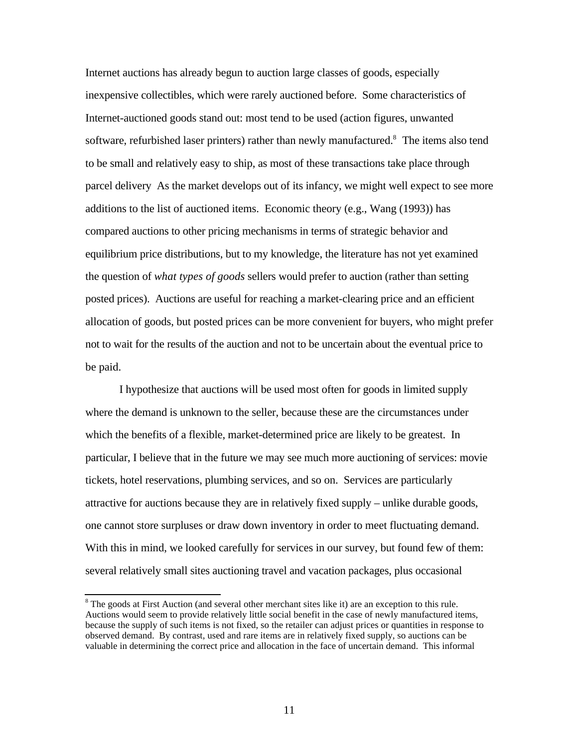Internet auctions has already begun to auction large classes of goods, especially inexpensive collectibles, which were rarely auctioned before. Some characteristics of Internet-auctioned goods stand out: most tend to be used (action figures, unwanted software, refurbished laser printers) rather than newly manufactured.[8] The items also tend to be small and relatively easy to ship, as most of these transactions take place through parcel delivery As the market develops out of its infancy, we might well expect to see more additions to the list of auctioned items. Economic theory (e.g., Wang (1993)) has compared auctions to other pricing mechanisms in terms of strategic behavior and equilibrium price distributions, but to my knowledge, the literature has not yet examined the question of *what types of goods* sellers would prefer to auction (rather than setting posted prices). Auctions are useful for reaching a market-clearing price and an efficient allocation of goods, but posted prices can be more convenient for buyers, who might prefer not to wait for the results of the auction and not to be uncertain about the eventual price to be paid.

I hypothesize that auctions will be used most often for goods in limited supply where the demand is unknown to the seller, because these are the circumstances under which the benefits of a flexible, market-determined price are likely to be greatest. In particular, I believe that in the future we may see much more auctioning of services: movie tickets, hotel reservations, plumbing services, and so on. Services are particularly attractive for auctions because they are in relatively fixed supply – unlike durable goods, one cannot store surpluses or draw down inventory in order to meet fluctuating demand. With this in mind, we looked carefully for services in our survey, but found few of them: several relatively small sites auctioning travel and vacation packages, plus occasional

[8] The goods at First Auction (and several other merchant sites like it) are an exception to this rule. Auctions would seem to provide relatively little social benefit in the case of newly manufactured items, because the supply of such items is not fixed, so the retailer can adjust prices or quantities in response to observed demand. By contrast, used and rare items are in relatively fixed supply, so auctions can be valuable in determining the correct price and allocation in the face of uncertain demand. This informal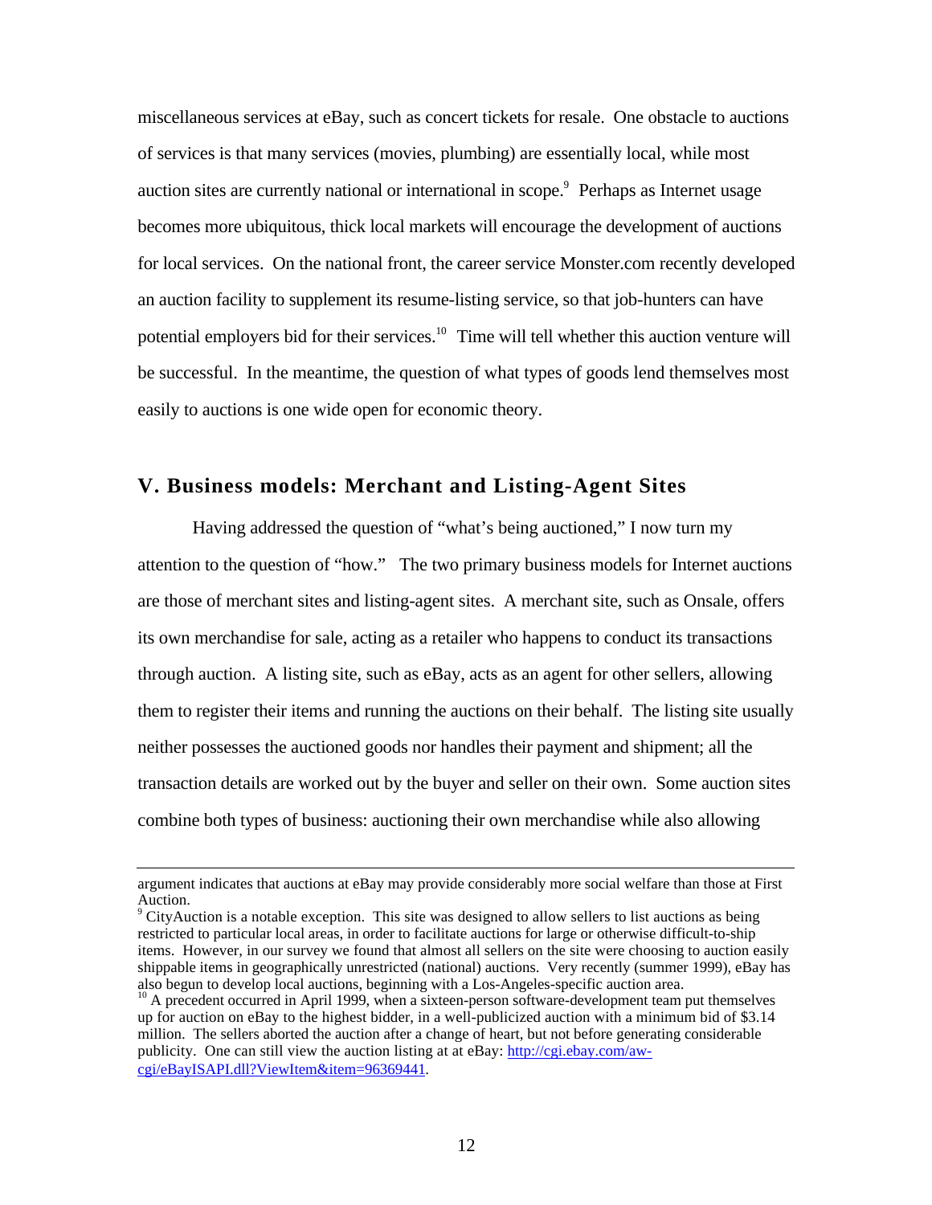miscellaneous services at eBay, such as concert tickets for resale. One obstacle to auctions of services is that many services (movies, plumbing) are essentially local, while most auction sites are currently national or international in scope.[9] Perhaps as Internet usage becomes more ubiquitous, thick local markets will encourage the development of auctions for local services. On the national front, the career service Monster.com recently developed an auction facility to supplement its resume-listing service, so that job-hunters can have potential employers bid for their services.[10] Time will tell whether this auction venture will be successful. In the meantime, the question of what types of goods lend themselves most easily to auctions is one wide open for economic theory.

## V. Business models: Merchant and Listing-Agent Sites

Having addressed the question of "what's being auctioned," I now turn my attention to the question of "how." The two primary business models for Internet auctions are those of merchant sites and listing-agent sites. A merchant site, such as Onsale, offers its own merchandise for sale, acting as a retailer who happens to conduct its transactions through auction. A listing site, such as eBay, acts as an agent for other sellers, allowing them to register their items and running the auctions on their behalf. The listing site usually neither possesses the auctioned goods nor handles their payment and shipment; all the transaction details are worked out by the buyer and seller on their own. Some auction sites combine both types of business: auctioning their own merchandise while also allowing

---

argument indicates that auctions at eBay may provide considerably more social welfare than those at First Auction.

[9] CityAuction is a notable exception. This site was designed to allow sellers to list auctions as being restricted to particular local areas, in order to facilitate auctions for large or otherwise difficult-to-ship items. However, in our survey we found that almost all sellers on the site were choosing to auction easily shippable items in geographically unrestricted (national) auctions. Very recently (summer 1999), eBay has also begun to develop local auctions, beginning with a Los-Angeles-specific auction area.

[10] A precedent occurred in April 1999, when a sixteen-person software-development team put themselves up for auction on eBay to the highest bidder, in a well-publicized auction with a minimum bid of $3.14 million. The sellers aborted the auction after a change of heart, but not before generating considerable publicity. One can still view the auction listing at at eBay: http://cgi.ebay.com/aw-cgi/eBayISAPI.dll?ViewItem&item=96369441.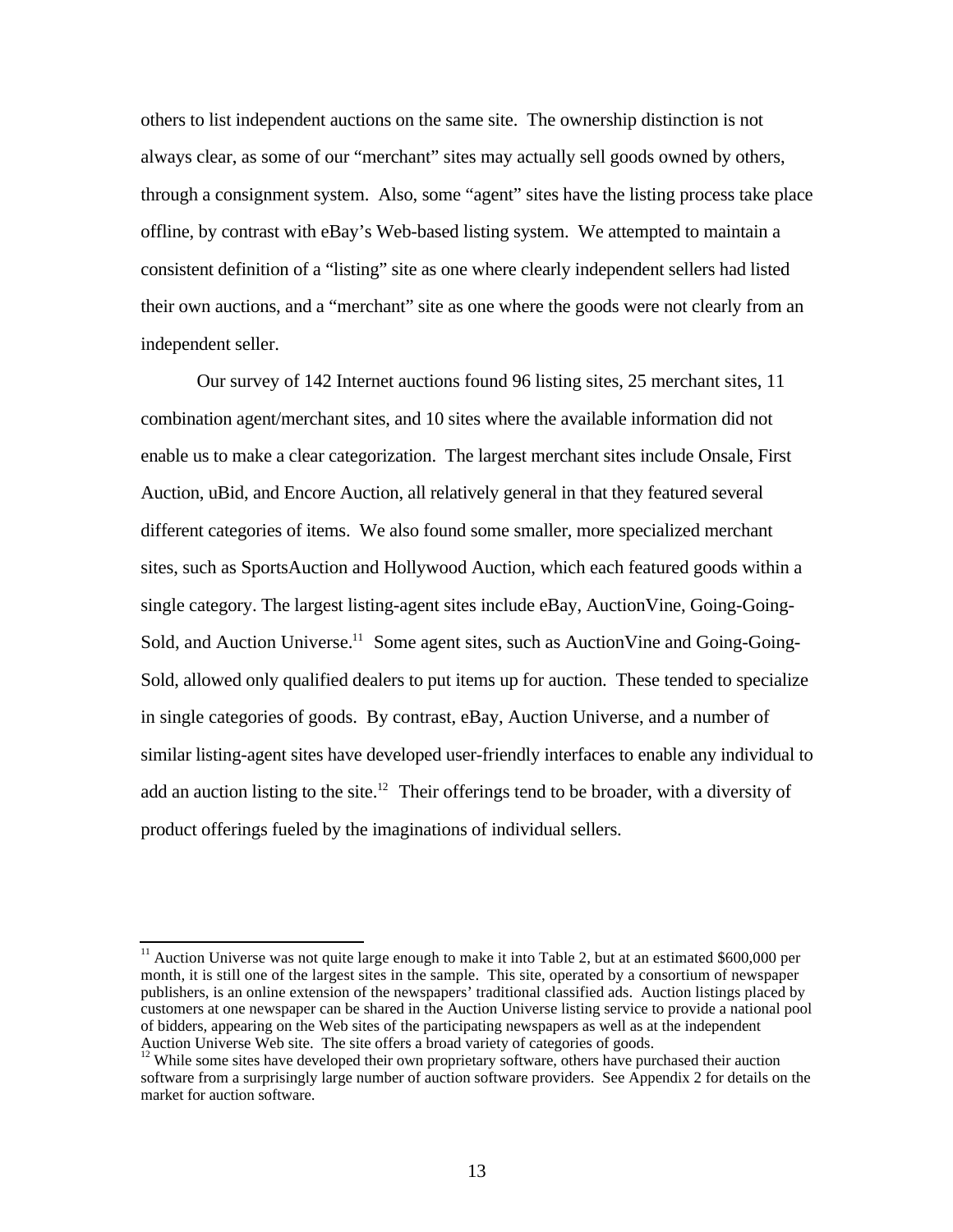others to list independent auctions on the same site. The ownership distinction is not always clear, as some of our "merchant" sites may actually sell goods owned by others, through a consignment system. Also, some "agent" sites have the listing process take place offline, by contrast with eBay's Web-based listing system. We attempted to maintain a consistent definition of a "listing" site as one where clearly independent sellers had listed their own auctions, and a "merchant" site as one where the goods were not clearly from an independent seller.

Our survey of 142 Internet auctions found 96 listing sites, 25 merchant sites, 11 combination agent/merchant sites, and 10 sites where the available information did not enable us to make a clear categorization. The largest merchant sites include Onsale, First Auction, uBid, and Encore Auction, all relatively general in that they featured several different categories of items. We also found some smaller, more specialized merchant sites, such as SportsAuction and Hollywood Auction, which each featured goods within a single category. The largest listing-agent sites include eBay, AuctionVine, Going-Going-Sold, and Auction Universe.[11] Some agent sites, such as AuctionVine and Going-Going-Sold, allowed only qualified dealers to put items up for auction. These tended to specialize in single categories of goods. By contrast, eBay, Auction Universe, and a number of similar listing-agent sites have developed user-friendly interfaces to enable any individual to add an auction listing to the site.[12] Their offerings tend to be broader, with a diversity of product offerings fueled by the imaginations of individual sellers.

---

[11] Auction Universe was not quite large enough to make it into Table 2, but at an estimated $600,000 per month, it is still one of the largest sites in the sample. This site, operated by a consortium of newspaper publishers, is an online extension of the newspapers' traditional classified ads. Auction listings placed by customers at one newspaper can be shared in the Auction Universe listing service to provide a national pool of bidders, appearing on the Web sites of the participating newspapers as well as at the independent Auction Universe Web site. The site offers a broad variety of categories of goods.

[12] While some sites have developed their own proprietary software, others have purchased their auction software from a surprisingly large number of auction software providers. See Appendix 2 for details on the market for auction software.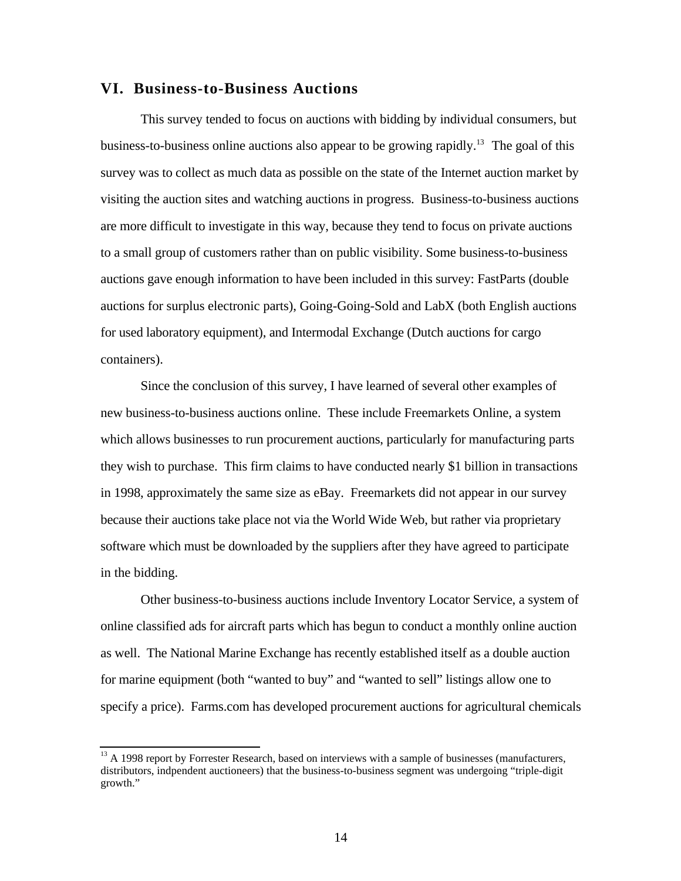## VI. Business-to-Business Auctions

This survey tended to focus on auctions with bidding by individual consumers, but business-to-business online auctions also appear to be growing rapidly.[13] The goal of this survey was to collect as much data as possible on the state of the Internet auction market by visiting the auction sites and watching auctions in progress. Business-to-business auctions are more difficult to investigate in this way, because they tend to focus on private auctions to a small group of customers rather than on public visibility. Some business-to-business auctions gave enough information to have been included in this survey: FastParts (double auctions for surplus electronic parts), Going-Going-Sold and LabX (both English auctions for used laboratory equipment), and Intermodal Exchange (Dutch auctions for cargo containers).

Since the conclusion of this survey, I have learned of several other examples of new business-to-business auctions online. These include Freemarkets Online, a system which allows businesses to run procurement auctions, particularly for manufacturing parts they wish to purchase. This firm claims to have conducted nearly $1 billion in transactions in 1998, approximately the same size as eBay. Freemarkets did not appear in our survey because their auctions take place not via the World Wide Web, but rather via proprietary software which must be downloaded by the suppliers after they have agreed to participate in the bidding.

Other business-to-business auctions include Inventory Locator Service, a system of online classified ads for aircraft parts which has begun to conduct a monthly online auction as well. The National Marine Exchange has recently established itself as a double auction for marine equipment (both "wanted to buy" and "wanted to sell" listings allow one to specify a price). Farms.com has developed procurement auctions for agricultural chemicals

[13] A 1998 report by Forrester Research, based on interviews with a sample of businesses (manufacturers, distributors, indpendent auctioneers) that the business-to-business segment was undergoing "triple-digit growth."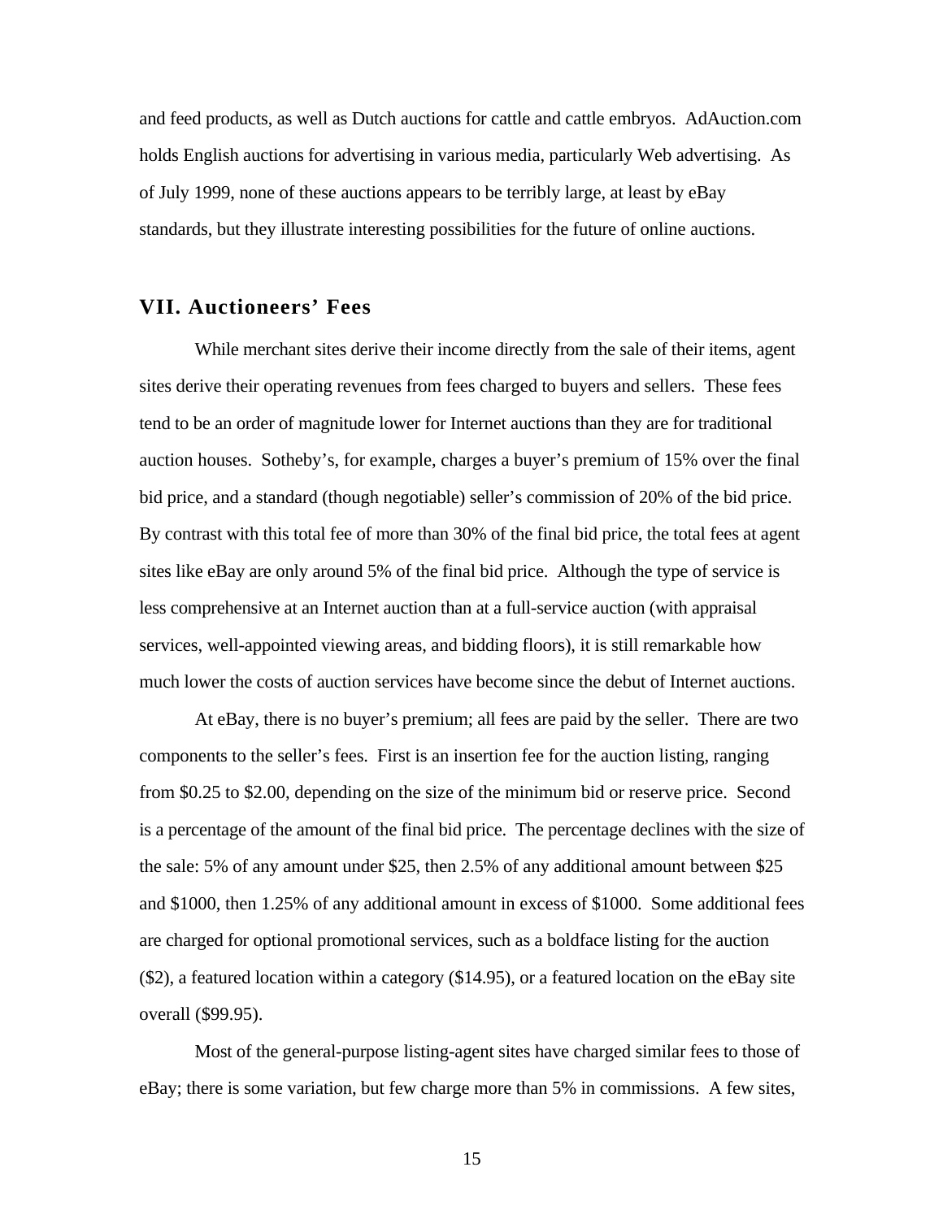and feed products, as well as Dutch auctions for cattle and cattle embryos. AdAuction.com holds English auctions for advertising in various media, particularly Web advertising. As of July 1999, none of these auctions appears to be terribly large, at least by eBay standards, but they illustrate interesting possibilities for the future of online auctions.

## VII. Auctioneers' Fees

While merchant sites derive their income directly from the sale of their items, agent sites derive their operating revenues from fees charged to buyers and sellers. These fees tend to be an order of magnitude lower for Internet auctions than they are for traditional auction houses. Sotheby's, for example, charges a buyer's premium of 15% over the final bid price, and a standard (though negotiable) seller's commission of 20% of the bid price. By contrast with this total fee of more than 30% of the final bid price, the total fees at agent sites like eBay are only around 5% of the final bid price. Although the type of service is less comprehensive at an Internet auction than at a full-service auction (with appraisal services, well-appointed viewing areas, and bidding floors), it is still remarkable how much lower the costs of auction services have become since the debut of Internet auctions.

At eBay, there is no buyer's premium; all fees are paid by the seller. There are two components to the seller's fees. First is an insertion fee for the auction listing, ranging from $0.25 to $2.00, depending on the size of the minimum bid or reserve price. Second is a percentage of the amount of the final bid price. The percentage declines with the size of the sale: 5% of any amount under $25, then 2.5% of any additional amount between $25 and $1000, then 1.25% of any additional amount in excess of $1000. Some additional fees are charged for optional promotional services, such as a boldface listing for the auction ($2), a featured location within a category ($14.95), or a featured location on the eBay site overall ($99.95).

Most of the general-purpose listing-agent sites have charged similar fees to those of eBay; there is some variation, but few charge more than 5% in commissions. A few sites,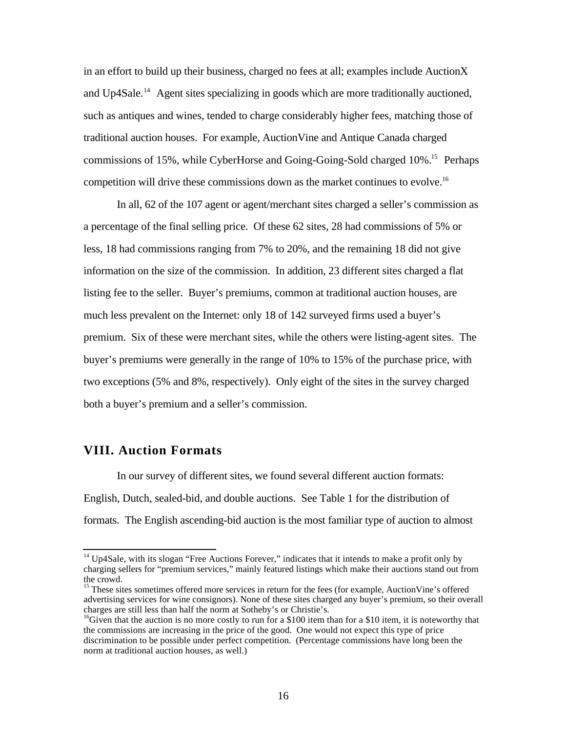in an effort to build up their business, charged no fees at all; examples include AuctionX and Up4Sale.[14] Agent sites specializing in goods which are more traditionally auctioned, such as antiques and wines, tended to charge considerably higher fees, matching those of traditional auction houses. For example, AuctionVine and Antique Canada charged commissions of 15%, while CyberHorse and Going-Going-Sold charged 10%.[15] Perhaps competition will drive these commissions down as the market continues to evolve.[16]

In all, 62 of the 107 agent or agent/merchant sites charged a seller's commission as a percentage of the final selling price. Of these 62 sites, 28 had commissions of 5% or less, 18 had commissions ranging from 7% to 20%, and the remaining 18 did not give information on the size of the commission. In addition, 23 different sites charged a flat listing fee to the seller. Buyer's premiums, common at traditional auction houses, are much less prevalent on the Internet: only 18 of 142 surveyed firms used a buyer's premium. Six of these were merchant sites, while the others were listing-agent sites. The buyer's premiums were generally in the range of 10% to 15% of the purchase price, with two exceptions (5% and 8%, respectively). Only eight of the sites in the survey charged both a buyer's premium and a seller's commission.

## VIII. Auction Formats

In our survey of different sites, we found several different auction formats: English, Dutch, sealed-bid, and double auctions. See Table 1 for the distribution of formats. The English ascending-bid auction is the most familiar type of auction to almost

[14] Up4Sale, with its slogan "Free Auctions Forever," indicates that it intends to make a profit only by charging sellers for "premium services," mainly featured listings which make their auctions stand out from the crowd.

[15] These sites sometimes offered more services in return for the fees (for example, AuctionVine's offered advertising services for wine consignors). None of these sites charged any buyer's premium, so their overall charges are still less than half the norm at Sotheby's or Christie's.

[16] Given that the auction is no more costly to run for a $100 item than for a $10 item, it is noteworthy that the commissions are increasing in the price of the good. One would not expect this type of price discrimination to be possible under perfect competition. (Percentage commissions have long been the norm at traditional auction houses, as well.)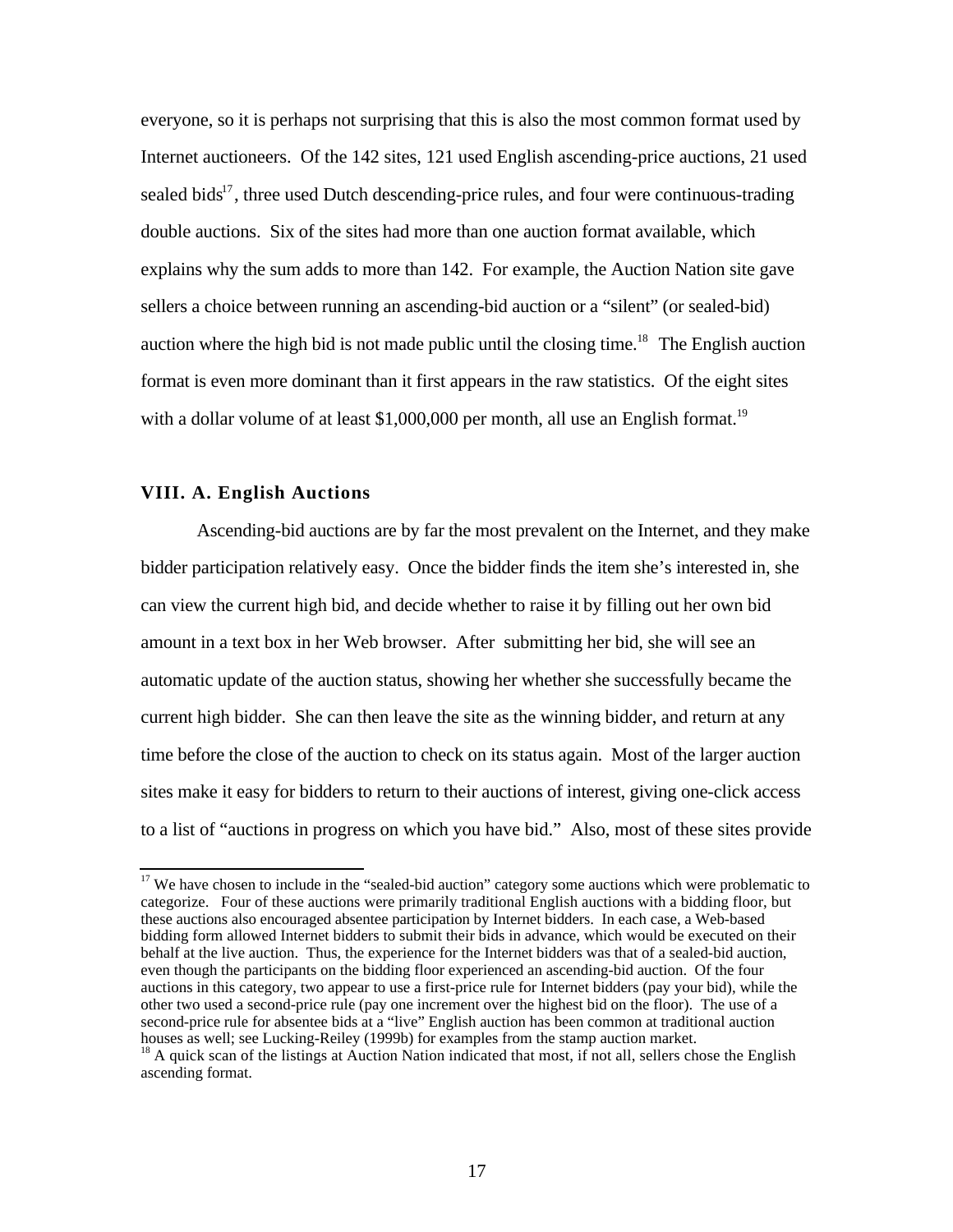everyone, so it is perhaps not surprising that this is also the most common format used by Internet auctioneers. Of the 142 sites, 121 used English ascending-price auctions, 21 used sealed bids[17], three used Dutch descending-price rules, and four were continuous-trading double auctions. Six of the sites had more than one auction format available, which explains why the sum adds to more than 142. For example, the Auction Nation site gave sellers a choice between running an ascending-bid auction or a "silent" (or sealed-bid) auction where the high bid is not made public until the closing time.[18] The English auction format is even more dominant than it first appears in the raw statistics. Of the eight sites with a dollar volume of at least $1,000,000 per month, all use an English format.[19]

### VIII. A. English Auctions

Ascending-bid auctions are by far the most prevalent on the Internet, and they make bidder participation relatively easy. Once the bidder finds the item she's interested in, she can view the current high bid, and decide whether to raise it by filling out her own bid amount in a text box in her Web browser. After submitting her bid, she will see an automatic update of the auction status, showing her whether she successfully became the current high bidder. She can then leave the site as the winning bidder, and return at any time before the close of the auction to check on its status again. Most of the larger auction sites make it easy for bidders to return to their auctions of interest, giving one-click access to a list of "auctions in progress on which you have bid." Also, most of these sites provide

---

[17] We have chosen to include in the "sealed-bid auction" category some auctions which were problematic to categorize. Four of these auctions were primarily traditional English auctions with a bidding floor, but these auctions also encouraged absentee participation by Internet bidders. In each case, a Web-based bidding form allowed Internet bidders to submit their bids in advance, which would be executed on their behalf at the live auction. Thus, the experience for the Internet bidders was that of a sealed-bid auction, even though the participants on the bidding floor experienced an ascending-bid auction. Of the four auctions in this category, two appear to use a first-price rule for Internet bidders (pay your bid), while the other two used a second-price rule (pay one increment over the highest bid on the floor). The use of a second-price rule for absentee bids at a "live" English auction has been common at traditional auction houses as well; see Lucking-Reiley (1999b) for examples from the stamp auction market.

[18] A quick scan of the listings at Auction Nation indicated that most, if not all, sellers chose the English ascending format.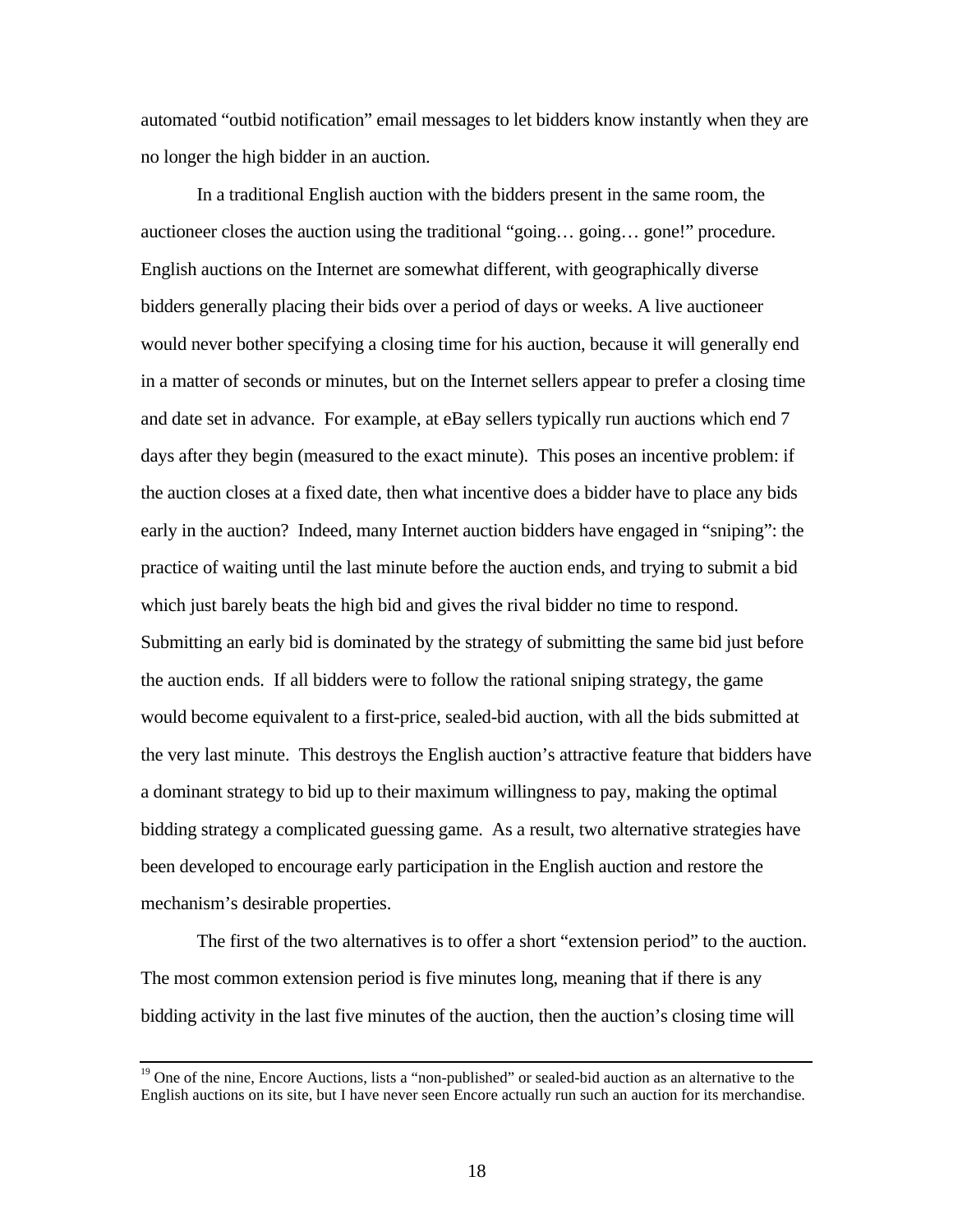automated "outbid notification" email messages to let bidders know instantly when they are no longer the high bidder in an auction.

In a traditional English auction with the bidders present in the same room, the auctioneer closes the auction using the traditional "going… going… gone!" procedure. English auctions on the Internet are somewhat different, with geographically diverse bidders generally placing their bids over a period of days or weeks. A live auctioneer would never bother specifying a closing time for his auction, because it will generally end in a matter of seconds or minutes, but on the Internet sellers appear to prefer a closing time and date set in advance. For example, at eBay sellers typically run auctions which end 7 days after they begin (measured to the exact minute). This poses an incentive problem: if the auction closes at a fixed date, then what incentive does a bidder have to place any bids early in the auction? Indeed, many Internet auction bidders have engaged in "sniping": the practice of waiting until the last minute before the auction ends, and trying to submit a bid which just barely beats the high bid and gives the rival bidder no time to respond. Submitting an early bid is dominated by the strategy of submitting the same bid just before the auction ends. If all bidders were to follow the rational sniping strategy, the game would become equivalent to a first-price, sealed-bid auction, with all the bids submitted at the very last minute. This destroys the English auction's attractive feature that bidders have a dominant strategy to bid up to their maximum willingness to pay, making the optimal bidding strategy a complicated guessing game. As a result, two alternative strategies have been developed to encourage early participation in the English auction and restore the mechanism's desirable properties.

The first of the two alternatives is to offer a short "extension period" to the auction. The most common extension period is five minutes long, meaning that if there is any bidding activity in the last five minutes of the auction, then the auction's closing time will

[19] One of the nine, Encore Auctions, lists a "non-published" or sealed-bid auction as an alternative to the English auctions on its site, but I have never seen Encore actually run such an auction for its merchandise.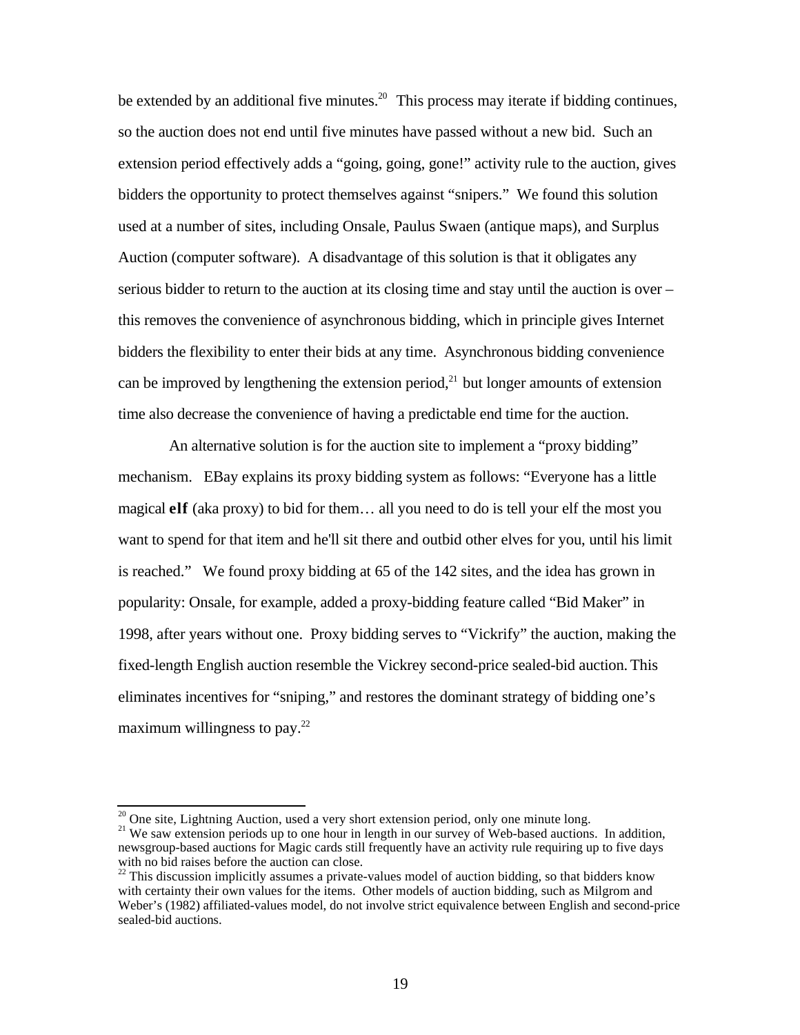be extended by an additional five minutes.[20] This process may iterate if bidding continues, so the auction does not end until five minutes have passed without a new bid. Such an extension period effectively adds a "going, going, gone!" activity rule to the auction, gives bidders the opportunity to protect themselves against "snipers." We found this solution used at a number of sites, including Onsale, Paulus Swaen (antique maps), and Surplus Auction (computer software). A disadvantage of this solution is that it obligates any serious bidder to return to the auction at its closing time and stay until the auction is over – this removes the convenience of asynchronous bidding, which in principle gives Internet bidders the flexibility to enter their bids at any time. Asynchronous bidding convenience can be improved by lengthening the extension period,[21] but longer amounts of extension time also decrease the convenience of having a predictable end time for the auction.

An alternative solution is for the auction site to implement a "proxy bidding" mechanism. EBay explains its proxy bidding system as follows: "Everyone has a little magical **elf** (aka proxy) to bid for them… all you need to do is tell your elf the most you want to spend for that item and he'll sit there and outbid other elves for you, until his limit is reached." We found proxy bidding at 65 of the 142 sites, and the idea has grown in popularity: Onsale, for example, added a proxy-bidding feature called "Bid Maker" in 1998, after years without one. Proxy bidding serves to "Vickrify" the auction, making the fixed-length English auction resemble the Vickrey second-price sealed-bid auction. This eliminates incentives for "sniping," and restores the dominant strategy of bidding one's maximum willingness to pay.[22]

---

[20] One site, Lightning Auction, used a very short extension period, only one minute long.

[21] We saw extension periods up to one hour in length in our survey of Web-based auctions. In addition, newsgroup-based auctions for Magic cards still frequently have an activity rule requiring up to five days with no bid raises before the auction can close.

[22] This discussion implicitly assumes a private-values model of auction bidding, so that bidders know with certainty their own values for the items. Other models of auction bidding, such as Milgrom and Weber's (1982) affiliated-values model, do not involve strict equivalence between English and second-price sealed-bid auctions.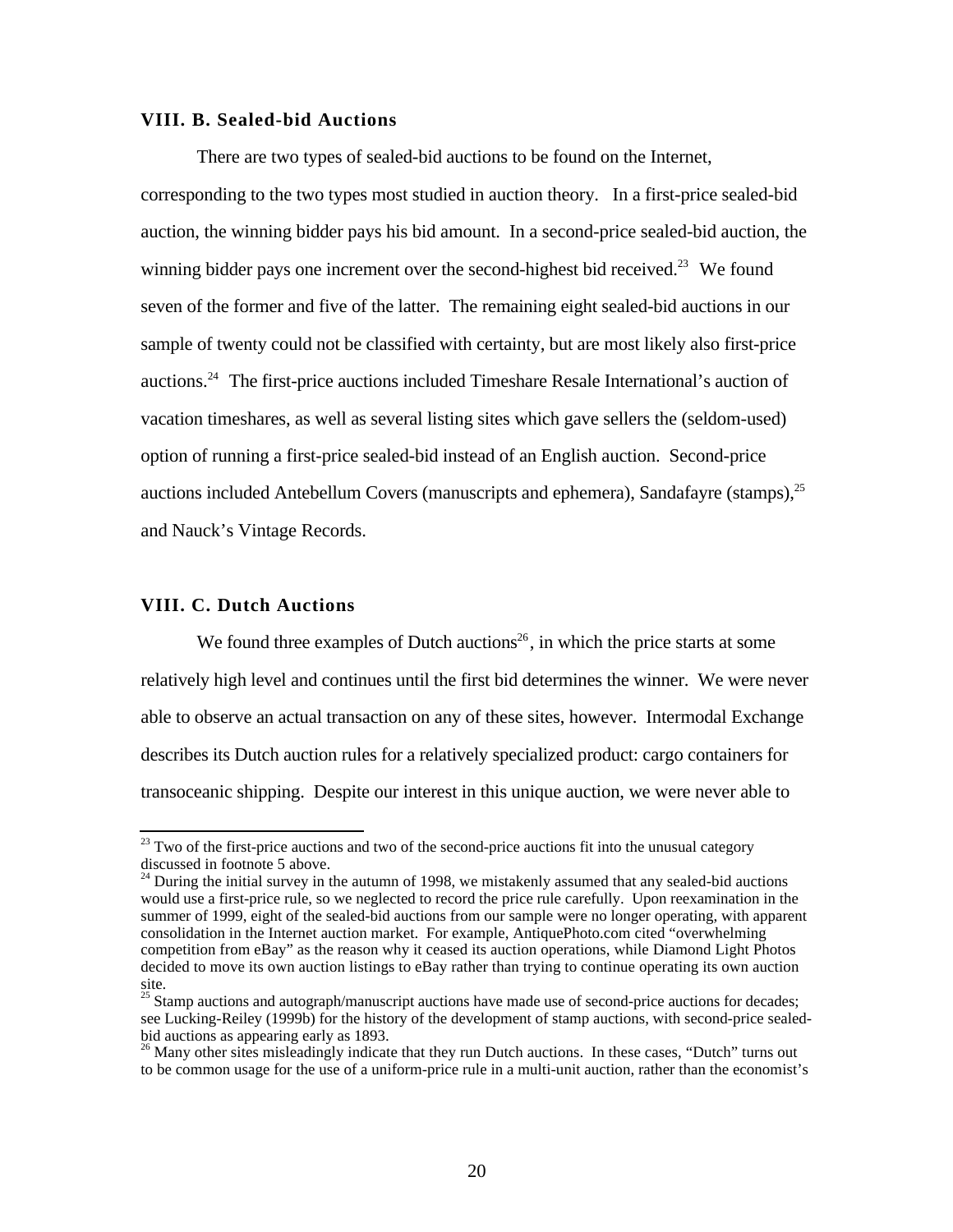### VIII. B. Sealed-bid Auctions

There are two types of sealed-bid auctions to be found on the Internet, corresponding to the two types most studied in auction theory. In a first-price sealed-bid auction, the winning bidder pays his bid amount. In a second-price sealed-bid auction, the winning bidder pays one increment over the second-highest bid received.[23] We found seven of the former and five of the latter. The remaining eight sealed-bid auctions in our sample of twenty could not be classified with certainty, but are most likely also first-price auctions.[24] The first-price auctions included Timeshare Resale International's auction of vacation timeshares, as well as several listing sites which gave sellers the (seldom-used) option of running a first-price sealed-bid instead of an English auction. Second-price auctions included Antebellum Covers (manuscripts and ephemera), Sandafayre (stamps),[25] and Nauck's Vintage Records.

### VIII. C. Dutch Auctions

We found three examples of Dutch auctions[26], in which the price starts at some relatively high level and continues until the first bid determines the winner. We were never able to observe an actual transaction on any of these sites, however. Intermodal Exchange describes its Dutch auction rules for a relatively specialized product: cargo containers for transoceanic shipping. Despite our interest in this unique auction, we were never able to

---

[23] Two of the first-price auctions and two of the second-price auctions fit into the unusual category discussed in footnote 5 above.

[24] During the initial survey in the autumn of 1998, we mistakenly assumed that any sealed-bid auctions would use a first-price rule, so we neglected to record the price rule carefully. Upon reexamination in the summer of 1999, eight of the sealed-bid auctions from our sample were no longer operating, with apparent consolidation in the Internet auction market. For example, AntiquePhoto.com cited "overwhelming competition from eBay" as the reason why it ceased its auction operations, while Diamond Light Photos decided to move its own auction listings to eBay rather than trying to continue operating its own auction site.

[25] Stamp auctions and autograph/manuscript auctions have made use of second-price auctions for decades; see Lucking-Reiley (1999b) for the history of the development of stamp auctions, with second-price sealed-bid auctions as appearing early as 1893.

[26] Many other sites misleadingly indicate that they run Dutch auctions. In these cases, "Dutch" turns out to be common usage for the use of a uniform-price rule in a multi-unit auction, rather than the economist's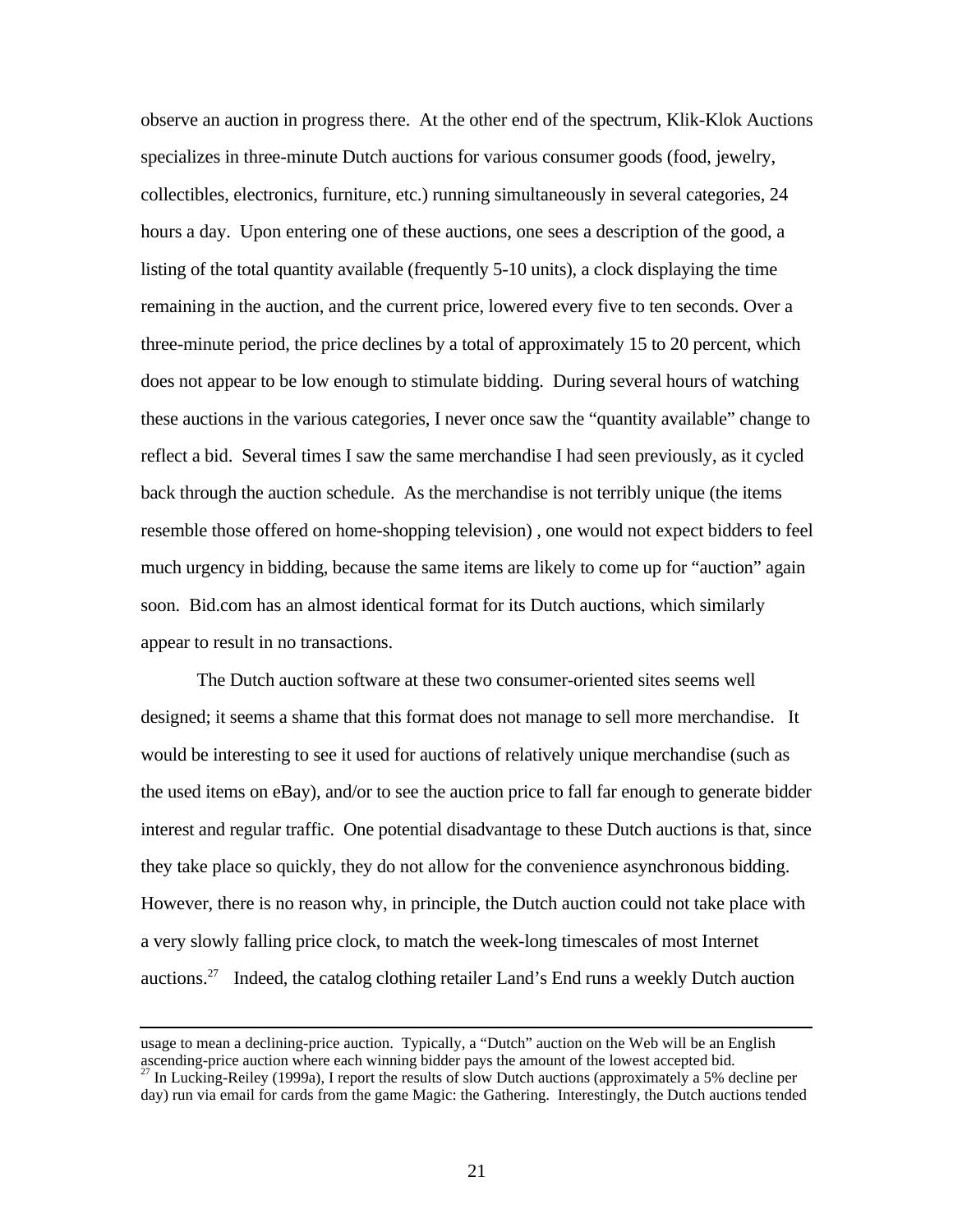observe an auction in progress there. At the other end of the spectrum, Klik-Klok Auctions specializes in three-minute Dutch auctions for various consumer goods (food, jewelry, collectibles, electronics, furniture, etc.) running simultaneously in several categories, 24 hours a day. Upon entering one of these auctions, one sees a description of the good, a listing of the total quantity available (frequently 5-10 units), a clock displaying the time remaining in the auction, and the current price, lowered every five to ten seconds. Over a three-minute period, the price declines by a total of approximately 15 to 20 percent, which does not appear to be low enough to stimulate bidding. During several hours of watching these auctions in the various categories, I never once saw the "quantity available" change to reflect a bid. Several times I saw the same merchandise I had seen previously, as it cycled back through the auction schedule. As the merchandise is not terribly unique (the items resemble those offered on home-shopping television) , one would not expect bidders to feel much urgency in bidding, because the same items are likely to come up for "auction" again soon. Bid.com has an almost identical format for its Dutch auctions, which similarly appear to result in no transactions.

The Dutch auction software at these two consumer-oriented sites seems well designed; it seems a shame that this format does not manage to sell more merchandise. It would be interesting to see it used for auctions of relatively unique merchandise (such as the used items on eBay), and/or to see the auction price to fall far enough to generate bidder interest and regular traffic. One potential disadvantage to these Dutch auctions is that, since they take place so quickly, they do not allow for the convenience asynchronous bidding. However, there is no reason why, in principle, the Dutch auction could not take place with a very slowly falling price clock, to match the week-long timescales of most Internet auctions.[27] Indeed, the catalog clothing retailer Land's End runs a weekly Dutch auction

---

usage to mean a declining-price auction. Typically, a "Dutch" auction on the Web will be an English ascending-price auction where each winning bidder pays the amount of the lowest accepted bid.

[27] In Lucking-Reiley (1999a), I report the results of slow Dutch auctions (approximately a 5% decline per day) run via email for cards from the game Magic: the Gathering. Interestingly, the Dutch auctions tended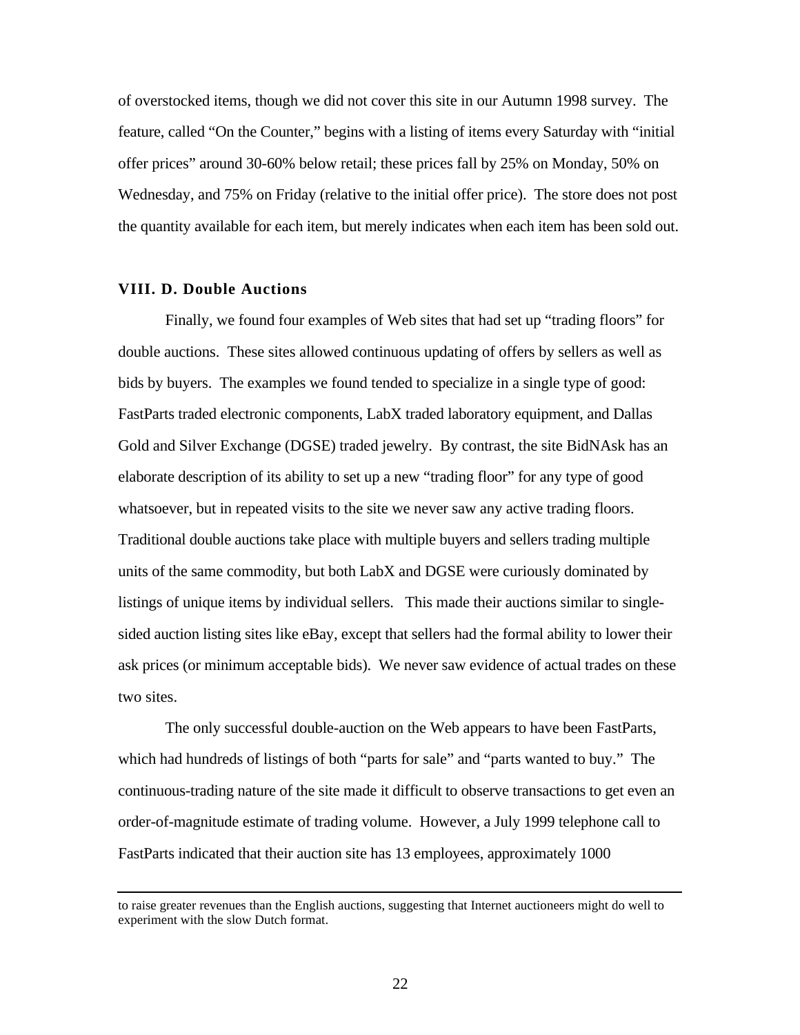of overstocked items, though we did not cover this site in our Autumn 1998 survey. The feature, called "On the Counter," begins with a listing of items every Saturday with "initial offer prices" around 30-60% below retail; these prices fall by 25% on Monday, 50% on Wednesday, and 75% on Friday (relative to the initial offer price). The store does not post the quantity available for each item, but merely indicates when each item has been sold out.

### VIII. D. Double Auctions

Finally, we found four examples of Web sites that had set up "trading floors" for double auctions. These sites allowed continuous updating of offers by sellers as well as bids by buyers. The examples we found tended to specialize in a single type of good: FastParts traded electronic components, LabX traded laboratory equipment, and Dallas Gold and Silver Exchange (DGSE) traded jewelry. By contrast, the site BidNAsk has an elaborate description of its ability to set up a new "trading floor" for any type of good whatsoever, but in repeated visits to the site we never saw any active trading floors. Traditional double auctions take place with multiple buyers and sellers trading multiple units of the same commodity, but both LabX and DGSE were curiously dominated by listings of unique items by individual sellers. This made their auctions similar to single-sided auction listing sites like eBay, except that sellers had the formal ability to lower their ask prices (or minimum acceptable bids). We never saw evidence of actual trades on these two sites.

The only successful double-auction on the Web appears to have been FastParts, which had hundreds of listings of both "parts for sale" and "parts wanted to buy." The continuous-trading nature of the site made it difficult to observe transactions to get even an order-of-magnitude estimate of trading volume. However, a July 1999 telephone call to FastParts indicated that their auction site has 13 employees, approximately 1000

---

to raise greater revenues than the English auctions, suggesting that Internet auctioneers might do well to experiment with the slow Dutch format.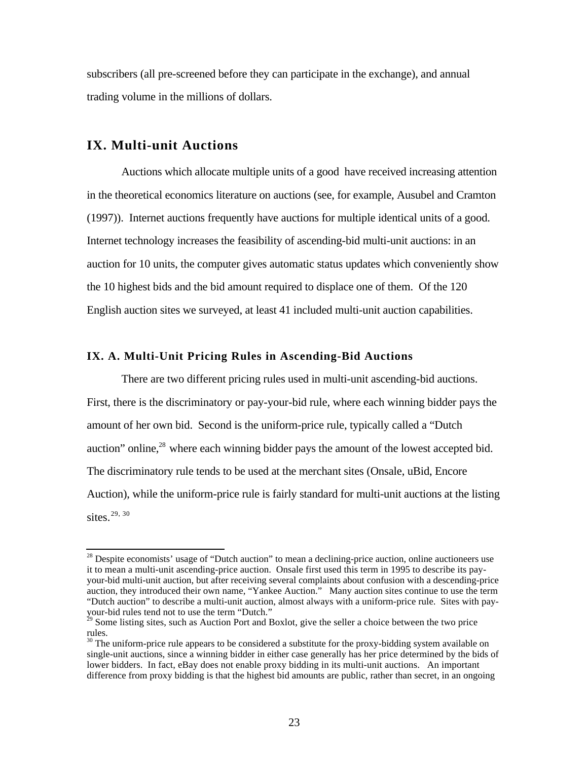subscribers (all pre-screened before they can participate in the exchange), and annual trading volume in the millions of dollars.

## IX. Multi-unit Auctions

Auctions which allocate multiple units of a good have received increasing attention in the theoretical economics literature on auctions (see, for example, Ausubel and Cramton (1997)). Internet auctions frequently have auctions for multiple identical units of a good. Internet technology increases the feasibility of ascending-bid multi-unit auctions: in an auction for 10 units, the computer gives automatic status updates which conveniently show the 10 highest bids and the bid amount required to displace one of them. Of the 120 English auction sites we surveyed, at least 41 included multi-unit auction capabilities.

### IX. A. Multi-Unit Pricing Rules in Ascending-Bid Auctions

There are two different pricing rules used in multi-unit ascending-bid auctions. First, there is the discriminatory or pay-your-bid rule, where each winning bidder pays the amount of her own bid. Second is the uniform-price rule, typically called a "Dutch auction" online,[28] where each winning bidder pays the amount of the lowest accepted bid. The discriminatory rule tends to be used at the merchant sites (Onsale, uBid, Encore Auction), while the uniform-price rule is fairly standard for multi-unit auctions at the listing sites.[29, 30]

---

[28] Despite economists' usage of "Dutch auction" to mean a declining-price auction, online auctioneers use it to mean a multi-unit ascending-price auction. Onsale first used this term in 1995 to describe its pay-your-bid multi-unit auction, but after receiving several complaints about confusion with a descending-price auction, they introduced their own name, "Yankee Auction." Many auction sites continue to use the term "Dutch auction" to describe a multi-unit auction, almost always with a uniform-price rule. Sites with pay-your-bid rules tend not to use the term "Dutch."

[29] Some listing sites, such as Auction Port and Boxlot, give the seller a choice between the two price rules.

[30] The uniform-price rule appears to be considered a substitute for the proxy-bidding system available on single-unit auctions, since a winning bidder in either case generally has her price determined by the bids of lower bidders. In fact, eBay does not enable proxy bidding in its multi-unit auctions. An important difference from proxy bidding is that the highest bid amounts are public, rather than secret, in an ongoing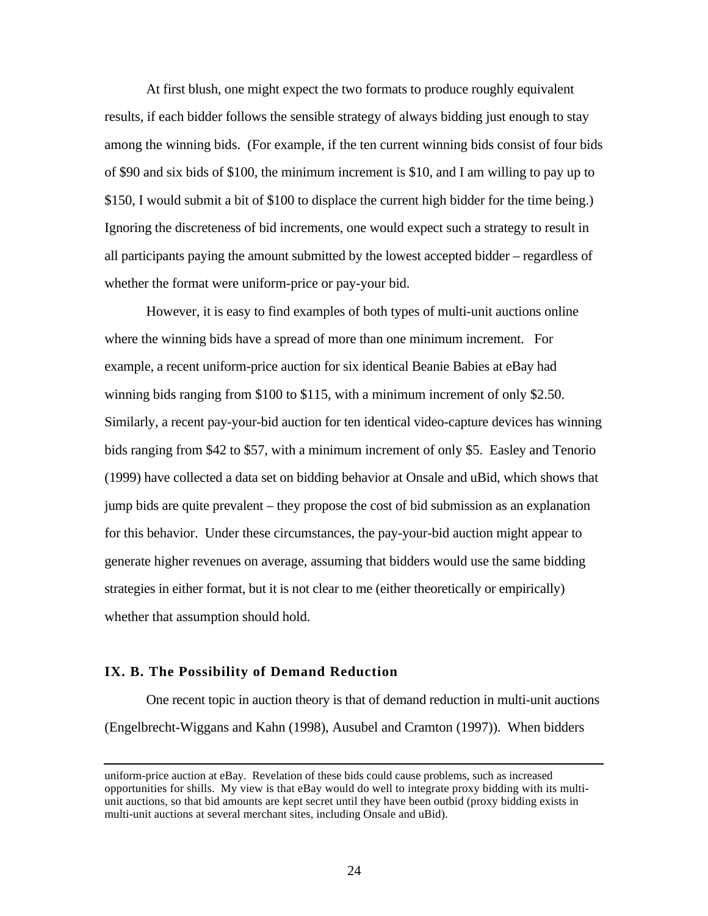At first blush, one might expect the two formats to produce roughly equivalent results, if each bidder follows the sensible strategy of always bidding just enough to stay among the winning bids. (For example, if the ten current winning bids consist of four bids of $90 and six bids of $100, the minimum increment is $10, and I am willing to pay up to $150, I would submit a bit of $100 to displace the current high bidder for the time being.) Ignoring the discreteness of bid increments, one would expect such a strategy to result in all participants paying the amount submitted by the lowest accepted bidder – regardless of whether the format were uniform-price or pay-your bid.

However, it is easy to find examples of both types of multi-unit auctions online where the winning bids have a spread of more than one minimum increment. For example, a recent uniform-price auction for six identical Beanie Babies at eBay had winning bids ranging from $100 to $115, with a minimum increment of only $2.50. Similarly, a recent pay-your-bid auction for ten identical video-capture devices has winning bids ranging from $42 to $57, with a minimum increment of only $5. Easley and Tenorio (1999) have collected a data set on bidding behavior at Onsale and uBid, which shows that jump bids are quite prevalent – they propose the cost of bid submission as an explanation for this behavior. Under these circumstances, the pay-your-bid auction might appear to generate higher revenues on average, assuming that bidders would use the same bidding strategies in either format, but it is not clear to me (either theoretically or empirically) whether that assumption should hold.

### IX. B. The Possibility of Demand Reduction

One recent topic in auction theory is that of demand reduction in multi-unit auctions (Engelbrecht-Wiggans and Kahn (1998), Ausubel and Cramton (1997)). When bidders

uniform-price auction at eBay. Revelation of these bids could cause problems, such as increased opportunities for shills. My view is that eBay would do well to integrate proxy bidding with its multi-unit auctions, so that bid amounts are kept secret until they have been outbid (proxy bidding exists in multi-unit auctions at several merchant sites, including Onsale and uBid).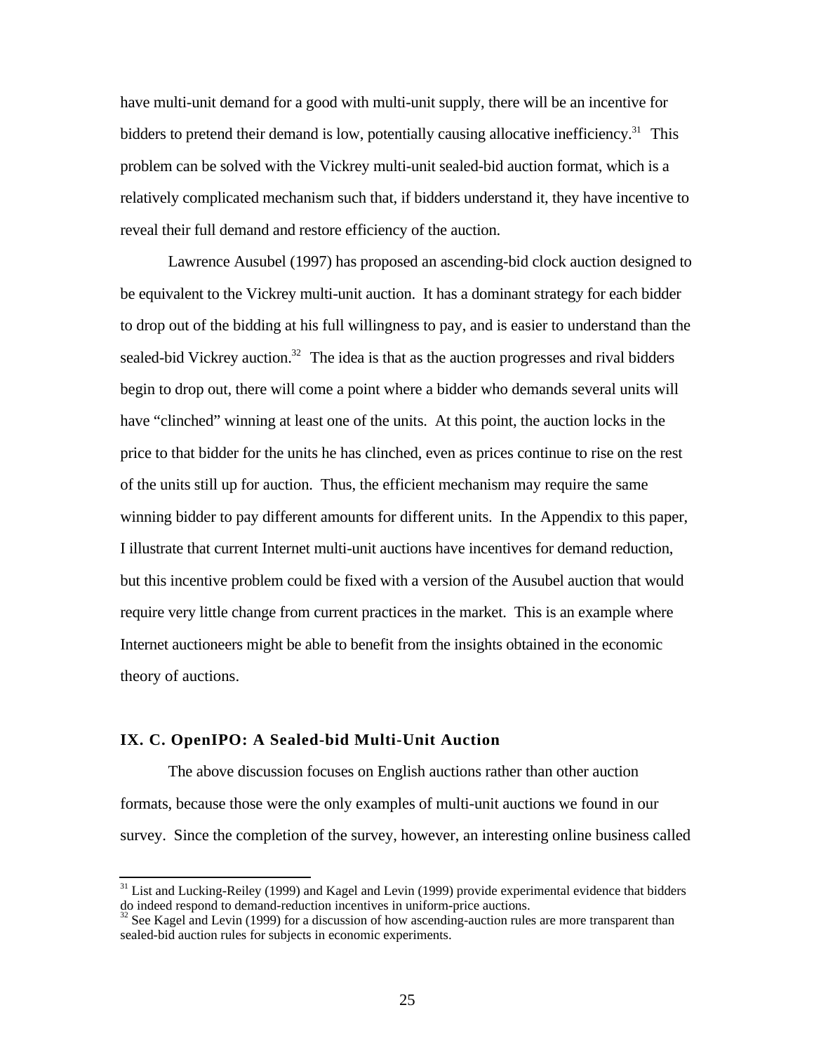have multi-unit demand for a good with multi-unit supply, there will be an incentive for bidders to pretend their demand is low, potentially causing allocative inefficiency.[31] This problem can be solved with the Vickrey multi-unit sealed-bid auction format, which is a relatively complicated mechanism such that, if bidders understand it, they have incentive to reveal their full demand and restore efficiency of the auction.

Lawrence Ausubel (1997) has proposed an ascending-bid clock auction designed to be equivalent to the Vickrey multi-unit auction. It has a dominant strategy for each bidder to drop out of the bidding at his full willingness to pay, and is easier to understand than the sealed-bid Vickrey auction.[32] The idea is that as the auction progresses and rival bidders begin to drop out, there will come a point where a bidder who demands several units will have "clinched" winning at least one of the units. At this point, the auction locks in the price to that bidder for the units he has clinched, even as prices continue to rise on the rest of the units still up for auction. Thus, the efficient mechanism may require the same winning bidder to pay different amounts for different units. In the Appendix to this paper, I illustrate that current Internet multi-unit auctions have incentives for demand reduction, but this incentive problem could be fixed with a version of the Ausubel auction that would require very little change from current practices in the market. This is an example where Internet auctioneers might be able to benefit from the insights obtained in the economic theory of auctions.

### IX. C. OpenIPO: A Sealed-bid Multi-Unit Auction

The above discussion focuses on English auctions rather than other auction formats, because those were the only examples of multi-unit auctions we found in our survey. Since the completion of the survey, however, an interesting online business called

[31] List and Lucking-Reiley (1999) and Kagel and Levin (1999) provide experimental evidence that bidders do indeed respond to demand-reduction incentives in uniform-price auctions.

[32] See Kagel and Levin (1999) for a discussion of how ascending-auction rules are more transparent than sealed-bid auction rules for subjects in economic experiments.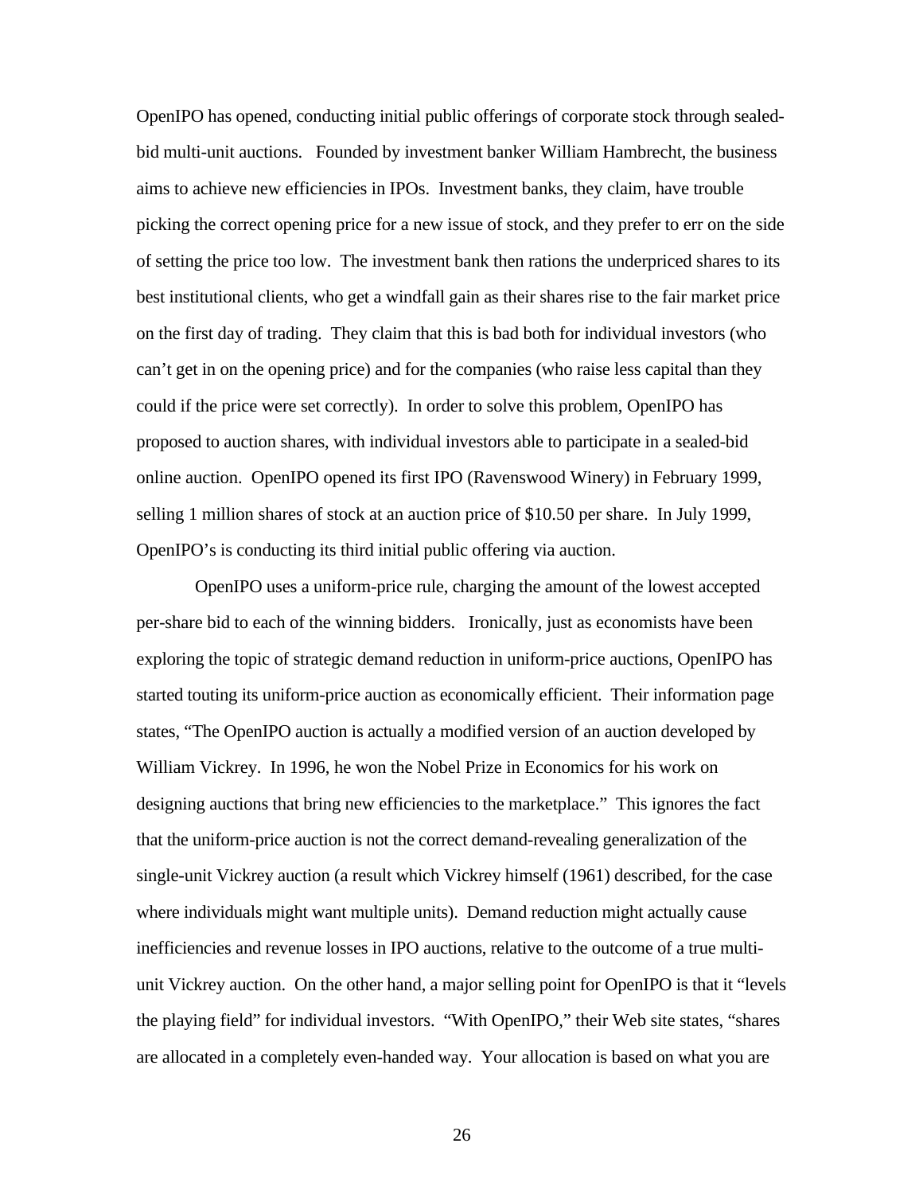OpenIPO has opened, conducting initial public offerings of corporate stock through sealed-bid multi-unit auctions. Founded by investment banker William Hambrecht, the business aims to achieve new efficiencies in IPOs. Investment banks, they claim, have trouble picking the correct opening price for a new issue of stock, and they prefer to err on the side of setting the price too low. The investment bank then rations the underpriced shares to its best institutional clients, who get a windfall gain as their shares rise to the fair market price on the first day of trading. They claim that this is bad both for individual investors (who can't get in on the opening price) and for the companies (who raise less capital than they could if the price were set correctly). In order to solve this problem, OpenIPO has proposed to auction shares, with individual investors able to participate in a sealed-bid online auction. OpenIPO opened its first IPO (Ravenswood Winery) in February 1999, selling 1 million shares of stock at an auction price of $10.50 per share. In July 1999, OpenIPO's is conducting its third initial public offering via auction.

OpenIPO uses a uniform-price rule, charging the amount of the lowest accepted per-share bid to each of the winning bidders. Ironically, just as economists have been exploring the topic of strategic demand reduction in uniform-price auctions, OpenIPO has started touting its uniform-price auction as economically efficient. Their information page states, "The OpenIPO auction is actually a modified version of an auction developed by William Vickrey. In 1996, he won the Nobel Prize in Economics for his work on designing auctions that bring new efficiencies to the marketplace." This ignores the fact that the uniform-price auction is not the correct demand-revealing generalization of the single-unit Vickrey auction (a result which Vickrey himself (1961) described, for the case where individuals might want multiple units). Demand reduction might actually cause inefficiencies and revenue losses in IPO auctions, relative to the outcome of a true multi-unit Vickrey auction. On the other hand, a major selling point for OpenIPO is that it "levels the playing field" for individual investors. "With OpenIPO," their Web site states, "shares are allocated in a completely even-handed way. Your allocation is based on what you are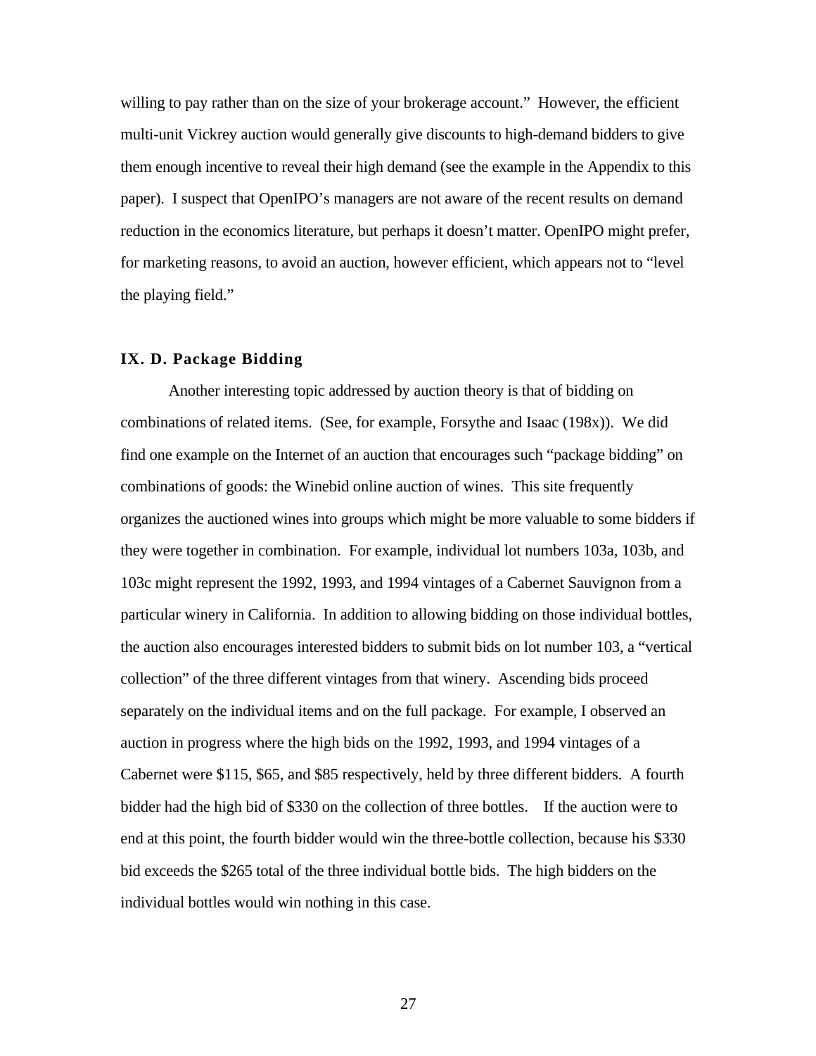willing to pay rather than on the size of your brokerage account." However, the efficient multi-unit Vickrey auction would generally give discounts to high-demand bidders to give them enough incentive to reveal their high demand (see the example in the Appendix to this paper). I suspect that OpenIPO's managers are not aware of the recent results on demand reduction in the economics literature, but perhaps it doesn't matter. OpenIPO might prefer, for marketing reasons, to avoid an auction, however efficient, which appears not to "level the playing field."

### IX. D. Package Bidding

Another interesting topic addressed by auction theory is that of bidding on combinations of related items. (See, for example, Forsythe and Isaac (198x)). We did find one example on the Internet of an auction that encourages such "package bidding" on combinations of goods: the Winebid online auction of wines. This site frequently organizes the auctioned wines into groups which might be more valuable to some bidders if they were together in combination. For example, individual lot numbers 103a, 103b, and 103c might represent the 1992, 1993, and 1994 vintages of a Cabernet Sauvignon from a particular winery in California. In addition to allowing bidding on those individual bottles, the auction also encourages interested bidders to submit bids on lot number 103, a "vertical collection" of the three different vintages from that winery. Ascending bids proceed separately on the individual items and on the full package. For example, I observed an auction in progress where the high bids on the 1992, 1993, and 1994 vintages of a Cabernet were $115, $65, and $85 respectively, held by three different bidders. A fourth bidder had the high bid of $330 on the collection of three bottles. If the auction were to end at this point, the fourth bidder would win the three-bottle collection, because his $330 bid exceeds the $265 total of the three individual bottle bids. The high bidders on the individual bottles would win nothing in this case.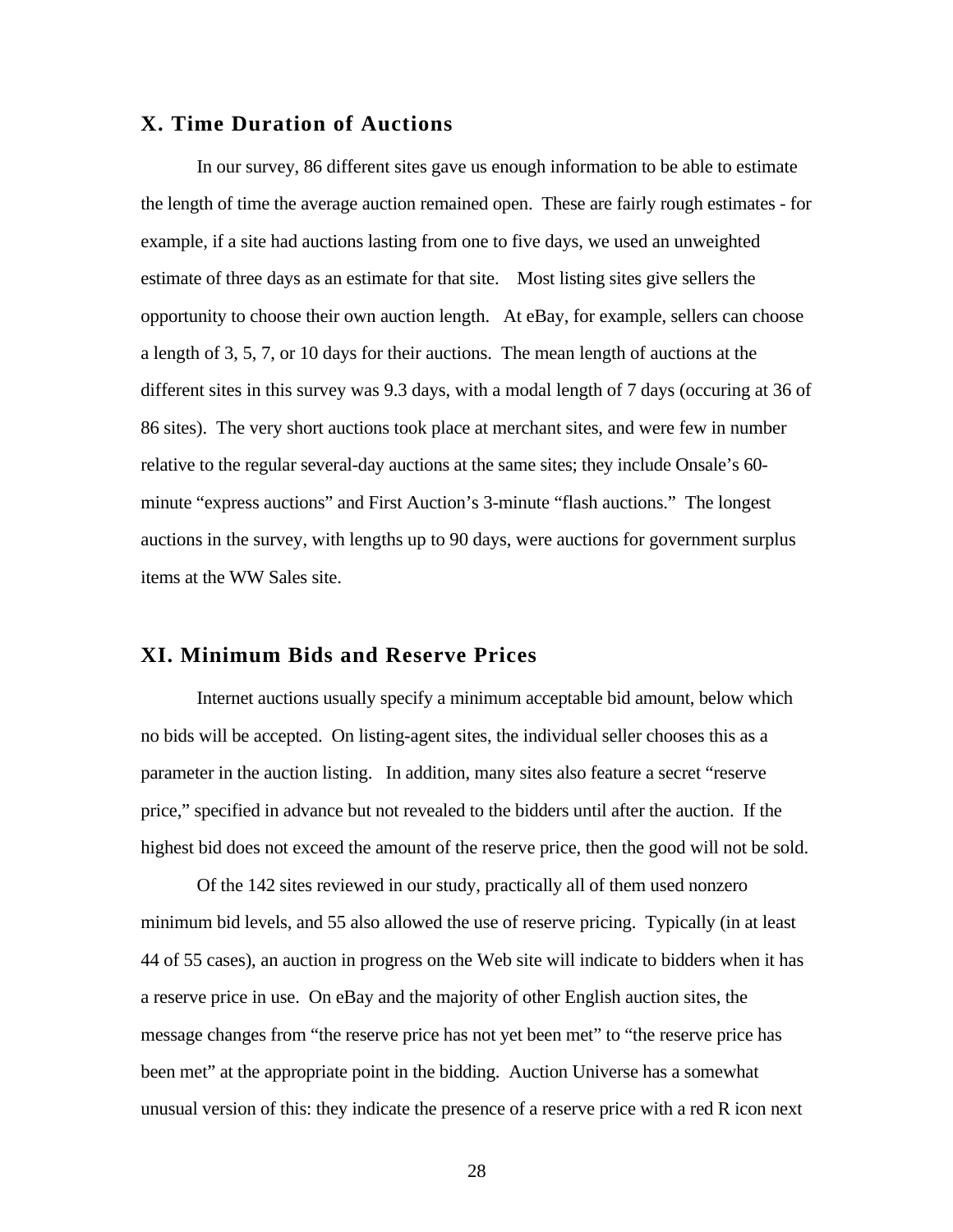## X. Time Duration of Auctions

In our survey, 86 different sites gave us enough information to be able to estimate the length of time the average auction remained open. These are fairly rough estimates - for example, if a site had auctions lasting from one to five days, we used an unweighted estimate of three days as an estimate for that site. Most listing sites give sellers the opportunity to choose their own auction length. At eBay, for example, sellers can choose a length of 3, 5, 7, or 10 days for their auctions. The mean length of auctions at the different sites in this survey was 9.3 days, with a modal length of 7 days (occuring at 36 of 86 sites). The very short auctions took place at merchant sites, and were few in number relative to the regular several-day auctions at the same sites; they include Onsale's 60-minute "express auctions" and First Auction's 3-minute "flash auctions." The longest auctions in the survey, with lengths up to 90 days, were auctions for government surplus items at the WW Sales site.

## XI. Minimum Bids and Reserve Prices

Internet auctions usually specify a minimum acceptable bid amount, below which no bids will be accepted. On listing-agent sites, the individual seller chooses this as a parameter in the auction listing. In addition, many sites also feature a secret "reserve price," specified in advance but not revealed to the bidders until after the auction. If the highest bid does not exceed the amount of the reserve price, then the good will not be sold.

Of the 142 sites reviewed in our study, practically all of them used nonzero minimum bid levels, and 55 also allowed the use of reserve pricing. Typically (in at least 44 of 55 cases), an auction in progress on the Web site will indicate to bidders when it has a reserve price in use. On eBay and the majority of other English auction sites, the message changes from "the reserve price has not yet been met" to "the reserve price has been met" at the appropriate point in the bidding. Auction Universe has a somewhat unusual version of this: they indicate the presence of a reserve price with a red R icon next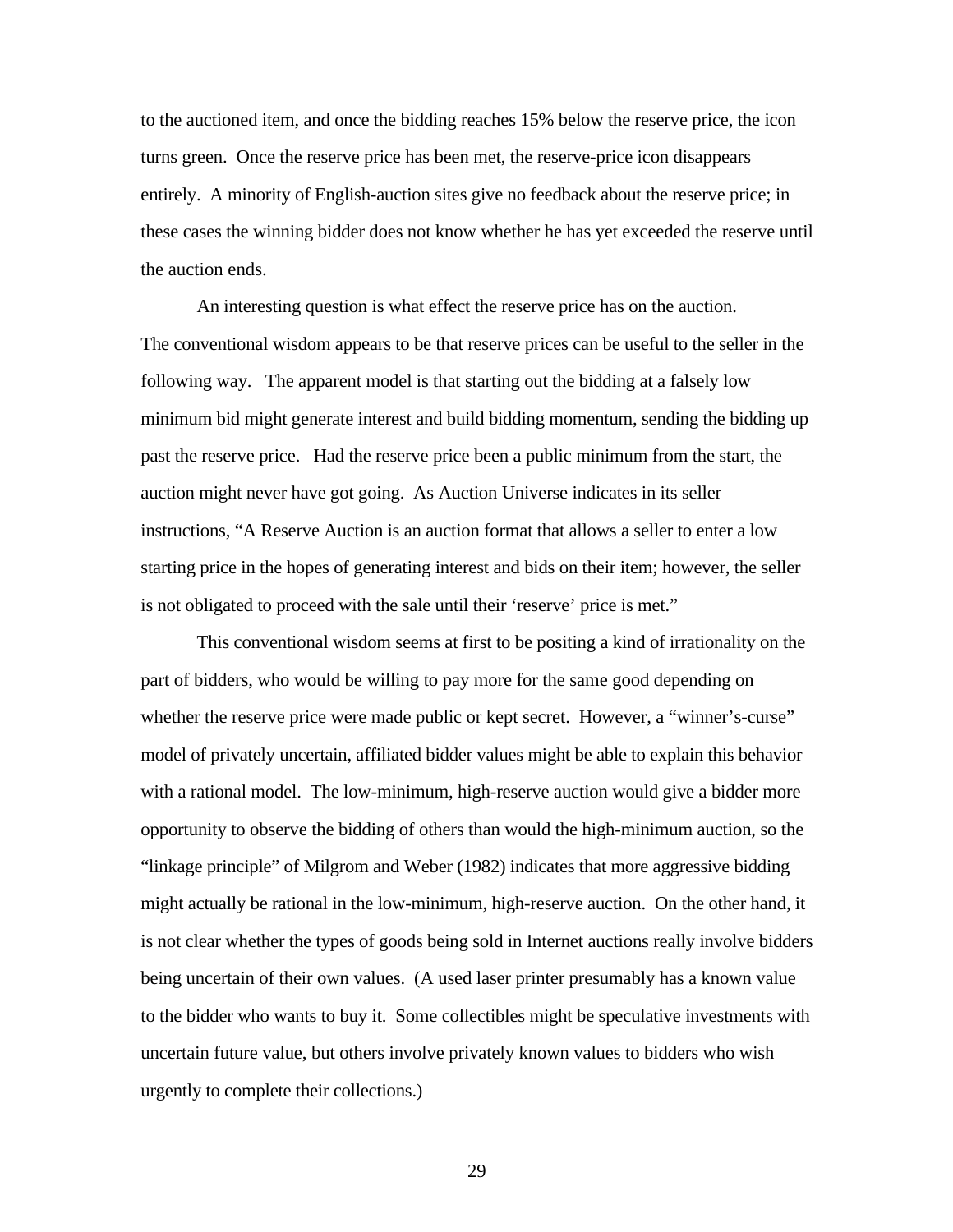to the auctioned item, and once the bidding reaches 15% below the reserve price, the icon turns green. Once the reserve price has been met, the reserve-price icon disappears entirely. A minority of English-auction sites give no feedback about the reserve price; in these cases the winning bidder does not know whether he has yet exceeded the reserve until the auction ends.

An interesting question is what effect the reserve price has on the auction. The conventional wisdom appears to be that reserve prices can be useful to the seller in the following way. The apparent model is that starting out the bidding at a falsely low minimum bid might generate interest and build bidding momentum, sending the bidding up past the reserve price. Had the reserve price been a public minimum from the start, the auction might never have got going. As Auction Universe indicates in its seller instructions, "A Reserve Auction is an auction format that allows a seller to enter a low starting price in the hopes of generating interest and bids on their item; however, the seller is not obligated to proceed with the sale until their 'reserve' price is met."

This conventional wisdom seems at first to be positing a kind of irrationality on the part of bidders, who would be willing to pay more for the same good depending on whether the reserve price were made public or kept secret. However, a "winner's-curse" model of privately uncertain, affiliated bidder values might be able to explain this behavior with a rational model. The low-minimum, high-reserve auction would give a bidder more opportunity to observe the bidding of others than would the high-minimum auction, so the "linkage principle" of Milgrom and Weber (1982) indicates that more aggressive bidding might actually be rational in the low-minimum, high-reserve auction. On the other hand, it is not clear whether the types of goods being sold in Internet auctions really involve bidders being uncertain of their own values. (A used laser printer presumably has a known value to the bidder who wants to buy it. Some collectibles might be speculative investments with uncertain future value, but others involve privately known values to bidders who wish urgently to complete their collections.)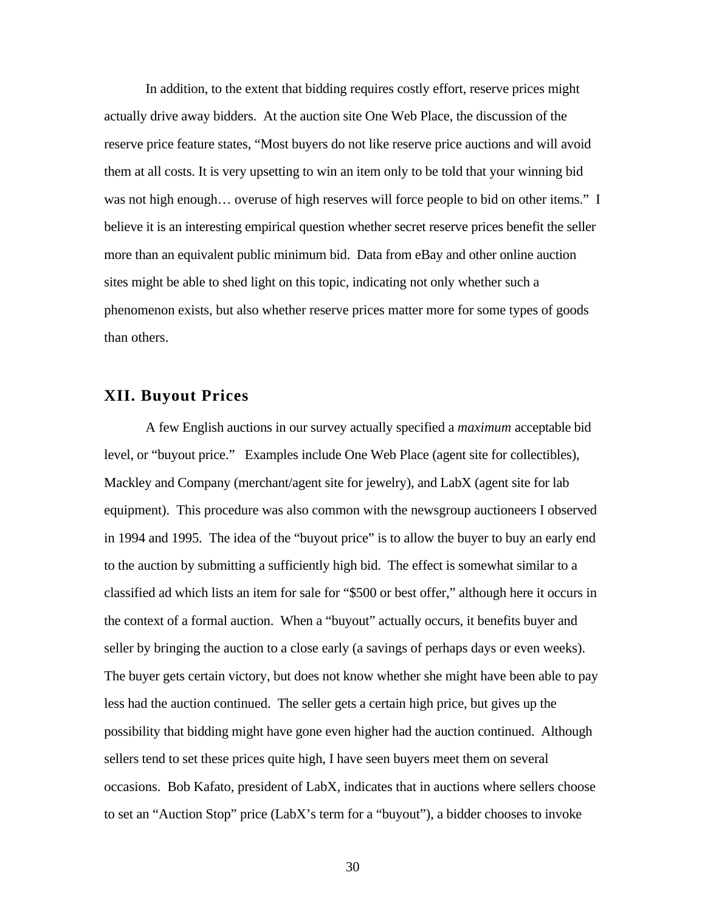In addition, to the extent that bidding requires costly effort, reserve prices might actually drive away bidders. At the auction site One Web Place, the discussion of the reserve price feature states, "Most buyers do not like reserve price auctions and will avoid them at all costs. It is very upsetting to win an item only to be told that your winning bid was not high enough… overuse of high reserves will force people to bid on other items." I believe it is an interesting empirical question whether secret reserve prices benefit the seller more than an equivalent public minimum bid. Data from eBay and other online auction sites might be able to shed light on this topic, indicating not only whether such a phenomenon exists, but also whether reserve prices matter more for some types of goods than others.

## XII. Buyout Prices

A few English auctions in our survey actually specified a *maximum* acceptable bid level, or "buyout price." Examples include One Web Place (agent site for collectibles), Mackley and Company (merchant/agent site for jewelry), and LabX (agent site for lab equipment). This procedure was also common with the newsgroup auctioneers I observed in 1994 and 1995. The idea of the "buyout price" is to allow the buyer to buy an early end to the auction by submitting a sufficiently high bid. The effect is somewhat similar to a classified ad which lists an item for sale for "$500 or best offer," although here it occurs in the context of a formal auction. When a "buyout" actually occurs, it benefits buyer and seller by bringing the auction to a close early (a savings of perhaps days or even weeks). The buyer gets certain victory, but does not know whether she might have been able to pay less had the auction continued. The seller gets a certain high price, but gives up the possibility that bidding might have gone even higher had the auction continued. Although sellers tend to set these prices quite high, I have seen buyers meet them on several occasions. Bob Kafato, president of LabX, indicates that in auctions where sellers choose to set an "Auction Stop" price (LabX's term for a "buyout"), a bidder chooses to invoke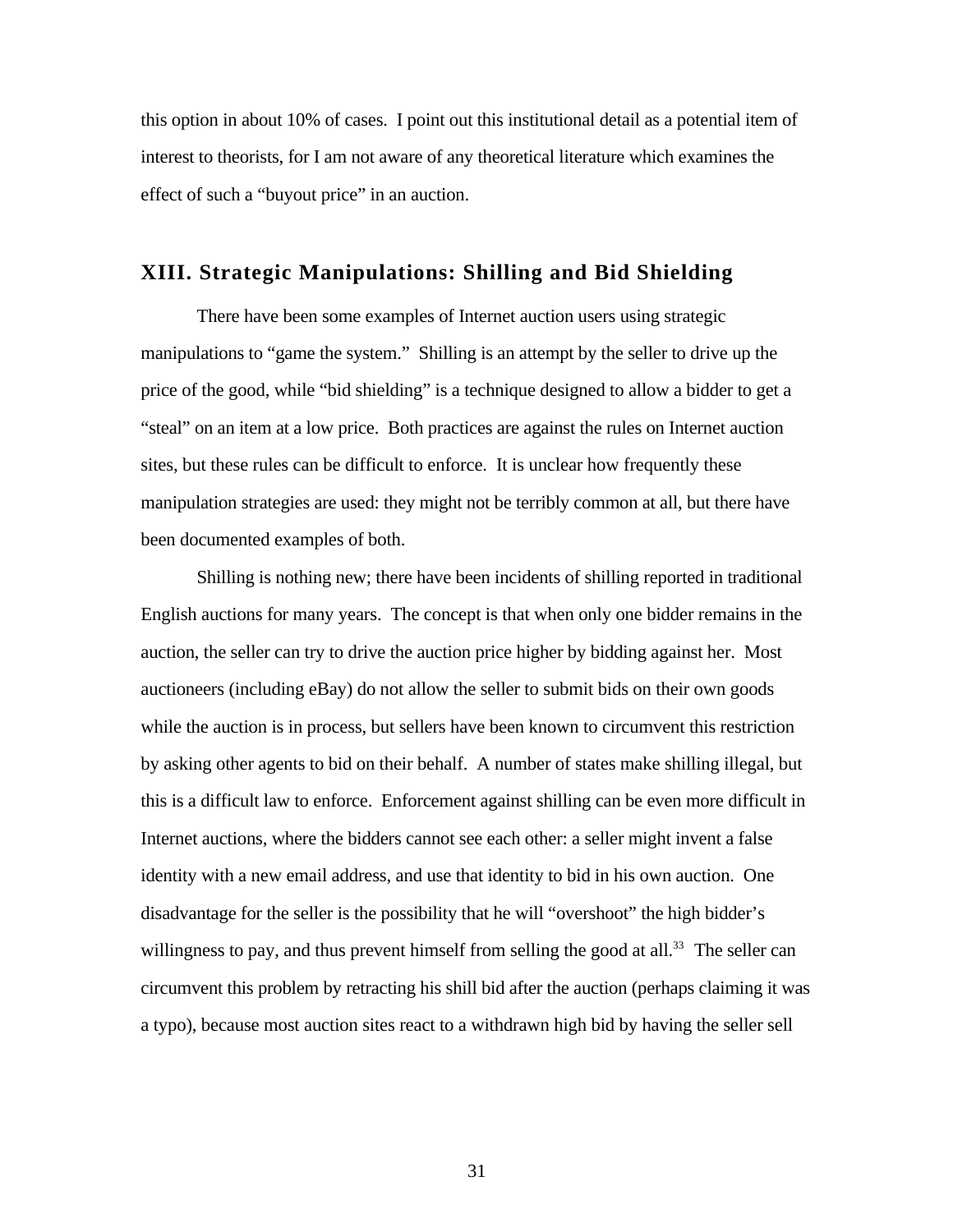this option in about 10% of cases. I point out this institutional detail as a potential item of interest to theorists, for I am not aware of any theoretical literature which examines the effect of such a "buyout price" in an auction.

## XIII. Strategic Manipulations: Shilling and Bid Shielding

There have been some examples of Internet auction users using strategic manipulations to "game the system." Shilling is an attempt by the seller to drive up the price of the good, while "bid shielding" is a technique designed to allow a bidder to get a "steal" on an item at a low price. Both practices are against the rules on Internet auction sites, but these rules can be difficult to enforce. It is unclear how frequently these manipulation strategies are used: they might not be terribly common at all, but there have been documented examples of both.

Shilling is nothing new; there have been incidents of shilling reported in traditional English auctions for many years. The concept is that when only one bidder remains in the auction, the seller can try to drive the auction price higher by bidding against her. Most auctioneers (including eBay) do not allow the seller to submit bids on their own goods while the auction is in process, but sellers have been known to circumvent this restriction by asking other agents to bid on their behalf. A number of states make shilling illegal, but this is a difficult law to enforce. Enforcement against shilling can be even more difficult in Internet auctions, where the bidders cannot see each other: a seller might invent a false identity with a new email address, and use that identity to bid in his own auction. One disadvantage for the seller is the possibility that he will "overshoot" the high bidder's willingness to pay, and thus prevent himself from selling the good at all.[33] The seller can circumvent this problem by retracting his shill bid after the auction (perhaps claiming it was a typo), because most auction sites react to a withdrawn high bid by having the seller sell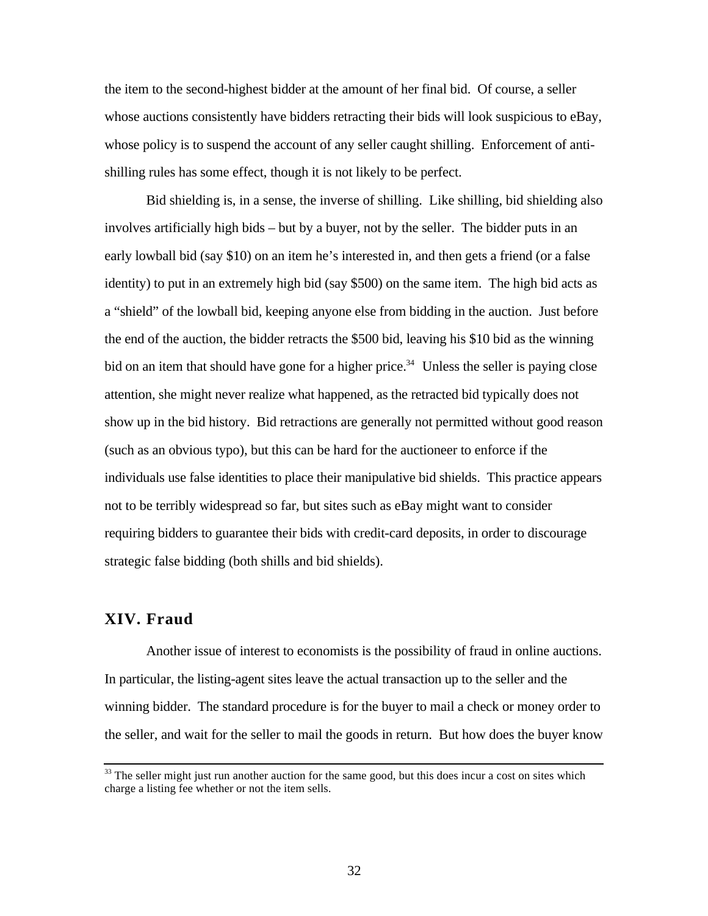the item to the second-highest bidder at the amount of her final bid. Of course, a seller whose auctions consistently have bidders retracting their bids will look suspicious to eBay, whose policy is to suspend the account of any seller caught shilling. Enforcement of anti-shilling rules has some effect, though it is not likely to be perfect.

Bid shielding is, in a sense, the inverse of shilling. Like shilling, bid shielding also involves artificially high bids – but by a buyer, not by the seller. The bidder puts in an early lowball bid (say $10) on an item he's interested in, and then gets a friend (or a false identity) to put in an extremely high bid (say $500) on the same item. The high bid acts as a "shield" of the lowball bid, keeping anyone else from bidding in the auction. Just before the end of the auction, the bidder retracts the $500 bid, leaving his $10 bid as the winning bid on an item that should have gone for a higher price.[34] Unless the seller is paying close attention, she might never realize what happened, as the retracted bid typically does not show up in the bid history. Bid retractions are generally not permitted without good reason (such as an obvious typo), but this can be hard for the auctioneer to enforce if the individuals use false identities to place their manipulative bid shields. This practice appears not to be terribly widespread so far, but sites such as eBay might want to consider requiring bidders to guarantee their bids with credit-card deposits, in order to discourage strategic false bidding (both shills and bid shields).

## XIV. Fraud

Another issue of interest to economists is the possibility of fraud in online auctions. In particular, the listing-agent sites leave the actual transaction up to the seller and the winning bidder. The standard procedure is for the buyer to mail a check or money order to the seller, and wait for the seller to mail the goods in return. But how does the buyer know

---

[33] The seller might just run another auction for the same good, but this does incur a cost on sites which charge a listing fee whether or not the item sells.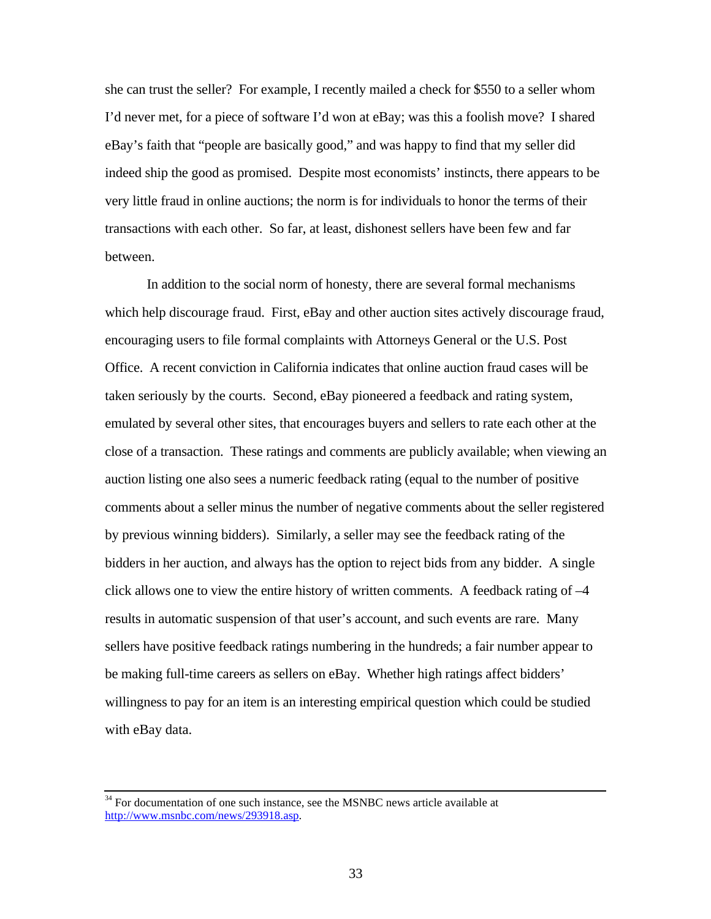she can trust the seller? For example, I recently mailed a check for $550 to a seller whom I'd never met, for a piece of software I'd won at eBay; was this a foolish move? I shared eBay's faith that "people are basically good," and was happy to find that my seller did indeed ship the good as promised. Despite most economists' instincts, there appears to be very little fraud in online auctions; the norm is for individuals to honor the terms of their transactions with each other. So far, at least, dishonest sellers have been few and far between.

In addition to the social norm of honesty, there are several formal mechanisms which help discourage fraud. First, eBay and other auction sites actively discourage fraud, encouraging users to file formal complaints with Attorneys General or the U.S. Post Office. A recent conviction in California indicates that online auction fraud cases will be taken seriously by the courts. Second, eBay pioneered a feedback and rating system, emulated by several other sites, that encourages buyers and sellers to rate each other at the close of a transaction. These ratings and comments are publicly available; when viewing an auction listing one also sees a numeric feedback rating (equal to the number of positive comments about a seller minus the number of negative comments about the seller registered by previous winning bidders). Similarly, a seller may see the feedback rating of the bidders in her auction, and always has the option to reject bids from any bidder. A single click allows one to view the entire history of written comments. A feedback rating of –4 results in automatic suspension of that user's account, and such events are rare. Many sellers have positive feedback ratings numbering in the hundreds; a fair number appear to be making full-time careers as sellers on eBay. Whether high ratings affect bidders' willingness to pay for an item is an interesting empirical question which could be studied with eBay data.

---

[34] For documentation of one such instance, see the MSNBC news article available at http://www.msnbc.com/news/293918.asp.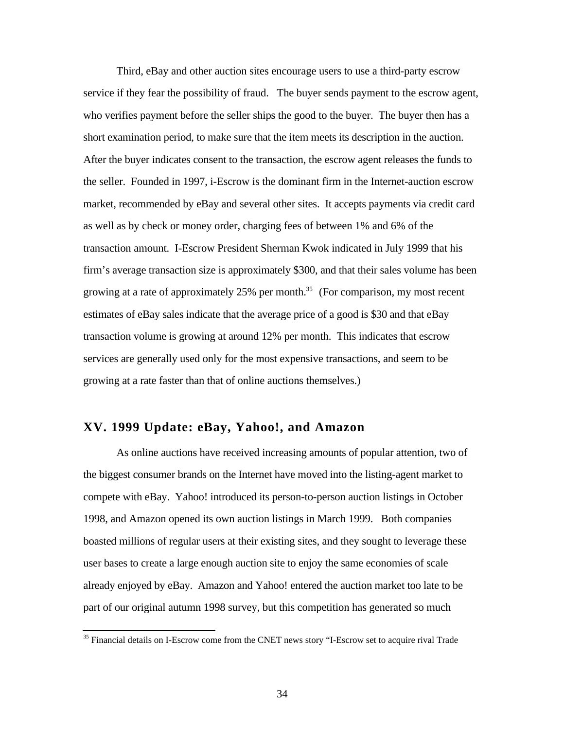Third, eBay and other auction sites encourage users to use a third-party escrow service if they fear the possibility of fraud. The buyer sends payment to the escrow agent, who verifies payment before the seller ships the good to the buyer. The buyer then has a short examination period, to make sure that the item meets its description in the auction. After the buyer indicates consent to the transaction, the escrow agent releases the funds to the seller. Founded in 1997, i-Escrow is the dominant firm in the Internet-auction escrow market, recommended by eBay and several other sites. It accepts payments via credit card as well as by check or money order, charging fees of between 1% and 6% of the transaction amount. I-Escrow President Sherman Kwok indicated in July 1999 that his firm's average transaction size is approximately $300, and that their sales volume has been growing at a rate of approximately 25% per month.[35] (For comparison, my most recent estimates of eBay sales indicate that the average price of a good is $30 and that eBay transaction volume is growing at around 12% per month. This indicates that escrow services are generally used only for the most expensive transactions, and seem to be growing at a rate faster than that of online auctions themselves.)

## XV. 1999 Update: eBay, Yahoo!, and Amazon

As online auctions have received increasing amounts of popular attention, two of the biggest consumer brands on the Internet have moved into the listing-agent market to compete with eBay. Yahoo! introduced its person-to-person auction listings in October 1998, and Amazon opened its own auction listings in March 1999. Both companies boasted millions of regular users at their existing sites, and they sought to leverage these user bases to create a large enough auction site to enjoy the same economies of scale already enjoyed by eBay. Amazon and Yahoo! entered the auction market too late to be part of our original autumn 1998 survey, but this competition has generated so much

[35] Financial details on I-Escrow come from the CNET news story "I-Escrow set to acquire rival Trade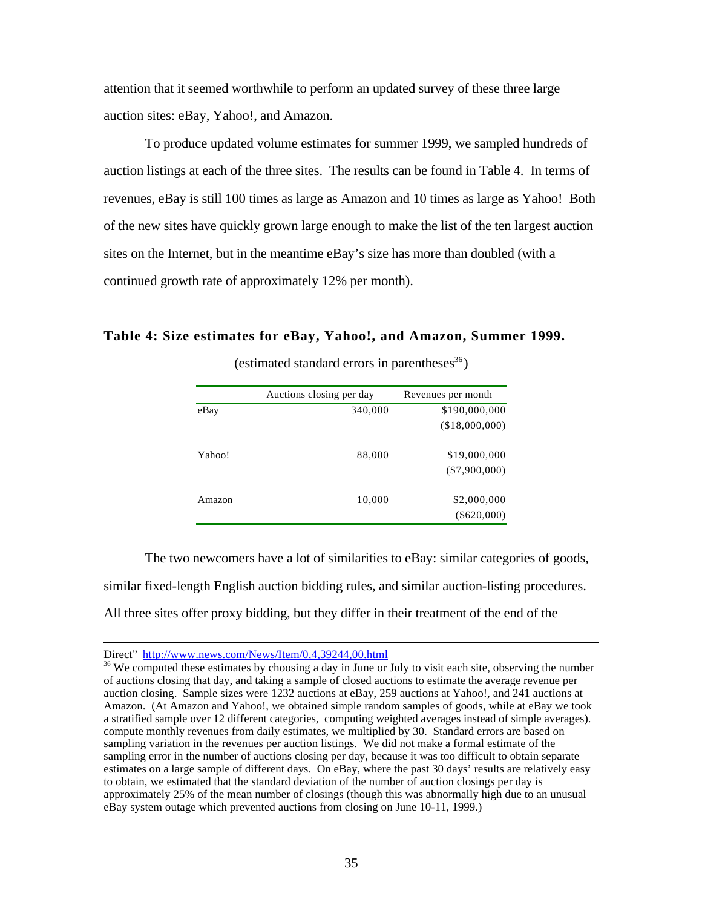attention that it seemed worthwhile to perform an updated survey of these three large auction sites: eBay, Yahoo!, and Amazon.

To produce updated volume estimates for summer 1999, we sampled hundreds of auction listings at each of the three sites. The results can be found in Table 4. In terms of revenues, eBay is still 100 times as large as Amazon and 10 times as large as Yahoo! Both of the new sites have quickly grown large enough to make the list of the ten largest auction sites on the Internet, but in the meantime eBay's size has more than doubled (with a continued growth rate of approximately 12% per month).

**Table 4: Size estimates for eBay, Yahoo!, and Amazon, Summer 1999.**

(estimated standard errors in parentheses[36])

| | Auctions closing per day | Revenues per month |
|---|---|---|
| eBay | 340,000 | \$190,000,000 |
| | | (\$18,000,000) |
| Yahoo! | 88,000 | \$19,000,000 |
| | | (\$7,900,000) |
| Amazon | 10,000 | \$2,000,000 |
| | | (\$620,000) |

The two newcomers have a lot of similarities to eBay: similar categories of goods, similar fixed-length English auction bidding rules, and similar auction-listing procedures. All three sites offer proxy bidding, but they differ in their treatment of the end of the

---

Direct" http://www.news.com/News/Item/0,4,39244,00.html

[36] We computed these estimates by choosing a day in June or July to visit each site, observing the number of auctions closing that day, and taking a sample of closed auctions to estimate the average revenue per auction closing. Sample sizes were 1232 auctions at eBay, 259 auctions at Yahoo!, and 241 auctions at Amazon. (At Amazon and Yahoo!, we obtained simple random samples of goods, while at eBay we took a stratified sample over 12 different categories, computing weighted averages instead of simple averages). compute monthly revenues from daily estimates, we multiplied by 30. Standard errors are based on sampling variation in the revenues per auction listings. We did not make a formal estimate of the sampling error in the number of auctions closing per day, because it was too difficult to obtain separate estimates on a large sample of different days. On eBay, where the past 30 days' results are relatively easy to obtain, we estimated that the standard deviation of the number of auction closings per day is approximately 25% of the mean number of closings (though this was abnormally high due to an unusual eBay system outage which prevented auctions from closing on June 10-11, 1999.)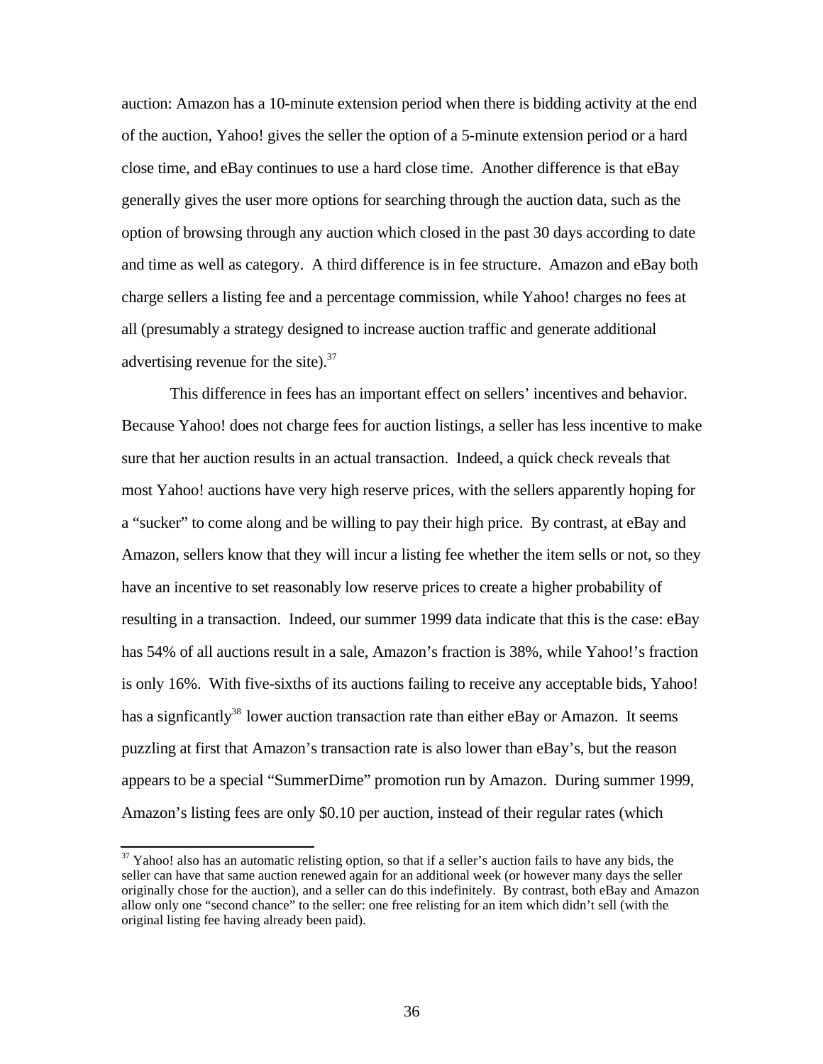auction: Amazon has a 10-minute extension period when there is bidding activity at the end of the auction, Yahoo! gives the seller the option of a 5-minute extension period or a hard close time, and eBay continues to use a hard close time. Another difference is that eBay generally gives the user more options for searching through the auction data, such as the option of browsing through any auction which closed in the past 30 days according to date and time as well as category. A third difference is in fee structure. Amazon and eBay both charge sellers a listing fee and a percentage commission, while Yahoo! charges no fees at all (presumably a strategy designed to increase auction traffic and generate additional advertising revenue for the site).[37]

This difference in fees has an important effect on sellers' incentives and behavior. Because Yahoo! does not charge fees for auction listings, a seller has less incentive to make sure that her auction results in an actual transaction. Indeed, a quick check reveals that most Yahoo! auctions have very high reserve prices, with the sellers apparently hoping for a "sucker" to come along and be willing to pay their high price. By contrast, at eBay and Amazon, sellers know that they will incur a listing fee whether the item sells or not, so they have an incentive to set reasonably low reserve prices to create a higher probability of resulting in a transaction. Indeed, our summer 1999 data indicate that this is the case: eBay has 54% of all auctions result in a sale, Amazon's fraction is 38%, while Yahoo!'s fraction is only 16%. With five-sixths of its auctions failing to receive any acceptable bids, Yahoo! has a signficantly[38] lower auction transaction rate than either eBay or Amazon. It seems puzzling at first that Amazon's transaction rate is also lower than eBay's, but the reason appears to be a special "SummerDime" promotion run by Amazon. During summer 1999, Amazon's listing fees are only $0.10 per auction, instead of their regular rates (which

[37] Yahoo! also has an automatic relisting option, so that if a seller's auction fails to have any bids, the seller can have that same auction renewed again for an additional week (or however many days the seller originally chose for the auction), and a seller can do this indefinitely. By contrast, both eBay and Amazon allow only one "second chance" to the seller: one free relisting for an item which didn't sell (with the original listing fee having already been paid).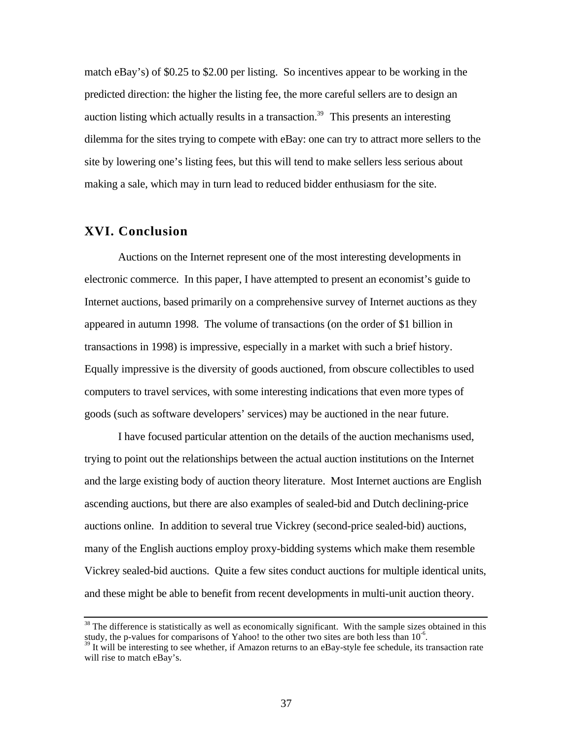match eBay's) of $0.25 to $2.00 per listing. So incentives appear to be working in the predicted direction: the higher the listing fee, the more careful sellers are to design an auction listing which actually results in a transaction.[39] This presents an interesting dilemma for the sites trying to compete with eBay: one can try to attract more sellers to the site by lowering one's listing fees, but this will tend to make sellers less serious about making a sale, which may in turn lead to reduced bidder enthusiasm for the site.

## XVI. Conclusion

Auctions on the Internet represent one of the most interesting developments in electronic commerce. In this paper, I have attempted to present an economist's guide to Internet auctions, based primarily on a comprehensive survey of Internet auctions as they appeared in autumn 1998. The volume of transactions (on the order of $1 billion in transactions in 1998) is impressive, especially in a market with such a brief history. Equally impressive is the diversity of goods auctioned, from obscure collectibles to used computers to travel services, with some interesting indications that even more types of goods (such as software developers' services) may be auctioned in the near future.

I have focused particular attention on the details of the auction mechanisms used, trying to point out the relationships between the actual auction institutions on the Internet and the large existing body of auction theory literature. Most Internet auctions are English ascending auctions, but there are also examples of sealed-bid and Dutch declining-price auctions online. In addition to several true Vickrey (second-price sealed-bid) auctions, many of the English auctions employ proxy-bidding systems which make them resemble Vickrey sealed-bid auctions. Quite a few sites conduct auctions for multiple identical units, and these might be able to benefit from recent developments in multi-unit auction theory.

---

[38] The difference is statistically as well as economically significant. With the sample sizes obtained in this study, the p-values for comparisons of Yahoo! to the other two sites are both less than $10^{-6}$.

[39] It will be interesting to see whether, if Amazon returns to an eBay-style fee schedule, its transaction rate will rise to match eBay's.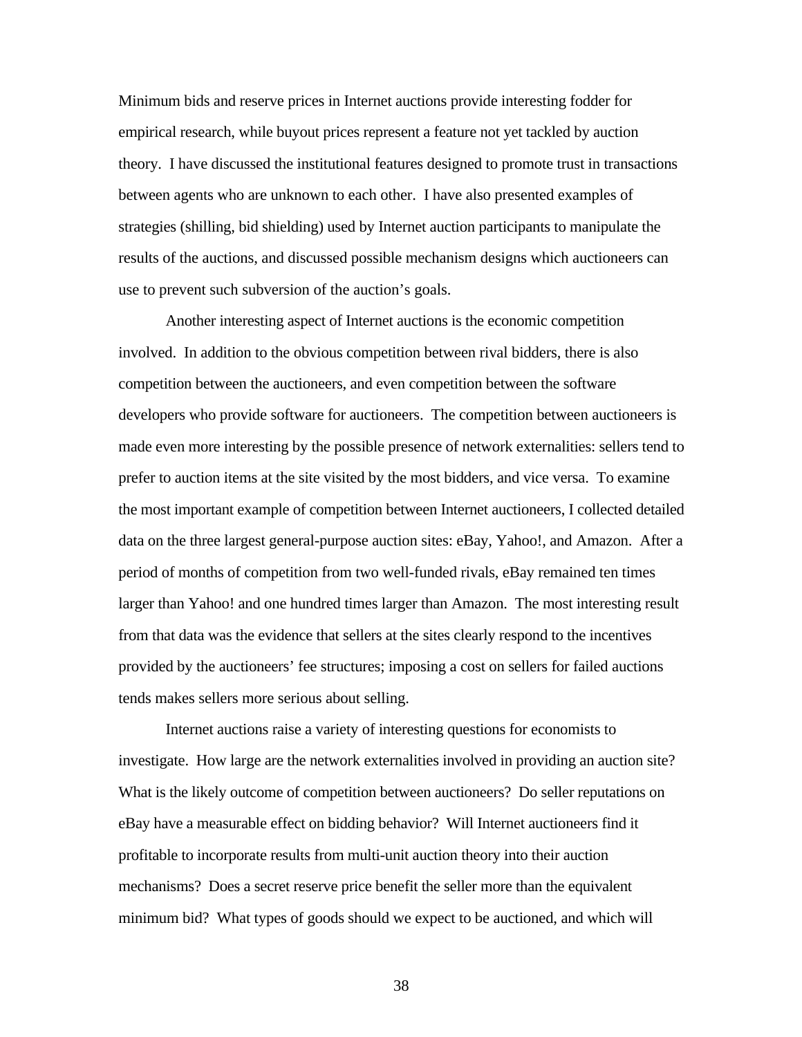Minimum bids and reserve prices in Internet auctions provide interesting fodder for empirical research, while buyout prices represent a feature not yet tackled by auction theory. I have discussed the institutional features designed to promote trust in transactions between agents who are unknown to each other. I have also presented examples of strategies (shilling, bid shielding) used by Internet auction participants to manipulate the results of the auctions, and discussed possible mechanism designs which auctioneers can use to prevent such subversion of the auction's goals.

Another interesting aspect of Internet auctions is the economic competition involved. In addition to the obvious competition between rival bidders, there is also competition between the auctioneers, and even competition between the software developers who provide software for auctioneers. The competition between auctioneers is made even more interesting by the possible presence of network externalities: sellers tend to prefer to auction items at the site visited by the most bidders, and vice versa. To examine the most important example of competition between Internet auctioneers, I collected detailed data on the three largest general-purpose auction sites: eBay, Yahoo!, and Amazon. After a period of months of competition from two well-funded rivals, eBay remained ten times larger than Yahoo! and one hundred times larger than Amazon. The most interesting result from that data was the evidence that sellers at the sites clearly respond to the incentives provided by the auctioneers' fee structures; imposing a cost on sellers for failed auctions tends makes sellers more serious about selling.

Internet auctions raise a variety of interesting questions for economists to investigate. How large are the network externalities involved in providing an auction site? What is the likely outcome of competition between auctioneers? Do seller reputations on eBay have a measurable effect on bidding behavior? Will Internet auctioneers find it profitable to incorporate results from multi-unit auction theory into their auction mechanisms? Does a secret reserve price benefit the seller more than the equivalent minimum bid? What types of goods should we expect to be auctioned, and which will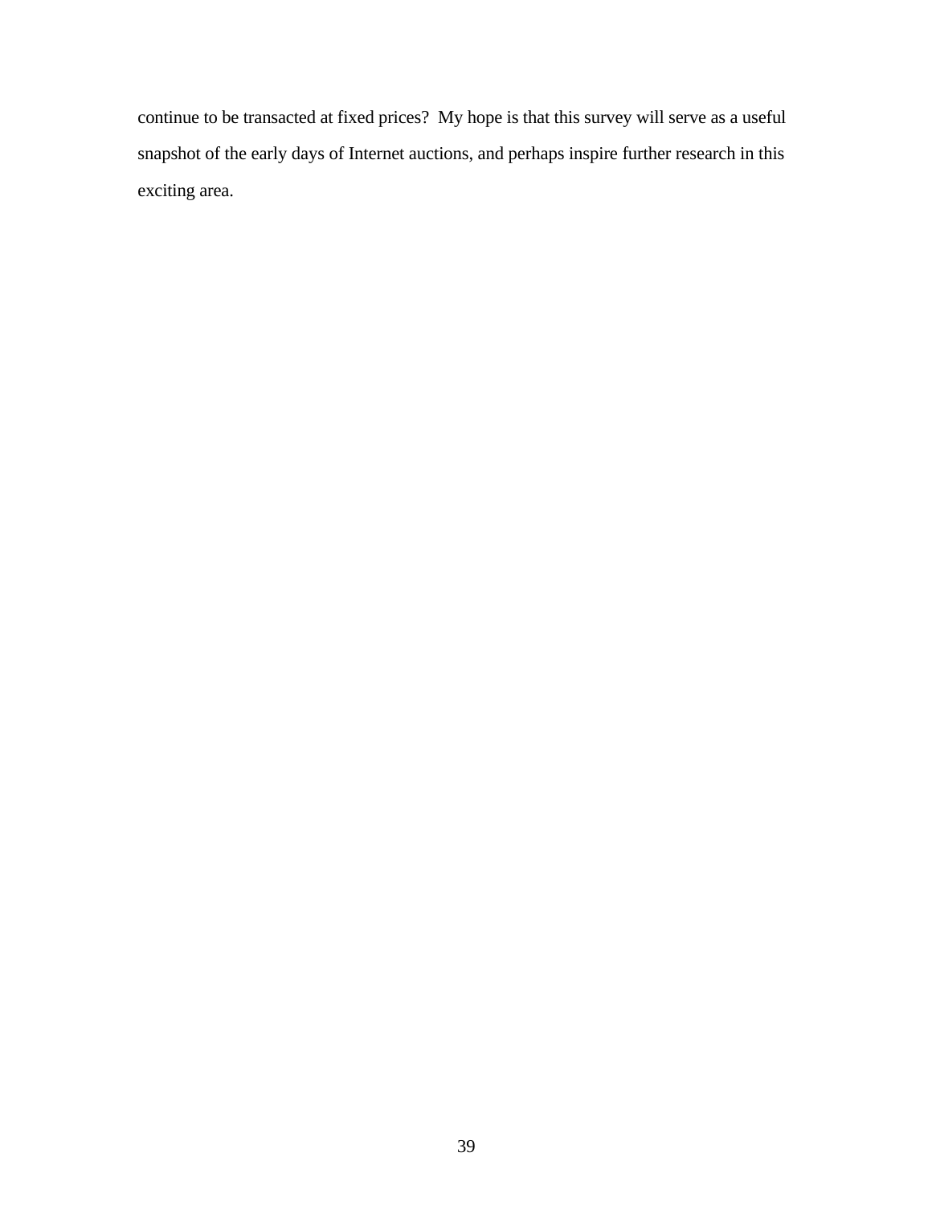continue to be transacted at fixed prices? My hope is that this survey will serve as a useful snapshot of the early days of Internet auctions, and perhaps inspire further research in this exciting area.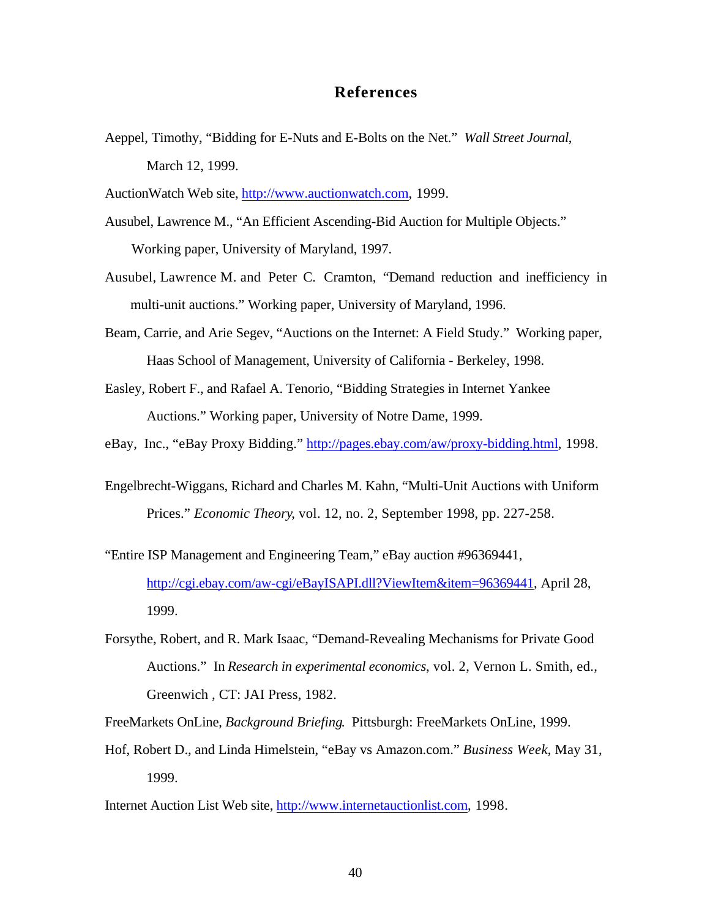## References

Aeppel, Timothy, "Bidding for E-Nuts and E-Bolts on the Net." *Wall Street Journal*, March 12, 1999.

AuctionWatch Web site, http://www.auctionwatch.com, 1999.

Ausubel, Lawrence M., "An Efficient Ascending-Bid Auction for Multiple Objects." Working paper, University of Maryland, 1997.

Ausubel, Lawrence M. and Peter C. Cramton, "Demand reduction and inefficiency in multi-unit auctions." Working paper, University of Maryland, 1996.

Beam, Carrie, and Arie Segev, "Auctions on the Internet: A Field Study." Working paper, Haas School of Management, University of California - Berkeley, 1998.

Easley, Robert F., and Rafael A. Tenorio, "Bidding Strategies in Internet Yankee Auctions." Working paper, University of Notre Dame, 1999.

eBay, Inc., "eBay Proxy Bidding." http://pages.ebay.com/aw/proxy-bidding.html, 1998.

Engelbrecht-Wiggans, Richard and Charles M. Kahn, "Multi-Unit Auctions with Uniform Prices." *Economic Theory*, vol. 12, no. 2, September 1998, pp. 227-258.

"Entire ISP Management and Engineering Team," eBay auction #96369441, http://cgi.ebay.com/aw-cgi/eBayISAPI.dll?ViewItem&item=96369441, April 28, 1999.

Forsythe, Robert, and R. Mark Isaac, "Demand-Revealing Mechanisms for Private Good Auctions." In *Research in experimental economics*, vol. 2, Vernon L. Smith, ed., Greenwich , CT: JAI Press, 1982.

FreeMarkets OnLine, *Background Briefing*. Pittsburgh: FreeMarkets OnLine, 1999.

Hof, Robert D., and Linda Himelstein, "eBay vs Amazon.com." *Business Week*, May 31, 1999.

Internet Auction List Web site, http://www.internetauctionlist.com, 1998.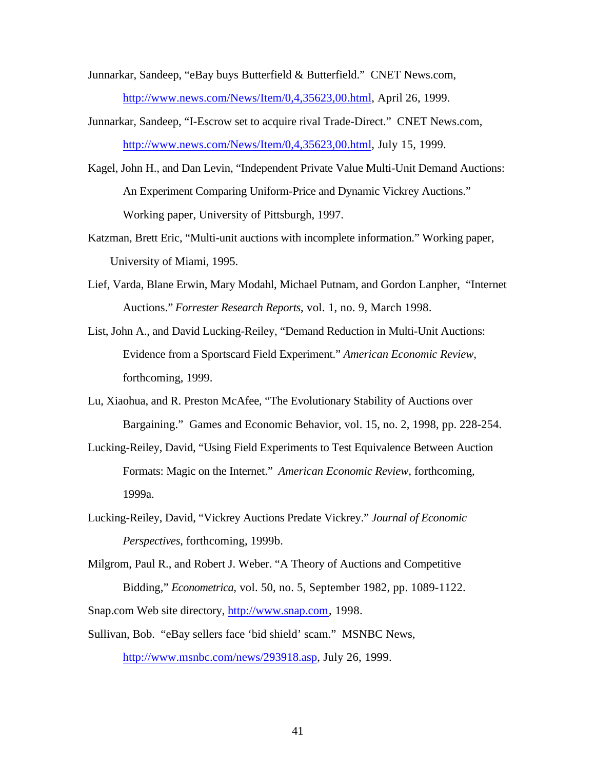Junnarkar, Sandeep, "eBay buys Butterfield & Butterfield." CNET News.com, http://www.news.com/News/Item/0,4,35623,00.html, April 26, 1999.

Junnarkar, Sandeep, "I-Escrow set to acquire rival Trade-Direct." CNET News.com, http://www.news.com/News/Item/0,4,35623,00.html, July 15, 1999.

Kagel, John H., and Dan Levin, "Independent Private Value Multi-Unit Demand Auctions: An Experiment Comparing Uniform-Price and Dynamic Vickrey Auctions." Working paper, University of Pittsburgh, 1997.

Katzman, Brett Eric, "Multi-unit auctions with incomplete information." Working paper, University of Miami, 1995.

Lief, Varda, Blane Erwin, Mary Modahl, Michael Putnam, and Gordon Lanpher, "Internet Auctions." *Forrester Research Reports*, vol. 1, no. 9, March 1998.

List, John A., and David Lucking-Reiley, "Demand Reduction in Multi-Unit Auctions: Evidence from a Sportscard Field Experiment." *American Economic Review*, forthcoming, 1999.

Lu, Xiaohua, and R. Preston McAfee, "The Evolutionary Stability of Auctions over Bargaining." Games and Economic Behavior, vol. 15, no. 2, 1998, pp. 228-254.

Lucking-Reiley, David, "Using Field Experiments to Test Equivalence Between Auction Formats: Magic on the Internet." *American Economic Review*, forthcoming, 1999a.

Lucking-Reiley, David, "Vickrey Auctions Predate Vickrey." *Journal of Economic Perspectives*, forthcoming, 1999b.

Milgrom, Paul R., and Robert J. Weber. "A Theory of Auctions and Competitive Bidding," *Econometrica*, vol. 50, no. 5, September 1982, pp. 1089-1122.

Snap.com Web site directory, http://www.snap.com, 1998.

Sullivan, Bob. "eBay sellers face 'bid shield' scam." MSNBC News, http://www.msnbc.com/news/293918.asp, July 26, 1999.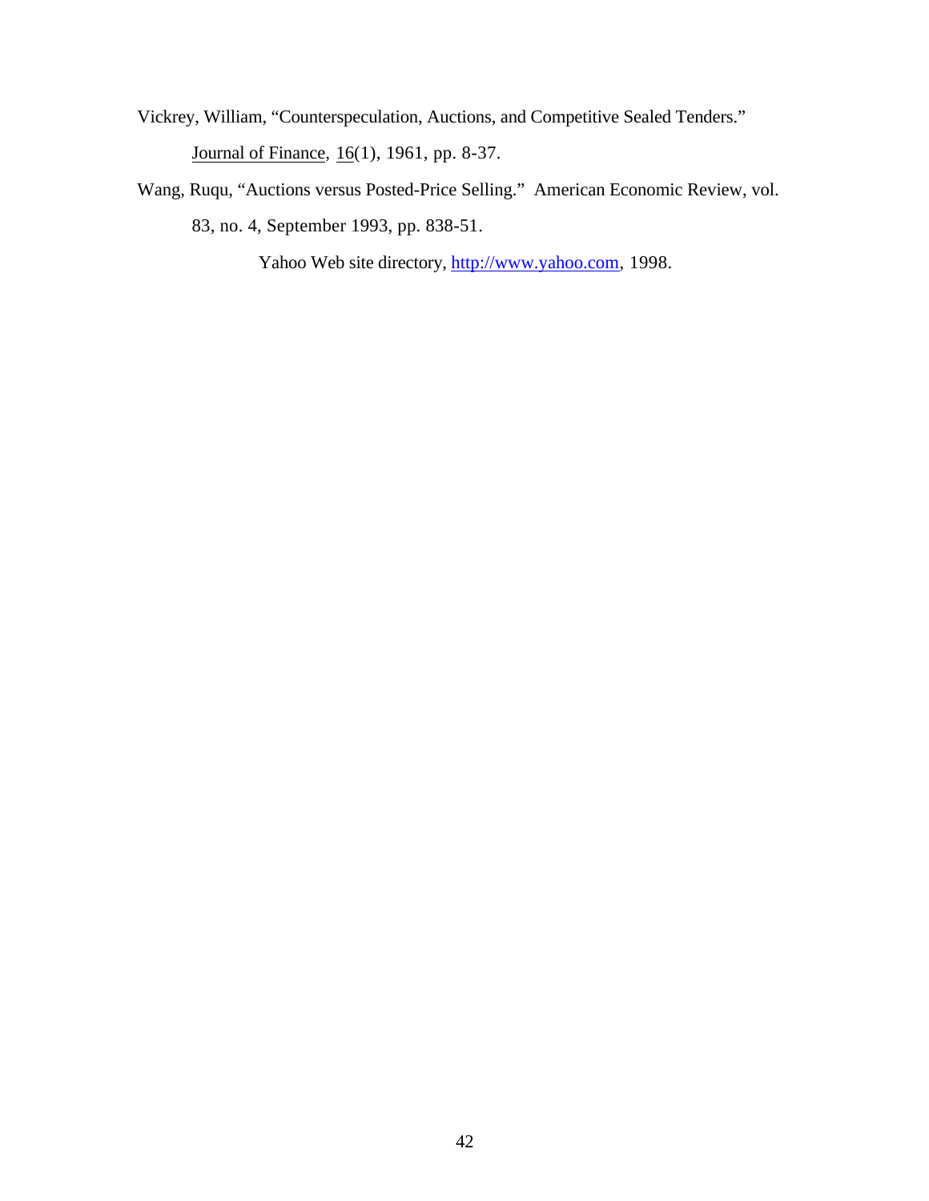Vickrey, William, "Counterspeculation, Auctions, and Competitive Sealed Tenders." Journal of Finance, 16(1), 1961, pp. 8-37.

Wang, Ruqu, "Auctions versus Posted-Price Selling." American Economic Review, vol. 83, no. 4, September 1993, pp. 838-51.

Yahoo Web site directory, http://www.yahoo.com, 1998.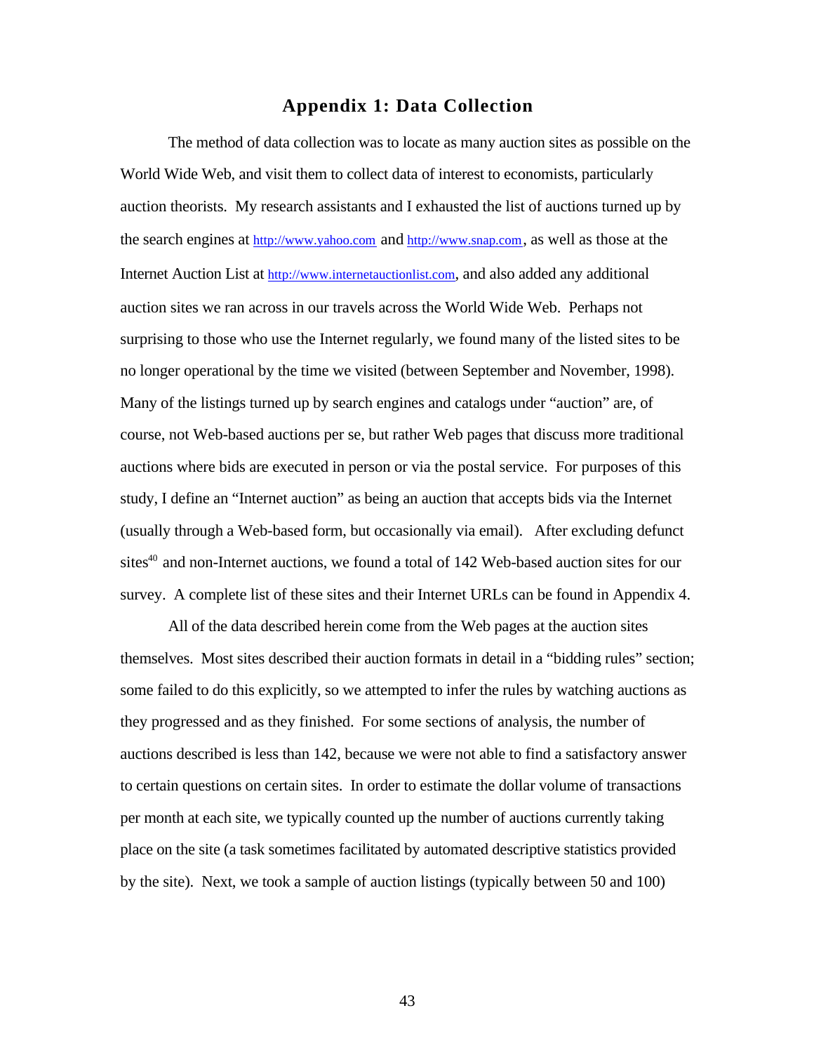## Appendix 1: Data Collection

The method of data collection was to locate as many auction sites as possible on the World Wide Web, and visit them to collect data of interest to economists, particularly auction theorists. My research assistants and I exhausted the list of auctions turned up by the search engines at http://www.yahoo.com and http://www.snap.com, as well as those at the Internet Auction List at http://www.internetauctionlist.com, and also added any additional auction sites we ran across in our travels across the World Wide Web. Perhaps not surprising to those who use the Internet regularly, we found many of the listed sites to be no longer operational by the time we visited (between September and November, 1998). Many of the listings turned up by search engines and catalogs under "auction" are, of course, not Web-based auctions per se, but rather Web pages that discuss more traditional auctions where bids are executed in person or via the postal service. For purposes of this study, I define an "Internet auction" as being an auction that accepts bids via the Internet (usually through a Web-based form, but occasionally via email). After excluding defunct sites[40] and non-Internet auctions, we found a total of 142 Web-based auction sites for our survey. A complete list of these sites and their Internet URLs can be found in Appendix 4.

All of the data described herein come from the Web pages at the auction sites themselves. Most sites described their auction formats in detail in a "bidding rules" section; some failed to do this explicitly, so we attempted to infer the rules by watching auctions as they progressed and as they finished. For some sections of analysis, the number of auctions described is less than 142, because we were not able to find a satisfactory answer to certain questions on certain sites. In order to estimate the dollar volume of transactions per month at each site, we typically counted up the number of auctions currently taking place on the site (a task sometimes facilitated by automated descriptive statistics provided by the site). Next, we took a sample of auction listings (typically between 50 and 100)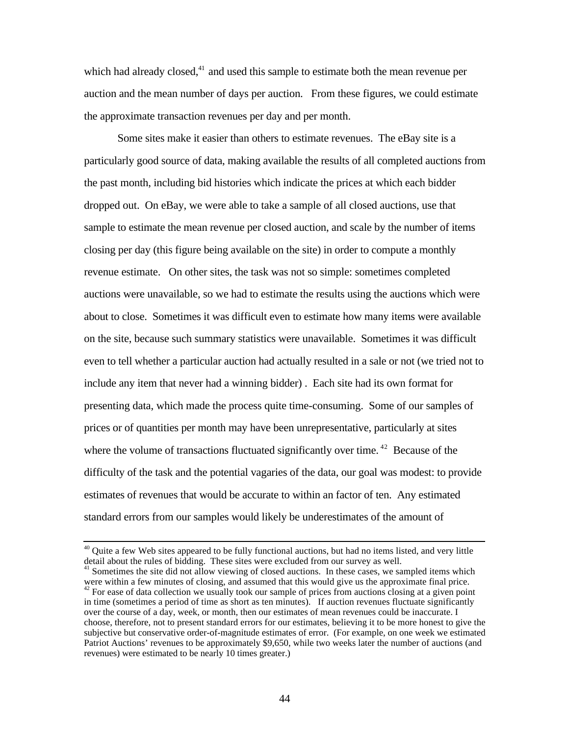which had already closed,[41] and used this sample to estimate both the mean revenue per auction and the mean number of days per auction. From these figures, we could estimate the approximate transaction revenues per day and per month.

Some sites make it easier than others to estimate revenues. The eBay site is a particularly good source of data, making available the results of all completed auctions from the past month, including bid histories which indicate the prices at which each bidder dropped out. On eBay, we were able to take a sample of all closed auctions, use that sample to estimate the mean revenue per closed auction, and scale by the number of items closing per day (this figure being available on the site) in order to compute a monthly revenue estimate. On other sites, the task was not so simple: sometimes completed auctions were unavailable, so we had to estimate the results using the auctions which were about to close. Sometimes it was difficult even to estimate how many items were available on the site, because such summary statistics were unavailable. Sometimes it was difficult even to tell whether a particular auction had actually resulted in a sale or not (we tried not to include any item that never had a winning bidder) . Each site had its own format for presenting data, which made the process quite time-consuming. Some of our samples of prices or of quantities per month may have been unrepresentative, particularly at sites where the volume of transactions fluctuated significantly over time.[42] Because of the difficulty of the task and the potential vagaries of the data, our goal was modest: to provide estimates of revenues that would be accurate to within an factor of ten. Any estimated standard errors from our samples would likely be underestimates of the amount of

---

[40] Quite a few Web sites appeared to be fully functional auctions, but had no items listed, and very little detail about the rules of bidding. These sites were excluded from our survey as well.

[41] Sometimes the site did not allow viewing of closed auctions. In these cases, we sampled items which were within a few minutes of closing, and assumed that this would give us the approximate final price.

[42] For ease of data collection we usually took our sample of prices from auctions closing at a given point in time (sometimes a period of time as short as ten minutes). If auction revenues fluctuate significantly over the course of a day, week, or month, then our estimates of mean revenues could be inaccurate. I choose, therefore, not to present standard errors for our estimates, believing it to be more honest to give the subjective but conservative order-of-magnitude estimates of error. (For example, on one week we estimated Patriot Auctions' revenues to be approximately $9,650, while two weeks later the number of auctions (and revenues) were estimated to be nearly 10 times greater.)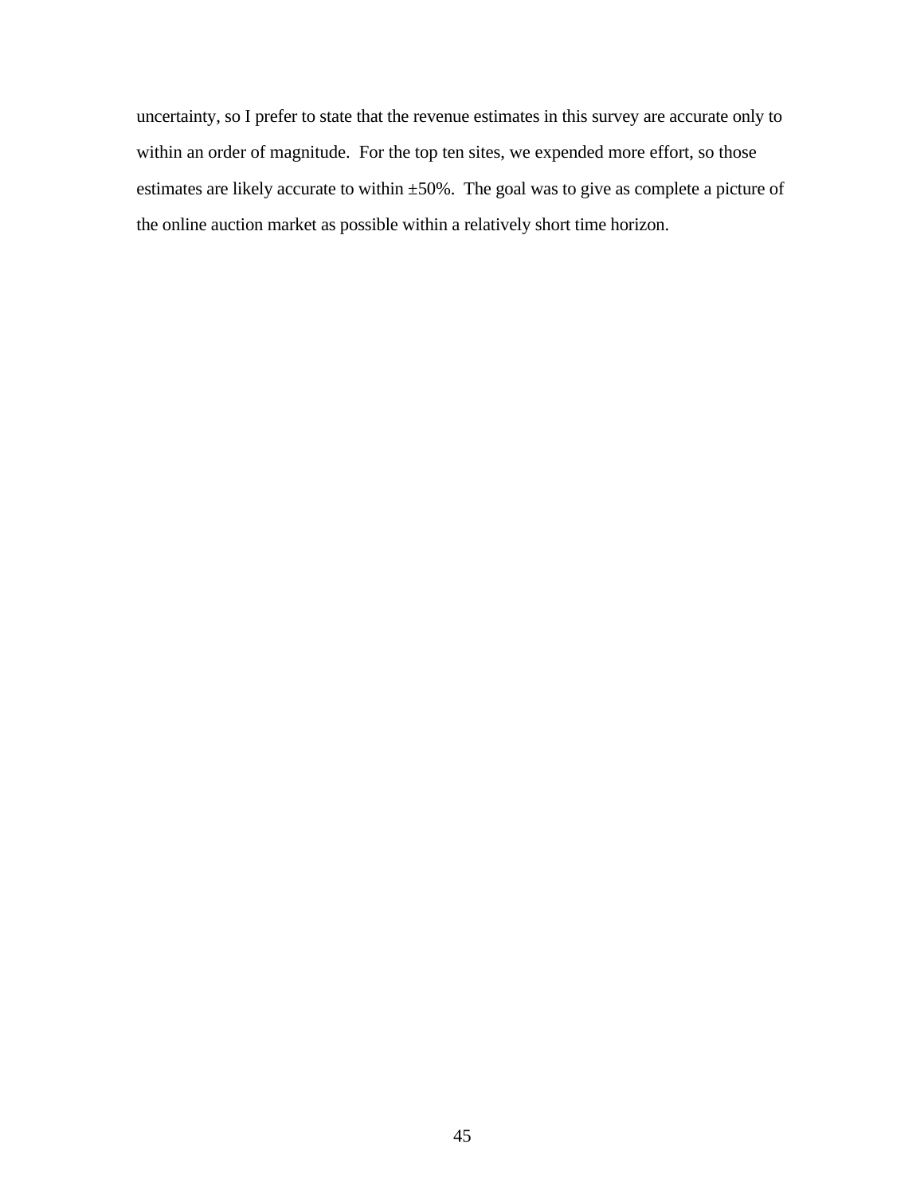uncertainty, so I prefer to state that the revenue estimates in this survey are accurate only to within an order of magnitude. For the top ten sites, we expended more effort, so those estimates are likely accurate to within ±50%. The goal was to give as complete a picture of the online auction market as possible within a relatively short time horizon.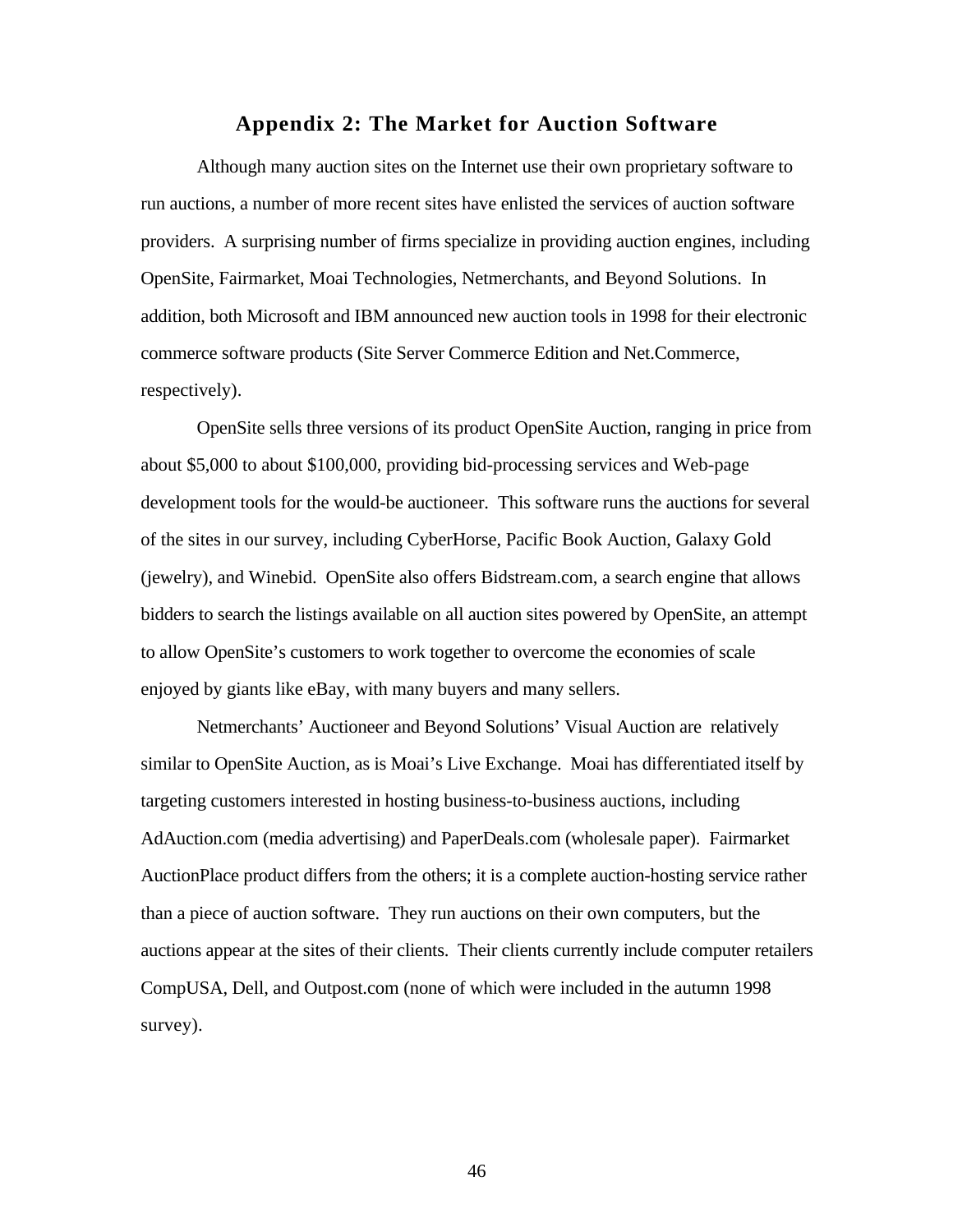## Appendix 2: The Market for Auction Software

Although many auction sites on the Internet use their own proprietary software to run auctions, a number of more recent sites have enlisted the services of auction software providers. A surprising number of firms specialize in providing auction engines, including OpenSite, Fairmarket, Moai Technologies, Netmerchants, and Beyond Solutions. In addition, both Microsoft and IBM announced new auction tools in 1998 for their electronic commerce software products (Site Server Commerce Edition and Net.Commerce, respectively).

OpenSite sells three versions of its product OpenSite Auction, ranging in price from about $5,000 to about $100,000, providing bid-processing services and Web-page development tools for the would-be auctioneer. This software runs the auctions for several of the sites in our survey, including CyberHorse, Pacific Book Auction, Galaxy Gold (jewelry), and Winebid. OpenSite also offers Bidstream.com, a search engine that allows bidders to search the listings available on all auction sites powered by OpenSite, an attempt to allow OpenSite's customers to work together to overcome the economies of scale enjoyed by giants like eBay, with many buyers and many sellers.

Netmerchants' Auctioneer and Beyond Solutions' Visual Auction are relatively similar to OpenSite Auction, as is Moai's Live Exchange. Moai has differentiated itself by targeting customers interested in hosting business-to-business auctions, including AdAuction.com (media advertising) and PaperDeals.com (wholesale paper). Fairmarket AuctionPlace product differs from the others; it is a complete auction-hosting service rather than a piece of auction software. They run auctions on their own computers, but the auctions appear at the sites of their clients. Their clients currently include computer retailers CompUSA, Dell, and Outpost.com (none of which were included in the autumn 1998 survey).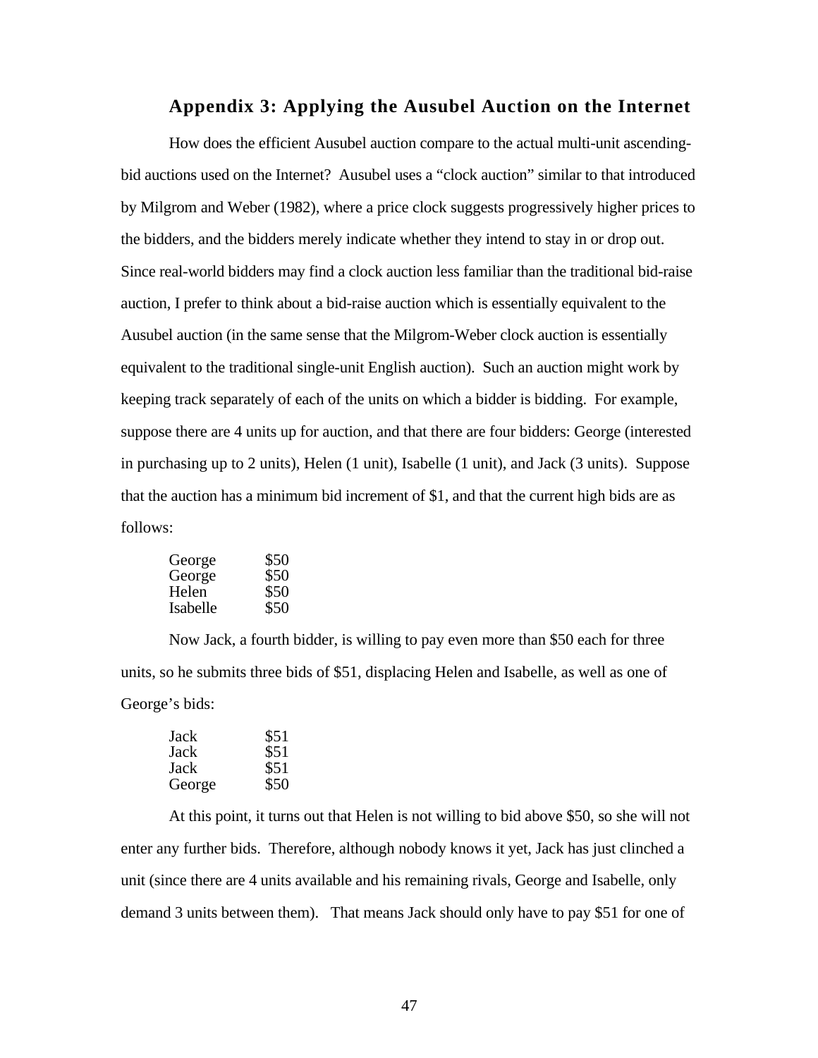## Appendix 3: Applying the Ausubel Auction on the Internet

How does the efficient Ausubel auction compare to the actual multi-unit ascending-bid auctions used on the Internet? Ausubel uses a "clock auction" similar to that introduced by Milgrom and Weber (1982), where a price clock suggests progressively higher prices to the bidders, and the bidders merely indicate whether they intend to stay in or drop out. Since real-world bidders may find a clock auction less familiar than the traditional bid-raise auction, I prefer to think about a bid-raise auction which is essentially equivalent to the Ausubel auction (in the same sense that the Milgrom-Weber clock auction is essentially equivalent to the traditional single-unit English auction). Such an auction might work by keeping track separately of each of the units on which a bidder is bidding. For example, suppose there are 4 units up for auction, and that there are four bidders: George (interested in purchasing up to 2 units), Helen (1 unit), Isabelle (1 unit), and Jack (3 units). Suppose that the auction has a minimum bid increment of $1, and that the current high bids are as follows:

| | |
|---|---|
| George | $50 |
| George | $50 |
| Helen | $50 |
| Isabelle | $50 |

Now Jack, a fourth bidder, is willing to pay even more than $50 each for three units, so he submits three bids of $51, displacing Helen and Isabelle, as well as one of George's bids:

| | |
|---|---|
| Jack | $51 |
| Jack | $51 |
| Jack | $51 |
| George | $50 |

At this point, it turns out that Helen is not willing to bid above $50, so she will not enter any further bids. Therefore, although nobody knows it yet, Jack has just clinched a unit (since there are 4 units available and his remaining rivals, George and Isabelle, only demand 3 units between them). That means Jack should only have to pay $51 for one of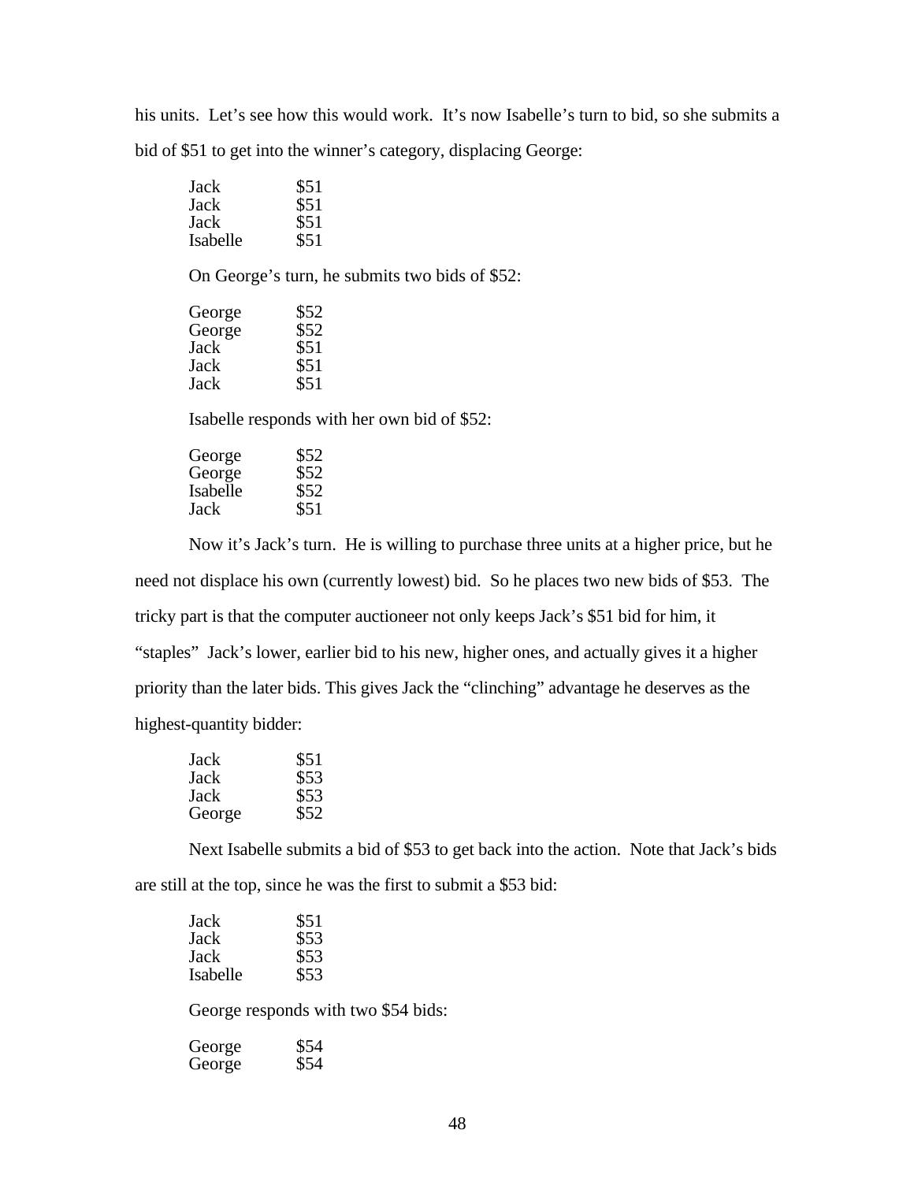his units. Let's see how this would work. It's now Isabelle's turn to bid, so she submits a bid of $51 to get into the winner's category, displacing George:

| | |
|---|---|
| Jack | $51 |
| Jack | $51 |
| Jack | $51 |
| Isabelle | $51 |

On George's turn, he submits two bids of $52:

| | |
|---|---|
| George | $52 |
| George | $52 |
| Jack | $51 |
| Jack | $51 |
| Jack | $51 |

Isabelle responds with her own bid of $52:

| | |
|---|---|
| George | $52 |
| George | $52 |
| Isabelle | $52 |
| Jack | $51 |

Now it's Jack's turn. He is willing to purchase three units at a higher price, but he need not displace his own (currently lowest) bid. So he places two new bids of $53. The tricky part is that the computer auctioneer not only keeps Jack's $51 bid for him, it "staples" Jack's lower, earlier bid to his new, higher ones, and actually gives it a higher priority than the later bids. This gives Jack the "clinching" advantage he deserves as the highest-quantity bidder:

| | |
|---|---|
| Jack | $51 |
| Jack | $53 |
| Jack | $53 |
| George | $52 |

Next Isabelle submits a bid of $53 to get back into the action. Note that Jack's bids are still at the top, since he was the first to submit a $53 bid:

| | |
|---|---|
| Jack | $51 |
| Jack | $53 |
| Jack | $53 |
| Isabelle | $53 |

George responds with two $54 bids:

| | |
|---|---|
| George | $54 |
| George | $54 |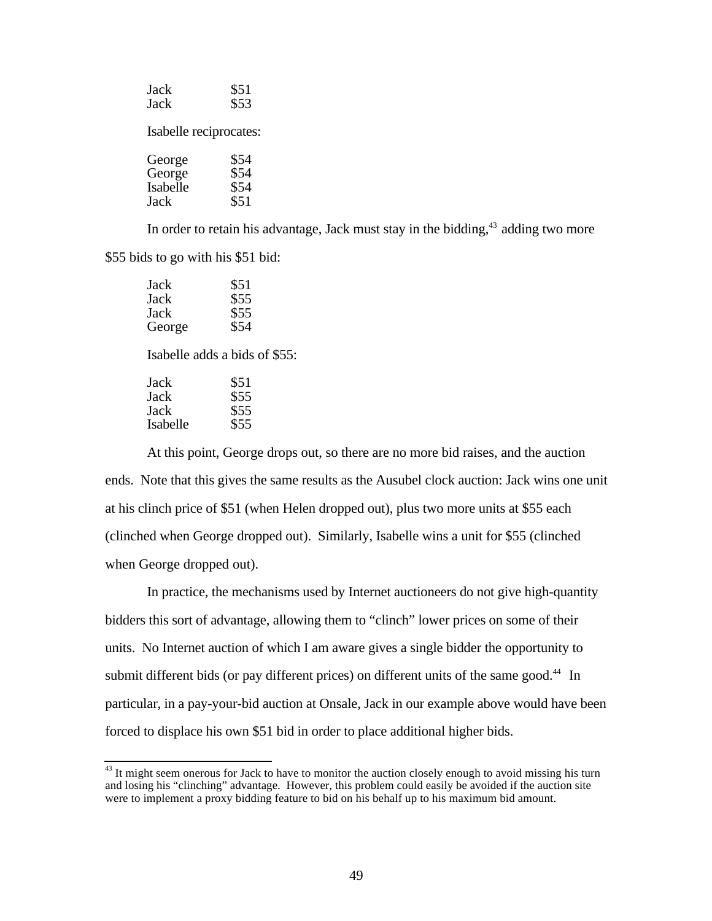| | |
|---|---|
| Jack | \$51 |
| Jack | \$53 |

Isabelle reciprocates:

| | |
|---|---|
| George | \$54 |
| George | \$54 |
| Isabelle | \$54 |
| Jack | \$51 |

In order to retain his advantage, Jack must stay in the bidding,[43] adding two more \$55 bids to go with his \$51 bid:

| | |
|---|---|
| Jack | \$51 |
| Jack | \$55 |
| Jack | \$55 |
| George | \$54 |

Isabelle adds a bids of \$55:

| | |
|---|---|
| Jack | \$51 |
| Jack | \$55 |
| Jack | \$55 |
| Isabelle | \$55 |

At this point, George drops out, so there are no more bid raises, and the auction ends. Note that this gives the same results as the Ausubel clock auction: Jack wins one unit at his clinch price of \$51 (when Helen dropped out), plus two more units at \$55 each (clinched when George dropped out). Similarly, Isabelle wins a unit for \$55 (clinched when George dropped out).

In practice, the mechanisms used by Internet auctioneers do not give high-quantity bidders this sort of advantage, allowing them to "clinch" lower prices on some of their units. No Internet auction of which I am aware gives a single bidder the opportunity to submit different bids (or pay different prices) on different units of the same good.[44] In particular, in a pay-your-bid auction at Onsale, Jack in our example above would have been forced to displace his own \$51 bid in order to place additional higher bids.

---

[43] It might seem onerous for Jack to have to monitor the auction closely enough to avoid missing his turn and losing his "clinching" advantage. However, this problem could easily be avoided if the auction site were to implement a proxy bidding feature to bid on his behalf up to his maximum bid amount.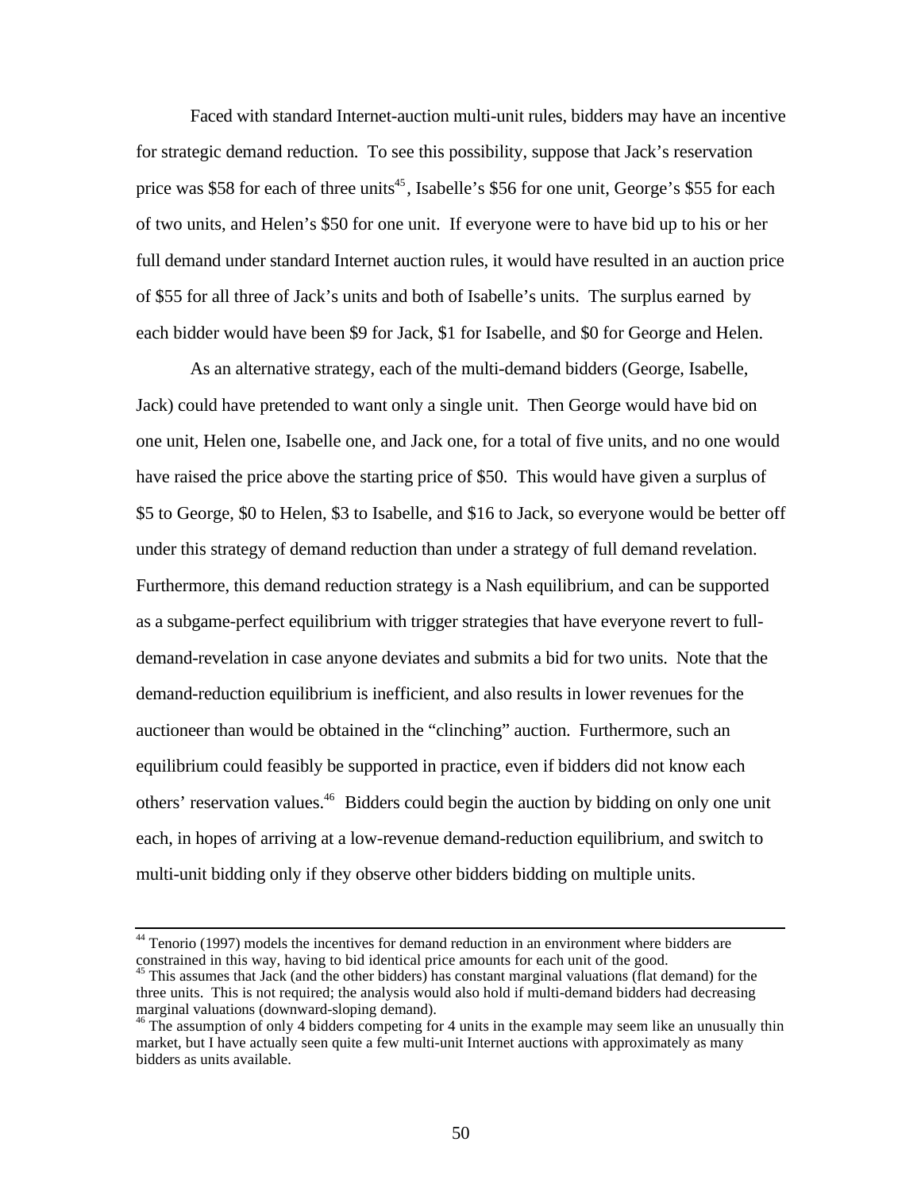Faced with standard Internet-auction multi-unit rules, bidders may have an incentive for strategic demand reduction. To see this possibility, suppose that Jack's reservation price was \$58 for each of three units[45], Isabelle's \$56 for one unit, George's \$55 for each of two units, and Helen's \$50 for one unit. If everyone were to have bid up to his or her full demand under standard Internet auction rules, it would have resulted in an auction price of \$55 for all three of Jack's units and both of Isabelle's units. The surplus earned by each bidder would have been \$9 for Jack, \$1 for Isabelle, and \$0 for George and Helen.

As an alternative strategy, each of the multi-demand bidders (George, Isabelle, Jack) could have pretended to want only a single unit. Then George would have bid on one unit, Helen one, Isabelle one, and Jack one, for a total of five units, and no one would have raised the price above the starting price of \$50. This would have given a surplus of \$5 to George, \$0 to Helen, \$3 to Isabelle, and \$16 to Jack, so everyone would be better off under this strategy of demand reduction than under a strategy of full demand revelation. Furthermore, this demand reduction strategy is a Nash equilibrium, and can be supported as a subgame-perfect equilibrium with trigger strategies that have everyone revert to full-demand-revelation in case anyone deviates and submits a bid for two units. Note that the demand-reduction equilibrium is inefficient, and also results in lower revenues for the auctioneer than would be obtained in the "clinching" auction. Furthermore, such an equilibrium could feasibly be supported in practice, even if bidders did not know each others' reservation values.[46] Bidders could begin the auction by bidding on only one unit each, in hopes of arriving at a low-revenue demand-reduction equilibrium, and switch to multi-unit bidding only if they observe other bidders bidding on multiple units.

---

[44] Tenorio (1997) models the incentives for demand reduction in an environment where bidders are constrained in this way, having to bid identical price amounts for each unit of the good.

[45] This assumes that Jack (and the other bidders) has constant marginal valuations (flat demand) for the three units. This is not required; the analysis would also hold if multi-demand bidders had decreasing marginal valuations (downward-sloping demand).

[46] The assumption of only 4 bidders competing for 4 units in the example may seem like an unusually thin market, but I have actually seen quite a few multi-unit Internet auctions with approximately as many bidders as units available.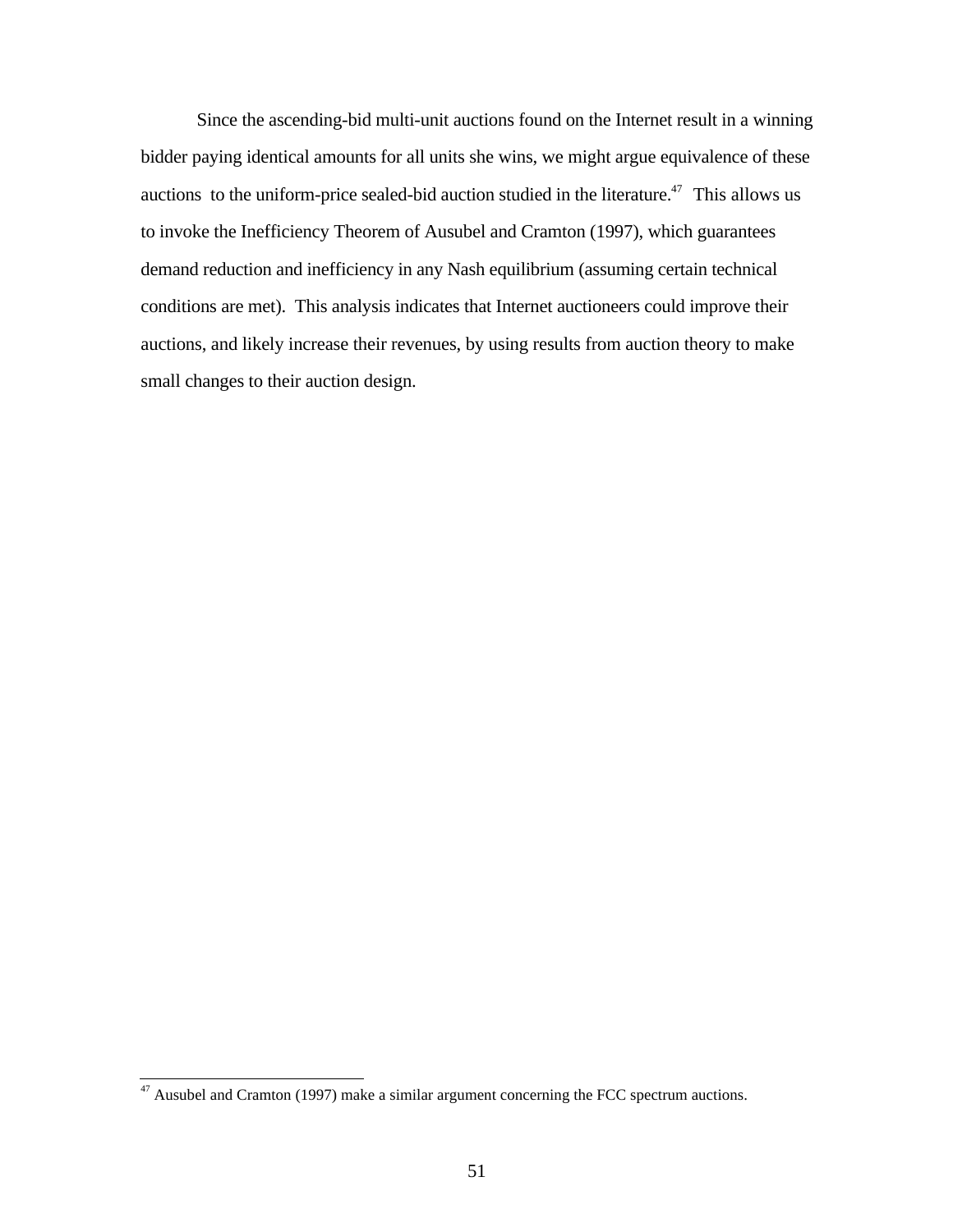Since the ascending-bid multi-unit auctions found on the Internet result in a winning bidder paying identical amounts for all units she wins, we might argue equivalence of these auctions to the uniform-price sealed-bid auction studied in the literature.[47] This allows us to invoke the Inefficiency Theorem of Ausubel and Cramton (1997), which guarantees demand reduction and inefficiency in any Nash equilibrium (assuming certain technical conditions are met). This analysis indicates that Internet auctioneers could improve their auctions, and likely increase their revenues, by using results from auction theory to make small changes to their auction design.

---

[47] Ausubel and Cramton (1997) make a similar argument concerning the FCC spectrum auctions.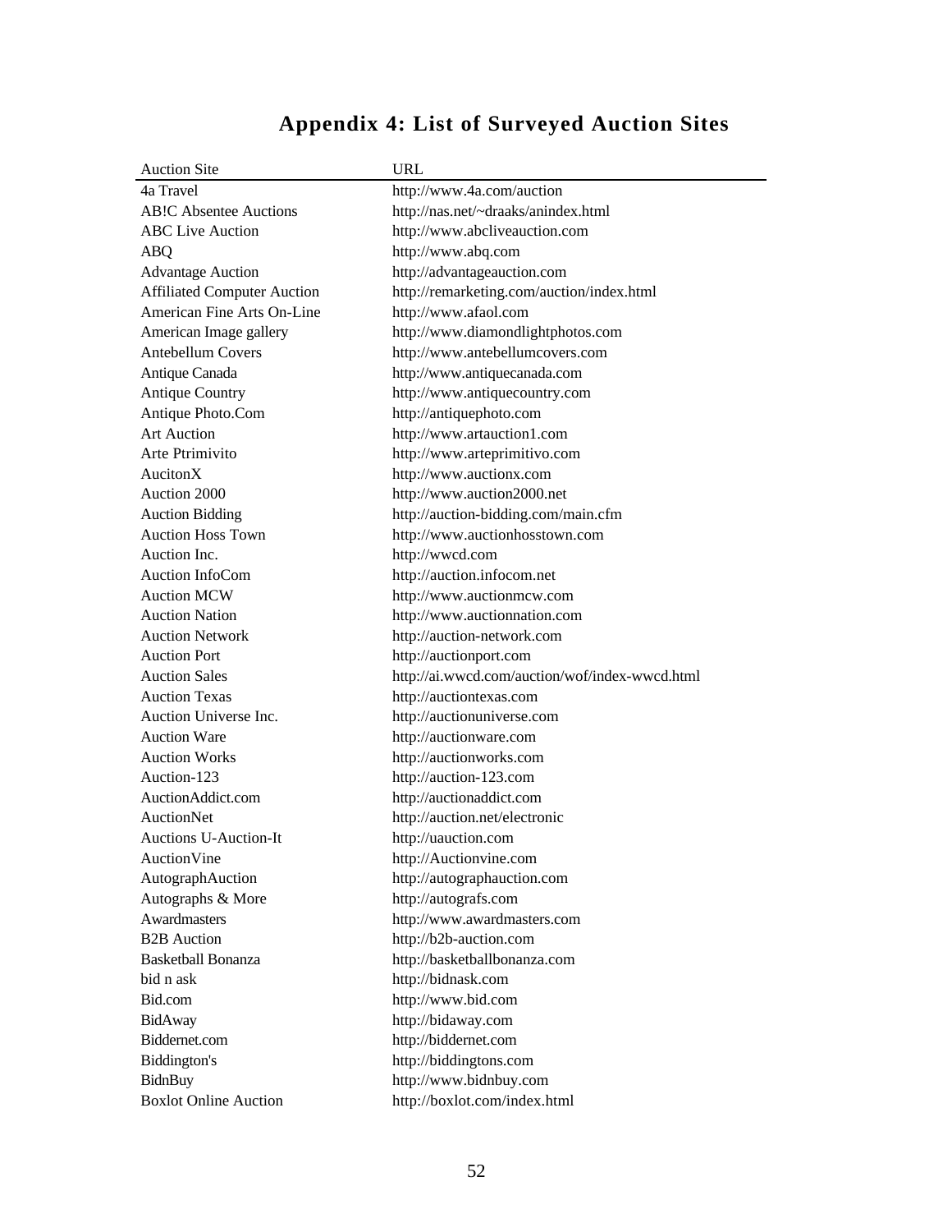# Appendix 4: List of Surveyed Auction Sites

| Auction Site | URL |
| --- | --- |
| 4a Travel | http://www.4a.com/auction |
| AB!C Absentee Auctions | http://nas.net/~draaks/anindex.html |
| ABC Live Auction | http://www.abcliveauction.com |
| ABQ | http://www.abq.com |
| Advantage Auction | http://advantageauction.com |
| Affiliated Computer Auction | http://remarketing.com/auction/index.html |
| American Fine Arts On-Line | http://www.afaol.com |
| American Image gallery | http://www.diamondlightphotos.com |
| Antebellum Covers | http://www.antebellumcovers.com |
| Antique Canada | http://www.antiquecanada.com |
| Antique Country | http://www.antiquecountry.com |
| Antique Photo.Com | http://antiquephoto.com |
| Art Auction | http://www.artauction1.com |
| Arte Ptrimivito | http://www.arteprimitivo.com |
| AucitonX | http://www.auctionx.com |
| Auction 2000 | http://www.auction2000.net |
| Auction Bidding | http://auction-bidding.com/main.cfm |
| Auction Hoss Town | http://www.auctionhosstown.com |
| Auction Inc. | http://wwcd.com |
| Auction InfoCom | http://auction.infocom.net |
| Auction MCW | http://www.auctionmcw.com |
| Auction Nation | http://www.auctionnation.com |
| Auction Network | http://auction-network.com |
| Auction Port | http://auctionport.com |
| Auction Sales | http://ai.wwcd.com/auction/wof/index-wwcd.html |
| Auction Texas | http://auctiontexas.com |
| Auction Universe Inc. | http://auctionuniverse.com |
| Auction Ware | http://auctionware.com |
| Auction Works | http://auctionworks.com |
| Auction-123 | http://auction-123.com |
| AuctionAddict.com | http://auctionaddict.com |
| AuctionNet | http://auction.net/electronic |
| Auctions U-Auction-It | http://uauction.com |
| AuctionVine | http://Auctionvine.com |
| AutographAuction | http://autographauction.com |
| Autographs & More | http://autografs.com |
| Awardmasters | http://www.awardmasters.com |
| B2B Auction | http://b2b-auction.com |
| Basketball Bonanza | http://basketballbonanza.com |
| bid n ask | http://bidnask.com |
| Bid.com | http://www.bid.com |
| BidAway | http://bidaway.com |
| Biddernet.com | http://biddernet.com |
| Biddington's | http://biddingtons.com |
| BidnBuy | http://www.bidnbuy.com |
| Boxlot Online Auction | http://boxlot.com/index.html |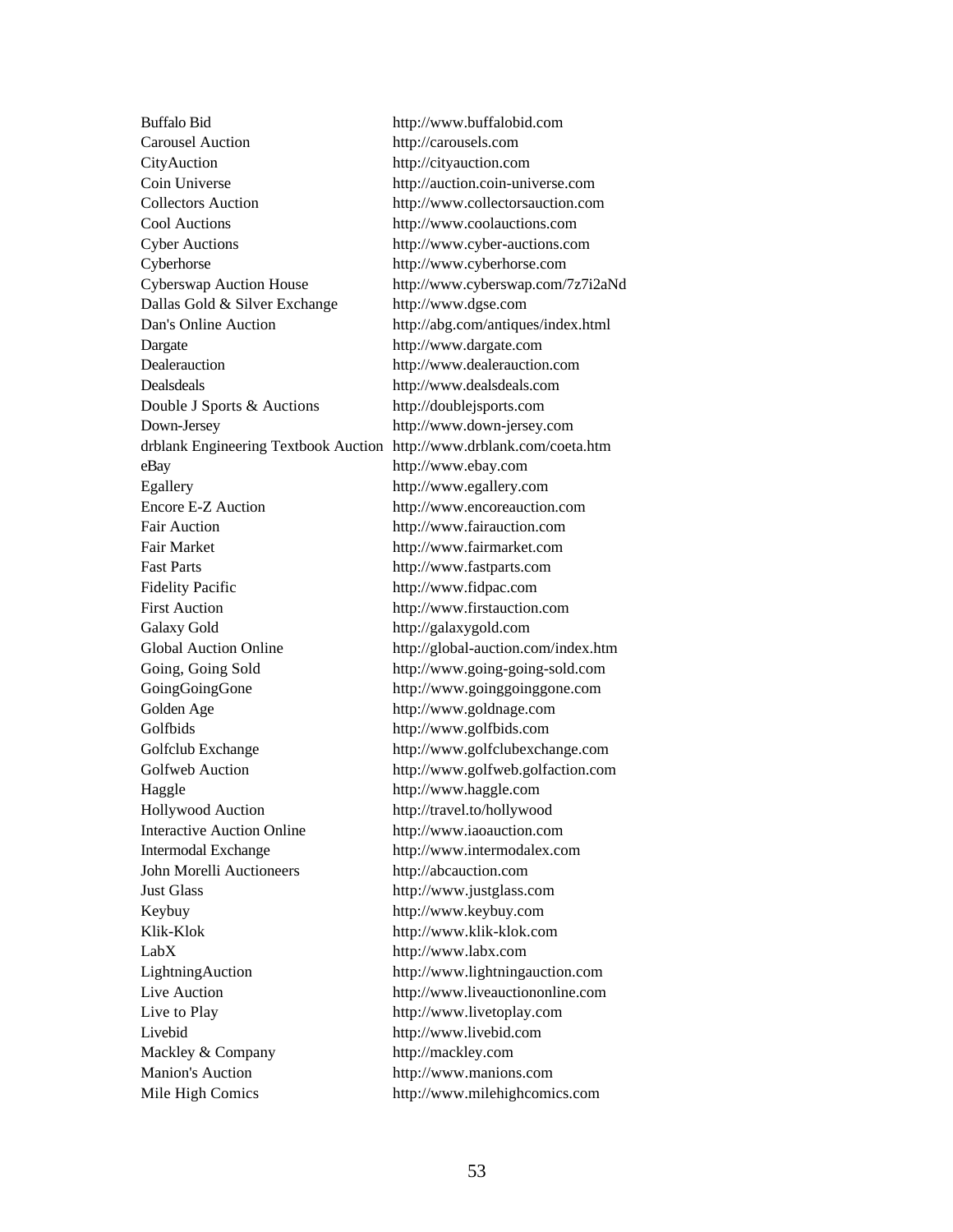| | |
|---|---|
| Buffalo Bid | http://www.buffalobid.com |
| Carousel Auction | http://carousels.com |
| CityAuction | http://cityauction.com |
| Coin Universe | http://auction.coin-universe.com |
| Collectors Auction | http://www.collectorsauction.com |
| Cool Auctions | http://www.coolauctions.com |
| Cyber Auctions | http://www.cyber-auctions.com |
| Cyberhorse | http://www.cyberhorse.com |
| Cyberswap Auction House | http://www.cyberswap.com/7z7i2aNd |
| Dallas Gold & Silver Exchange | http://www.dgse.com |
| Dan's Online Auction | http://abg.com/antiques/index.html |
| Dargate | http://www.dargate.com |
| Dealerauction | http://www.dealerauction.com |
| Dealsdeals | http://www.dealsdeals.com |
| Double J Sports & Auctions | http://doublejsports.com |
| Down-Jersey | http://www.down-jersey.com |
| drblank Engineering Textbook Auction | http://www.drblank.com/coeta.htm |
| eBay | http://www.ebay.com |
| Egallery | http://www.egallery.com |
| Encore E-Z Auction | http://www.encoreauction.com |
| Fair Auction | http://www.fairauction.com |
| Fair Market | http://www.fairmarket.com |
| Fast Parts | http://www.fastparts.com |
| Fidelity Pacific | http://www.fidpac.com |
| First Auction | http://www.firstauction.com |
| Galaxy Gold | http://galaxygold.com |
| Global Auction Online | http://global-auction.com/index.htm |
| Going, Going Sold | http://www.going-going-sold.com |
| GoingGoingGone | http://www.goinggoinggone.com |
| Golden Age | http://www.goldnage.com |
| Golfbids | http://www.golfbids.com |
| Golfclub Exchange | http://www.golfclubexchange.com |
| Golfweb Auction | http://www.golfweb.golfaction.com |
| Haggle | http://www.haggle.com |
| Hollywood Auction | http://travel.to/hollywood |
| Interactive Auction Online | http://www.iaoauction.com |
| Intermodal Exchange | http://www.intermodalex.com |
| John Morelli Auctioneers | http://abcauction.com |
| Just Glass | http://www.justglass.com |
| Keybuy | http://www.keybuy.com |
| Klik-Klok | http://www.klik-klok.com |
| LabX | http://www.labx.com |
| LightningAuction | http://www.lightningauction.com |
| Live Auction | http://www.liveauctiononline.com |
| Live to Play | http://www.livetoplay.com |
| Livebid | http://www.livebid.com |
| Mackley & Company | http://mackley.com |
| Manion's Auction | http://www.manions.com |
| Mile High Comics | http://www.milehighcomics.com |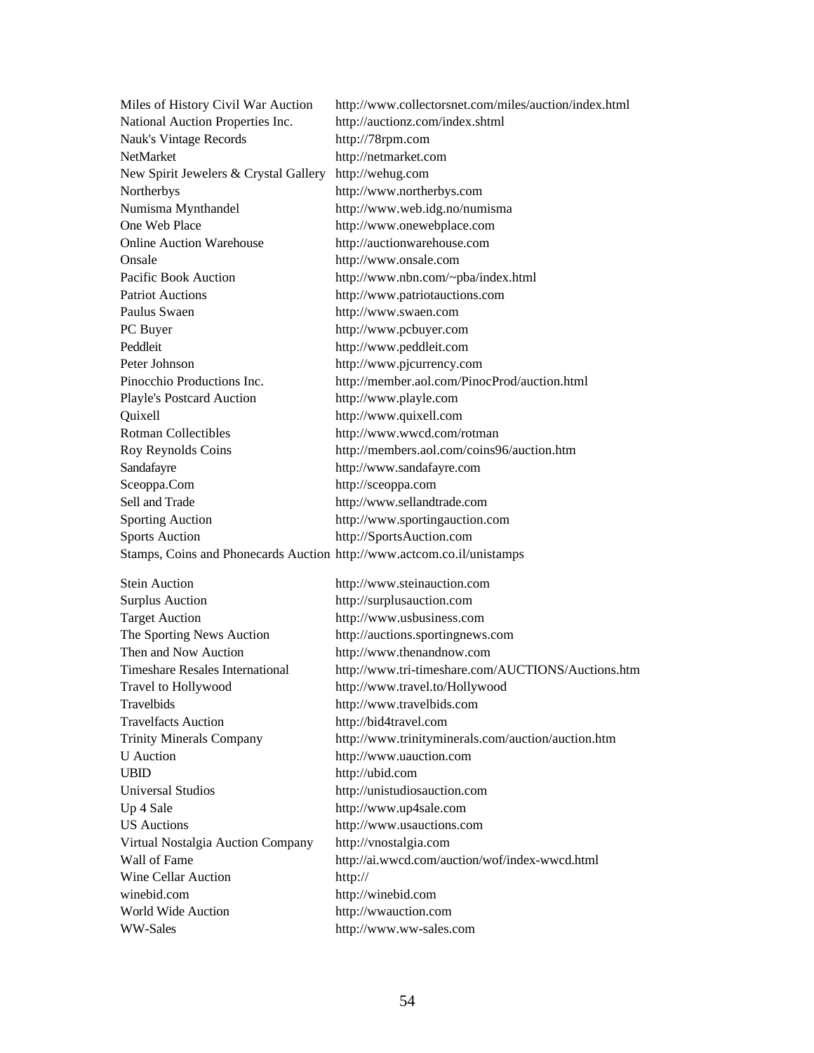| | |
|---|---|
| Miles of History Civil War Auction | http://www.collectorsnet.com/miles/auction/index.html |
| National Auction Properties Inc. | http://auctionz.com/index.shtml |
| Nauk's Vintage Records | http://78rpm.com |
| NetMarket | http://netmarket.com |
| New Spirit Jewelers & Crystal Gallery | http://wehug.com |
| Northerbys | http://www.northerbys.com |
| Numisma Mynthandel | http://www.web.idg.no/numisma |
| One Web Place | http://www.onewebplace.com |
| Online Auction Warehouse | http://auctionwarehouse.com |
| Onsale | http://www.onsale.com |
| Pacific Book Auction | http://www.nbn.com/~pba/index.html |
| Patriot Auctions | http://www.patriotauctions.com |
| Paulus Swaen | http://www.swaen.com |
| PC Buyer | http://www.pcbuyer.com |
| Peddleit | http://www.peddleit.com |
| Peter Johnson | http://www.pjcurrency.com |
| Pinocchio Productions Inc. | http://member.aol.com/PinocProd/auction.html |
| Playle's Postcard Auction | http://www.playle.com |
| Quixell | http://www.quixell.com |
| Rotman Collectibles | http://www.wwcd.com/rotman |
| Roy Reynolds Coins | http://members.aol.com/coins96/auction.htm |
| Sandafayre | http://www.sandafayre.com |
| Sceoppa.Com | http://sceoppa.com |
| Sell and Trade | http://www.sellandtrade.com |
| Sporting Auction | http://www.sportingauction.com |
| Sports Auction | http://SportsAuction.com |
| Stamps, Coins and Phonecards Auction | http://www.actcom.co.il/unistamps |
| Stein Auction | http://www.steinauction.com |
| Surplus Auction | http://surplusauction.com |
| Target Auction | http://www.usbusiness.com |
| The Sporting News Auction | http://auctions.sportingnews.com |
| Then and Now Auction | http://www.thenandnow.com |
| Timeshare Resales International | http://www.tri-timeshare.com/AUCTIONS/Auctions.htm |
| Travel to Hollywood | http://www.travel.to/Hollywood |
| Travelbids | http://www.travelbids.com |
| Travelfacts Auction | http://bid4travel.com |
| Trinity Minerals Company | http://www.trinityminerals.com/auction/auction.htm |
| U Auction | http://www.uauction.com |
| UBID | http://ubid.com |
| Universal Studios | http://unistudiosauction.com |
| Up 4 Sale | http://www.up4sale.com |
| US Auctions | http://www.usauctions.com |
| Virtual Nostalgia Auction Company | http://vnostalgia.com |
| Wall of Fame | http://ai.wwcd.com/auction/wof/index-wwcd.html |
| Wine Cellar Auction | http:// |
| winebid.com | http://winebid.com |
| World Wide Auction | http://wwauction.com |
| WW-Sales | http://www.ww-sales.com |